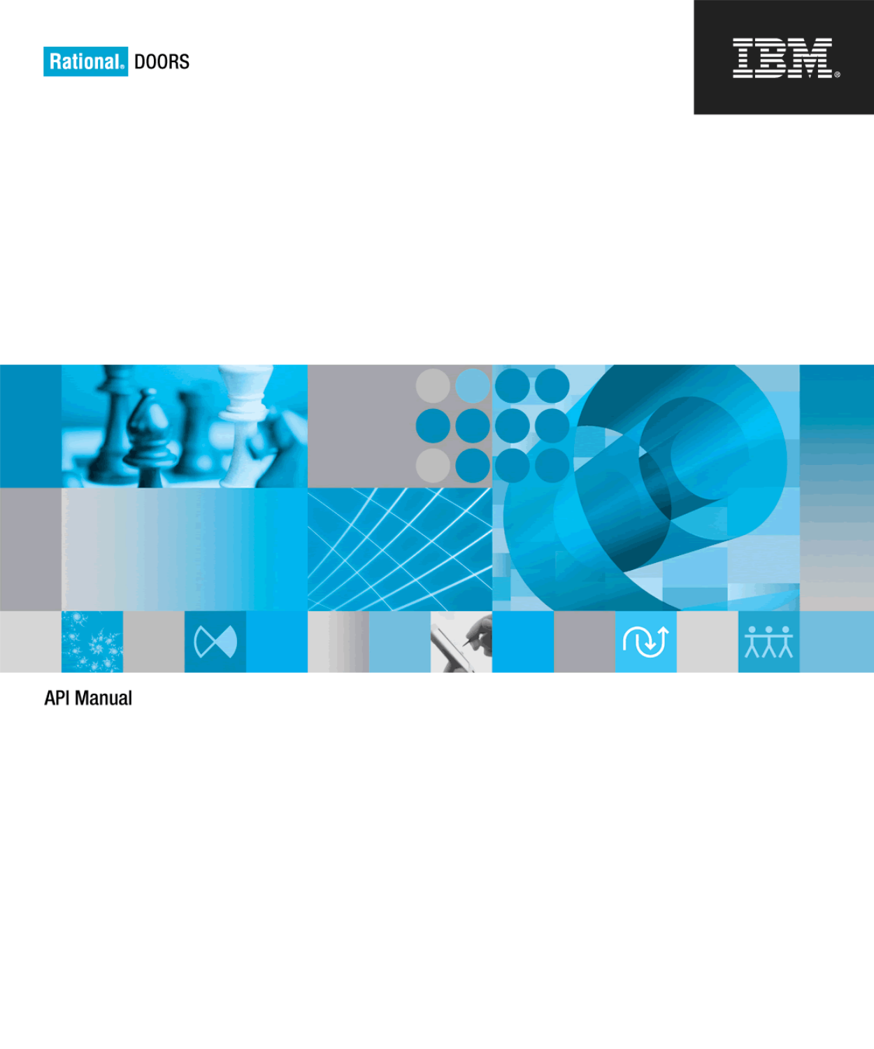Rational. DOORS

IBM

# API Manual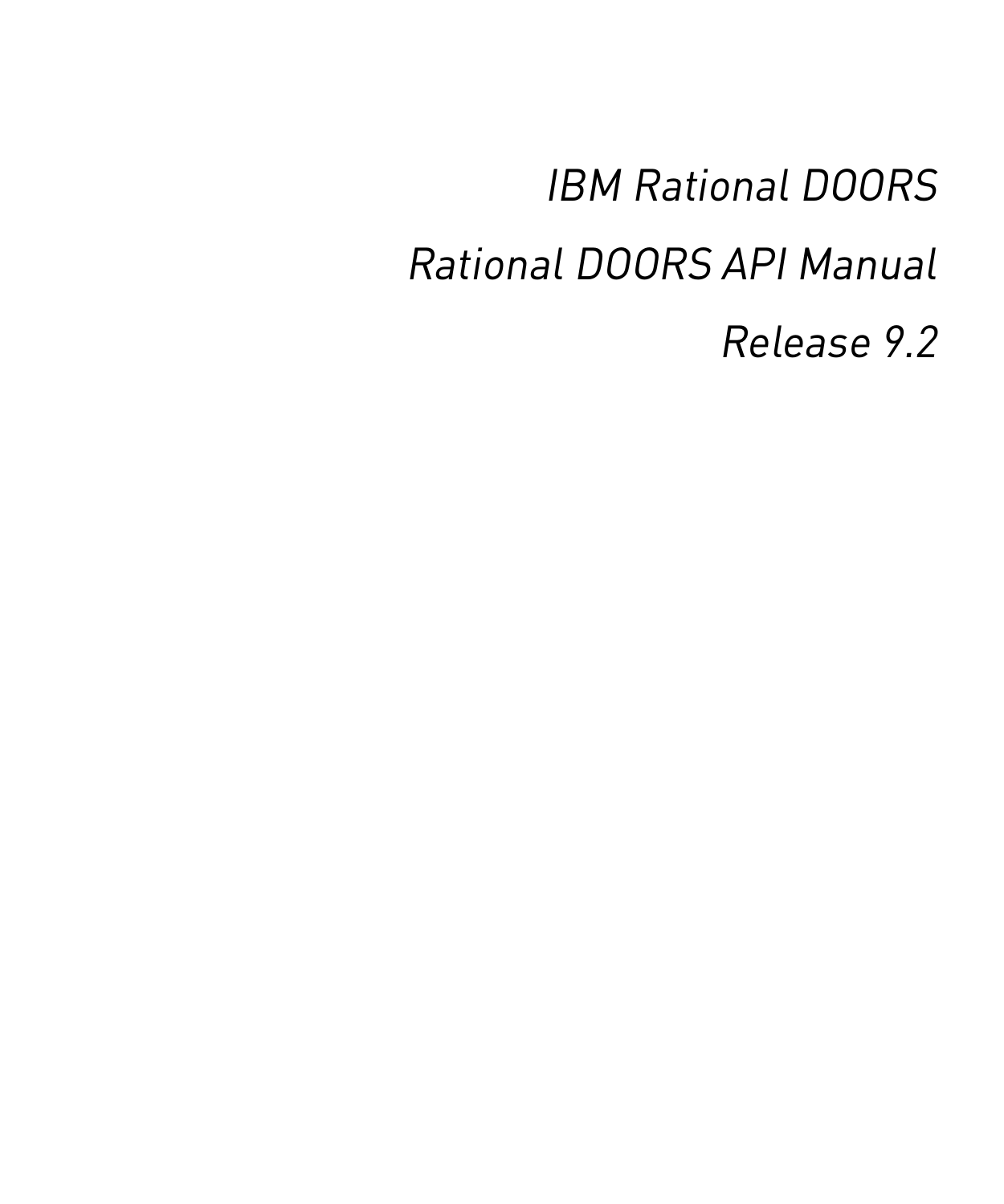*IBM Rational DOORS*

*Rational DOORS API Manual*

*Release 9.2*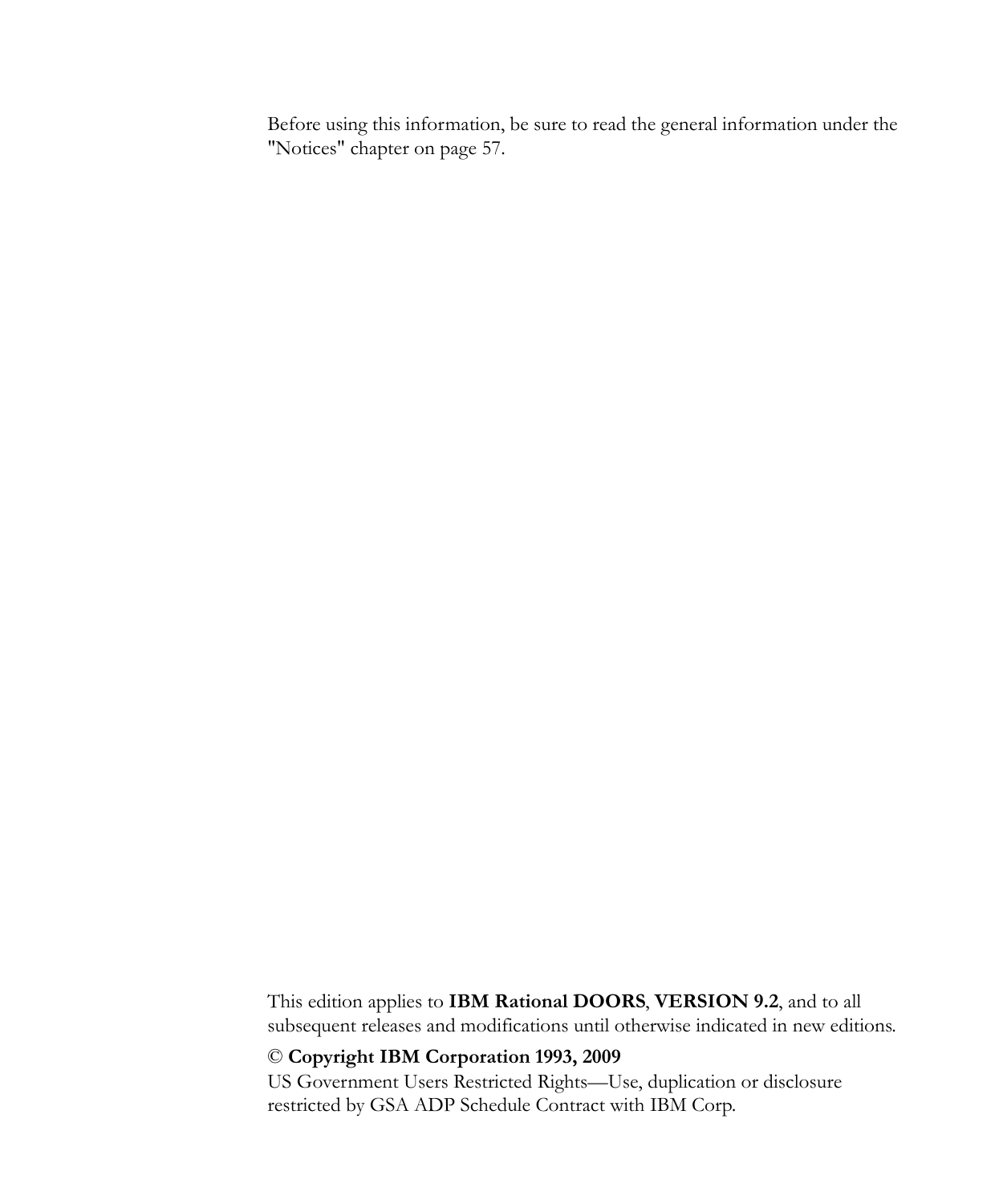Before using this information, be sure to read the general information under the "Notices" chapter on page 57.

This edition applies to **IBM Rational DOORS**, **VERSION 9.2**, and to all subsequent releases and modifications until otherwise indicated in new editions.

© **Copyright IBM Corporation 1993, 2009**

US Government Users Restricted Rights—Use, duplication or disclosure restricted by GSA ADP Schedule Contract with IBM Corp.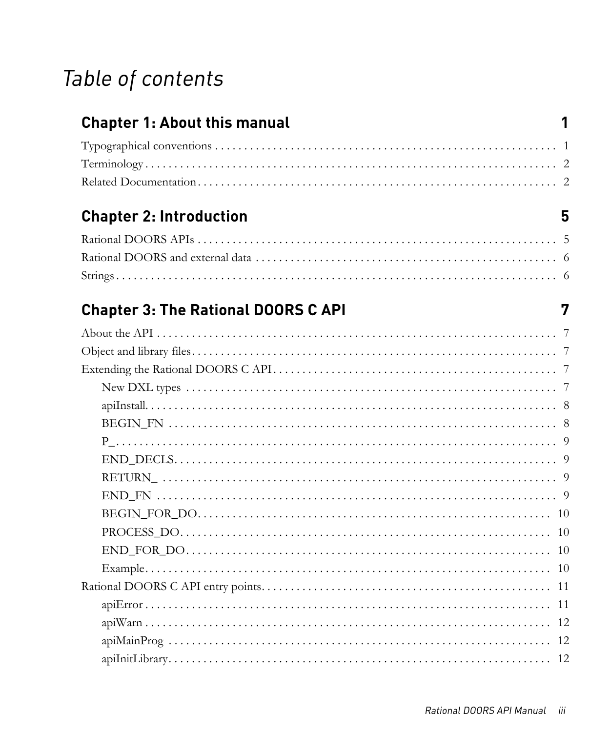# *Table of contents*

## Chapter 1: About this manual 1

Typographical conventions . . . . . . . . . . . . . . . . . . . . . . . . . . . . . . . . . . . . . . . . . . . . . . . . . . . . . . . . . . . . . 1

Terminology . . . . . . . . . . . . . . . . . . . . . . . . . . . . . . . . . . . . . . . . . . . . . . . . . . . . . . . . . . . . . . . . . . . . . . 2

Related Documentation . . . . . . . . . . . . . . . . . . . . . . . . . . . . . . . . . . . . . . . . . . . . . . . . . . . . . . . . . . . . . 2

## Chapter 2: Introduction 5

Rational DOORS APIs . . . . . . . . . . . . . . . . . . . . . . . . . . . . . . . . . . . . . . . . . . . . . . . . . . . . . . . . . . . . . . 5

Rational DOORS and external data . . . . . . . . . . . . . . . . . . . . . . . . . . . . . . . . . . . . . . . . . . . . . . . . . . . . 6

Strings . . . . . . . . . . . . . . . . . . . . . . . . . . . . . . . . . . . . . . . . . . . . . . . . . . . . . . . . . . . . . . . . . . . . . . . . . . . 6

## Chapter 3: The Rational DOORS C API 7

About the API . . . . . . . . . . . . . . . . . . . . . . . . . . . . . . . . . . . . . . . . . . . . . . . . . . . . . . . . . . . . . . . . . . . . . 7

Object and library files . . . . . . . . . . . . . . . . . . . . . . . . . . . . . . . . . . . . . . . . . . . . . . . . . . . . . . . . . . . . . . 7

Extending the Rational DOORS C API . . . . . . . . . . . . . . . . . . . . . . . . . . . . . . . . . . . . . . . . . . . . . . . . . . 7

- New DXL types . . . . . . . . . . . . . . . . . . . . . . . . . . . . . . . . . . . . . . . . . . . . . . . . . . . . . . . . . . . . . . . . 7
- apiInstall. . . . . . . . . . . . . . . . . . . . . . . . . . . . . . . . . . . . . . . . . . . . . . . . . . . . . . . . . . . . . . . . . . . . . 8
- BEGIN_FN . . . . . . . . . . . . . . . . . . . . . . . . . . . . . . . . . . . . . . . . . . . . . . . . . . . . . . . . . . . . . . . . . . . . 8
- P_ . . . . . . . . . . . . . . . . . . . . . . . . . . . . . . . . . . . . . . . . . . . . . . . . . . . . . . . . . . . . . . . . . . . . . . . . . . . 9
- END_DECLS. . . . . . . . . . . . . . . . . . . . . . . . . . . . . . . . . . . . . . . . . . . . . . . . . . . . . . . . . . . . . . . . . . . 9
- RETURN_ . . . . . . . . . . . . . . . . . . . . . . . . . . . . . . . . . . . . . . . . . . . . . . . . . . . . . . . . . . . . . . . . . . . . 9
- END_FN . . . . . . . . . . . . . . . . . . . . . . . . . . . . . . . . . . . . . . . . . . . . . . . . . . . . . . . . . . . . . . . . . . . . . . 9
- BEGIN_FOR_DO. . . . . . . . . . . . . . . . . . . . . . . . . . . . . . . . . . . . . . . . . . . . . . . . . . . . . . . . . . . . . . . 10
- PROCESS_DO. . . . . . . . . . . . . . . . . . . . . . . . . . . . . . . . . . . . . . . . . . . . . . . . . . . . . . . . . . . . . . . . . 10
- END_FOR_DO. . . . . . . . . . . . . . . . . . . . . . . . . . . . . . . . . . . . . . . . . . . . . . . . . . . . . . . . . . . . . . . . . 10
- Example. . . . . . . . . . . . . . . . . . . . . . . . . . . . . . . . . . . . . . . . . . . . . . . . . . . . . . . . . . . . . . . . . . . . . 10

Rational DOORS C API entry points. . . . . . . . . . . . . . . . . . . . . . . . . . . . . . . . . . . . . . . . . . . . . . . . . . . 11

- apiError . . . . . . . . . . . . . . . . . . . . . . . . . . . . . . . . . . . . . . . . . . . . . . . . . . . . . . . . . . . . . . . . . . . . . 11
- apiWarn . . . . . . . . . . . . . . . . . . . . . . . . . . . . . . . . . . . . . . . . . . . . . . . . . . . . . . . . . . . . . . . . . . . . . 12
- apiMainProg . . . . . . . . . . . . . . . . . . . . . . . . . . . . . . . . . . . . . . . . . . . . . . . . . . . . . . . . . . . . . . . . . 12
- apiInitLibrary. . . . . . . . . . . . . . . . . . . . . . . . . . . . . . . . . . . . . . . . . . . . . . . . . . . . . . . . . . . . . . . . 12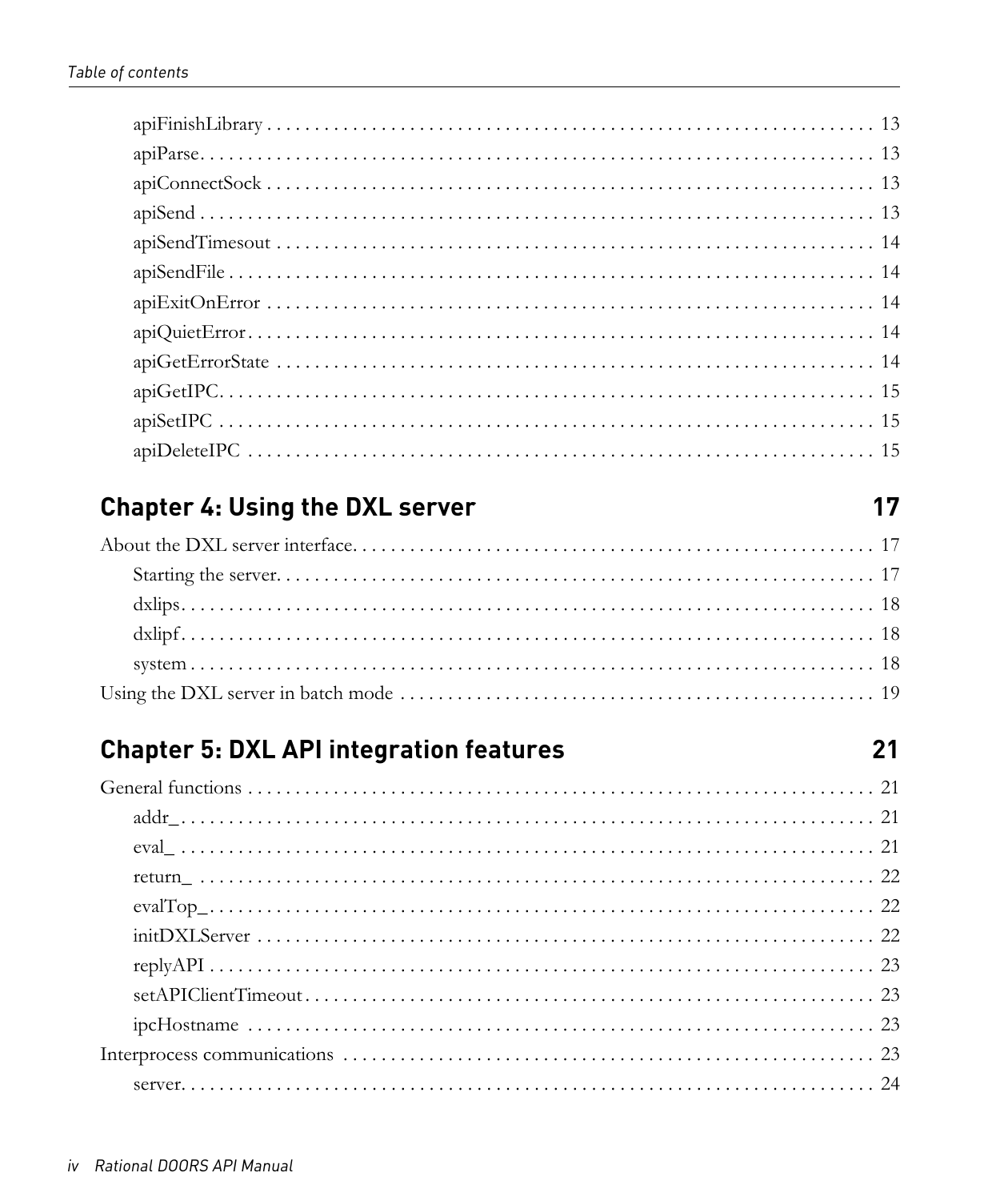apiFinishLibrary . . . . . . . . . . . . . . . . . . . . . . . . . . . . . . . . . . . . . . . . . . . . . . . . . . . . . . . . . . . . 13
apiParse. . . . . . . . . . . . . . . . . . . . . . . . . . . . . . . . . . . . . . . . . . . . . . . . . . . . . . . . . . . . . . . . . . . 13
apiConnectSock . . . . . . . . . . . . . . . . . . . . . . . . . . . . . . . . . . . . . . . . . . . . . . . . . . . . . . . . . . . . . 13
apiSend . . . . . . . . . . . . . . . . . . . . . . . . . . . . . . . . . . . . . . . . . . . . . . . . . . . . . . . . . . . . . . . . . . . 13
apiSendTimesout . . . . . . . . . . . . . . . . . . . . . . . . . . . . . . . . . . . . . . . . . . . . . . . . . . . . . . . . . . . . 14
apiSendFile . . . . . . . . . . . . . . . . . . . . . . . . . . . . . . . . . . . . . . . . . . . . . . . . . . . . . . . . . . . . . . . . 14
apiExitOnError . . . . . . . . . . . . . . . . . . . . . . . . . . . . . . . . . . . . . . . . . . . . . . . . . . . . . . . . . . . . . 14
apiQuietError. . . . . . . . . . . . . . . . . . . . . . . . . . . . . . . . . . . . . . . . . . . . . . . . . . . . . . . . . . . . . . . 14
apiGetErrorState . . . . . . . . . . . . . . . . . . . . . . . . . . . . . . . . . . . . . . . . . . . . . . . . . . . . . . . . . . . . 14
apiGetIPC. . . . . . . . . . . . . . . . . . . . . . . . . . . . . . . . . . . . . . . . . . . . . . . . . . . . . . . . . . . . . . . . . . 15
apiSetIPC . . . . . . . . . . . . . . . . . . . . . . . . . . . . . . . . . . . . . . . . . . . . . . . . . . . . . . . . . . . . . . . . . . 15
apiDeleteIPC . . . . . . . . . . . . . . . . . . . . . . . . . . . . . . . . . . . . . . . . . . . . . . . . . . . . . . . . . . . . . . . 15

## Chapter 4: Using the DXL server 17

About the DXL server interface. . . . . . . . . . . . . . . . . . . . . . . . . . . . . . . . . . . . . . . . . . . . . . . . . . . . 17
Starting the server. . . . . . . . . . . . . . . . . . . . . . . . . . . . . . . . . . . . . . . . . . . . . . . . . . . . . . . . . . . . 17
dxlips. . . . . . . . . . . . . . . . . . . . . . . . . . . . . . . . . . . . . . . . . . . . . . . . . . . . . . . . . . . . . . . . . . . . . 18
dxlipf. . . . . . . . . . . . . . . . . . . . . . . . . . . . . . . . . . . . . . . . . . . . . . . . . . . . . . . . . . . . . . . . . . . . . 18
system . . . . . . . . . . . . . . . . . . . . . . . . . . . . . . . . . . . . . . . . . . . . . . . . . . . . . . . . . . . . . . . . . . . . 18
Using the DXL server in batch mode . . . . . . . . . . . . . . . . . . . . . . . . . . . . . . . . . . . . . . . . . . . . . . . . 19

## Chapter 5: DXL API integration features 21

General functions . . . . . . . . . . . . . . . . . . . . . . . . . . . . . . . . . . . . . . . . . . . . . . . . . . . . . . . . . . . . . . 21
addr_. . . . . . . . . . . . . . . . . . . . . . . . . . . . . . . . . . . . . . . . . . . . . . . . . . . . . . . . . . . . . . . . . . . . . . 21
eval_ . . . . . . . . . . . . . . . . . . . . . . . . . . . . . . . . . . . . . . . . . . . . . . . . . . . . . . . . . . . . . . . . . . . . . . 21
return_ . . . . . . . . . . . . . . . . . . . . . . . . . . . . . . . . . . . . . . . . . . . . . . . . . . . . . . . . . . . . . . . . . . . . 22
evalTop_. . . . . . . . . . . . . . . . . . . . . . . . . . . . . . . . . . . . . . . . . . . . . . . . . . . . . . . . . . . . . . . . . . . 22
initDXLServer . . . . . . . . . . . . . . . . . . . . . . . . . . . . . . . . . . . . . . . . . . . . . . . . . . . . . . . . . . . . . . . 22
replyAPI . . . . . . . . . . . . . . . . . . . . . . . . . . . . . . . . . . . . . . . . . . . . . . . . . . . . . . . . . . . . . . . . . . . 23
setAPIClientTimeout. . . . . . . . . . . . . . . . . . . . . . . . . . . . . . . . . . . . . . . . . . . . . . . . . . . . . . . . . . 23
ipcHostname . . . . . . . . . . . . . . . . . . . . . . . . . . . . . . . . . . . . . . . . . . . . . . . . . . . . . . . . . . . . . . . 23
Interprocess communications . . . . . . . . . . . . . . . . . . . . . . . . . . . . . . . . . . . . . . . . . . . . . . . . . . . . . 23
server. . . . . . . . . . . . . . . . . . . . . . . . . . . . . . . . . . . . . . . . . . . . . . . . . . . . . . . . . . . . . . . . . . . . . . 24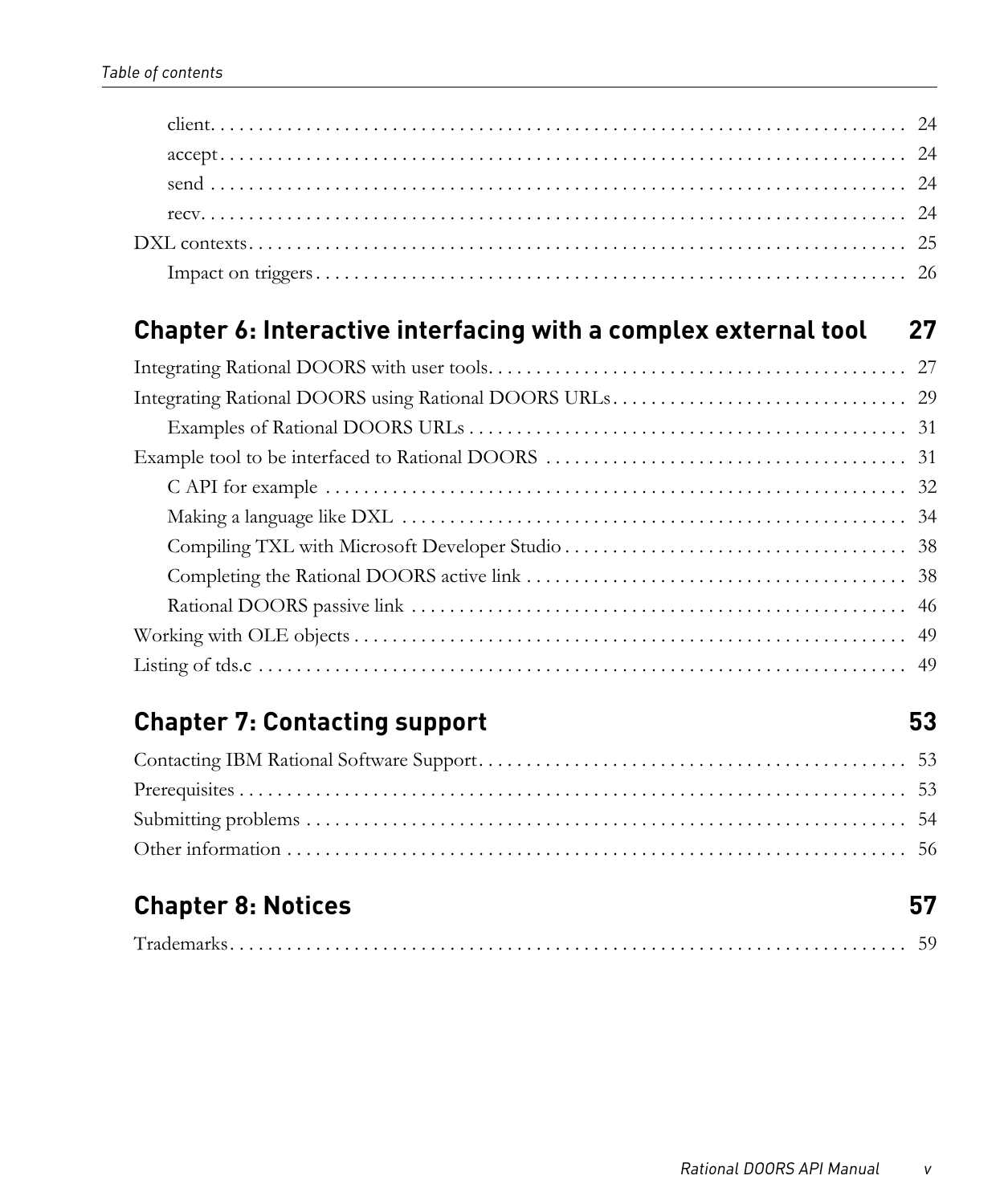client. . . . . . . . . . . . . . . . . . . . . . . . . . . . . . . . . . . . . . . . . . . . . . . . . . . . . . . . . . . . . . . . . . . . . 24
accept . . . . . . . . . . . . . . . . . . . . . . . . . . . . . . . . . . . . . . . . . . . . . . . . . . . . . . . . . . . . . . . . . . . . 24
send . . . . . . . . . . . . . . . . . . . . . . . . . . . . . . . . . . . . . . . . . . . . . . . . . . . . . . . . . . . . . . . . . . . . . 24
recv. . . . . . . . . . . . . . . . . . . . . . . . . . . . . . . . . . . . . . . . . . . . . . . . . . . . . . . . . . . . . . . . . . . . . . 24
DXL contexts. . . . . . . . . . . . . . . . . . . . . . . . . . . . . . . . . . . . . . . . . . . . . . . . . . . . . . . . . . . . . . . . . . 25
Impact on triggers . . . . . . . . . . . . . . . . . . . . . . . . . . . . . . . . . . . . . . . . . . . . . . . . . . . . . . . . . . . . . 26

## Chapter 6: Interactive interfacing with a complex external tool 27

Integrating Rational DOORS with user tools. . . . . . . . . . . . . . . . . . . . . . . . . . . . . . . . . . . . . . . . . . . . 27
Integrating Rational DOORS using Rational DOORS URLs . . . . . . . . . . . . . . . . . . . . . . . . . . . . . . . 29
Examples of Rational DOORS URLs . . . . . . . . . . . . . . . . . . . . . . . . . . . . . . . . . . . . . . . . . . . . . . . 31
Example tool to be interfaced to Rational DOORS . . . . . . . . . . . . . . . . . . . . . . . . . . . . . . . . . . . . . . . 31
C API for example . . . . . . . . . . . . . . . . . . . . . . . . . . . . . . . . . . . . . . . . . . . . . . . . . . . . . . . . . . . . . 32
Making a language like DXL . . . . . . . . . . . . . . . . . . . . . . . . . . . . . . . . . . . . . . . . . . . . . . . . . . . . . . 34
Compiling TXL with Microsoft Developer Studio . . . . . . . . . . . . . . . . . . . . . . . . . . . . . . . . . . . . . 38
Completing the Rational DOORS active link . . . . . . . . . . . . . . . . . . . . . . . . . . . . . . . . . . . . . . . . . 38
Rational DOORS passive link . . . . . . . . . . . . . . . . . . . . . . . . . . . . . . . . . . . . . . . . . . . . . . . . . . . . . 46
Working with OLE objects . . . . . . . . . . . . . . . . . . . . . . . . . . . . . . . . . . . . . . . . . . . . . . . . . . . . . . . . . . 49
Listing of tds.c . . . . . . . . . . . . . . . . . . . . . . . . . . . . . . . . . . . . . . . . . . . . . . . . . . . . . . . . . . . . . . . . . . 49

## Chapter 7: Contacting support 53

Contacting IBM Rational Software Support . . . . . . . . . . . . . . . . . . . . . . . . . . . . . . . . . . . . . . . . . . . . . 53
Prerequisites . . . . . . . . . . . . . . . . . . . . . . . . . . . . . . . . . . . . . . . . . . . . . . . . . . . . . . . . . . . . . . . . . . . . 53
Submitting problems . . . . . . . . . . . . . . . . . . . . . . . . . . . . . . . . . . . . . . . . . . . . . . . . . . . . . . . . . . . . . . 54
Other information . . . . . . . . . . . . . . . . . . . . . . . . . . . . . . . . . . . . . . . . . . . . . . . . . . . . . . . . . . . . . . . . . 56

## Chapter 8: Notices 57

Trademarks. . . . . . . . . . . . . . . . . . . . . . . . . . . . . . . . . . . . . . . . . . . . . . . . . . . . . . . . . . . . . . . . . . . . . 59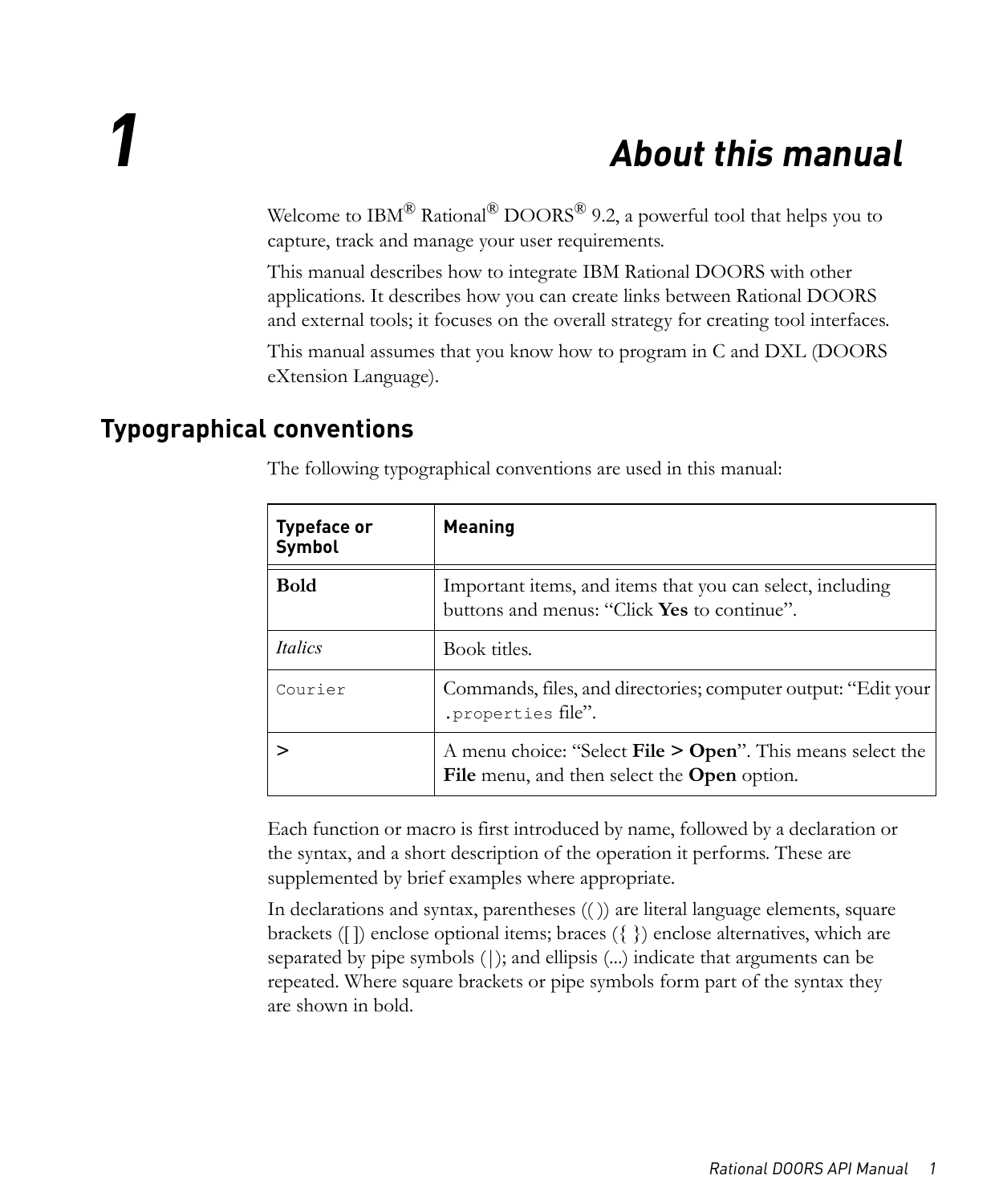# 1 About this manual

Welcome to IBM® Rational® DOORS® 9.2, a powerful tool that helps you to capture, track and manage your user requirements.

This manual describes how to integrate IBM Rational DOORS with other applications. It describes how you can create links between Rational DOORS and external tools; it focuses on the overall strategy for creating tool interfaces.

This manual assumes that you know how to program in C and DXL (DOORS eXtension Language).

## Typographical conventions

The following typographical conventions are used in this manual:

| Typeface or Symbol | Meaning |
|---|---|
| **Bold** | Important items, and items that you can select, including buttons and menus: “Click **Yes** to continue”. |
| *Italics* | Book titles. |
| `Courier` | Commands, files, and directories; computer output: “Edit your `.properties` file”. |
| **>** | A menu choice: “Select **File > Open**”. This means select the **File** menu, and then select the **Open** option. |

Each function or macro is first introduced by name, followed by a declaration or the syntax, and a short description of the operation it performs. These are supplemented by brief examples where appropriate.

In declarations and syntax, parentheses (( )) are literal language elements, square brackets ([ ]) enclose optional items; braces ({ }) enclose alternatives, which are separated by pipe symbols (|); and ellipsis (...) indicate that arguments can be repeated. Where square brackets or pipe symbols form part of the syntax they are shown in bold.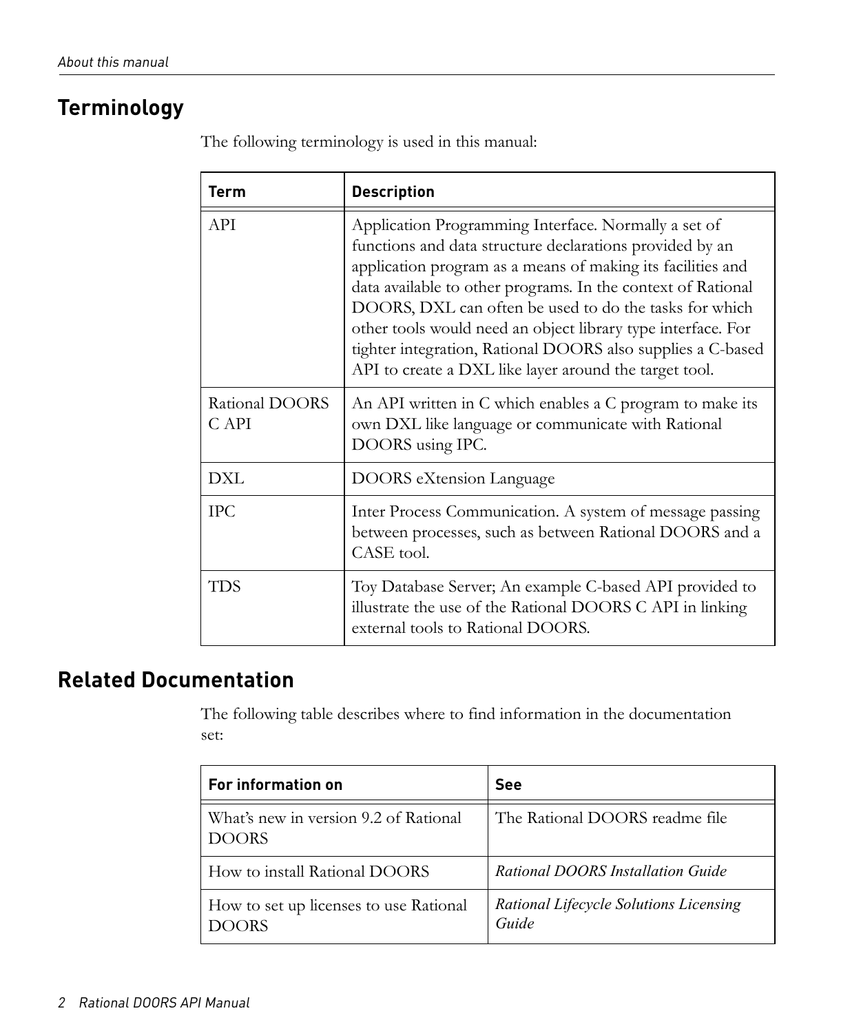## Terminology

The following terminology is used in this manual:

| Term | Description |
|---|---|
| API | Application Programming Interface. Normally a set of functions and data structure declarations provided by an application program as a means of making its facilities and data available to other programs. In the context of Rational DOORS, DXL can often be used to do the tasks for which other tools would need an object library type interface. For tighter integration, Rational DOORS also supplies a C-based API to create a DXL like layer around the target tool. |
| Rational DOORS C API | An API written in C which enables a C program to make its own DXL like language or communicate with Rational DOORS using IPC. |
| DXL | DOORS eXtension Language |
| IPC | Inter Process Communication. A system of message passing between processes, such as between Rational DOORS and a CASE tool. |
| TDS | Toy Database Server; An example C-based API provided to illustrate the use of the Rational DOORS C API in linking external tools to Rational DOORS. |

## Related Documentation

The following table describes where to find information in the documentation set:

| For information on | See |
|---|---|
| What's new in version 9.2 of Rational DOORS | The Rational DOORS readme file |
| How to install Rational DOORS | *Rational DOORS Installation Guide* |
| How to set up licenses to use Rational DOORS | *Rational Lifecycle Solutions Licensing Guide* |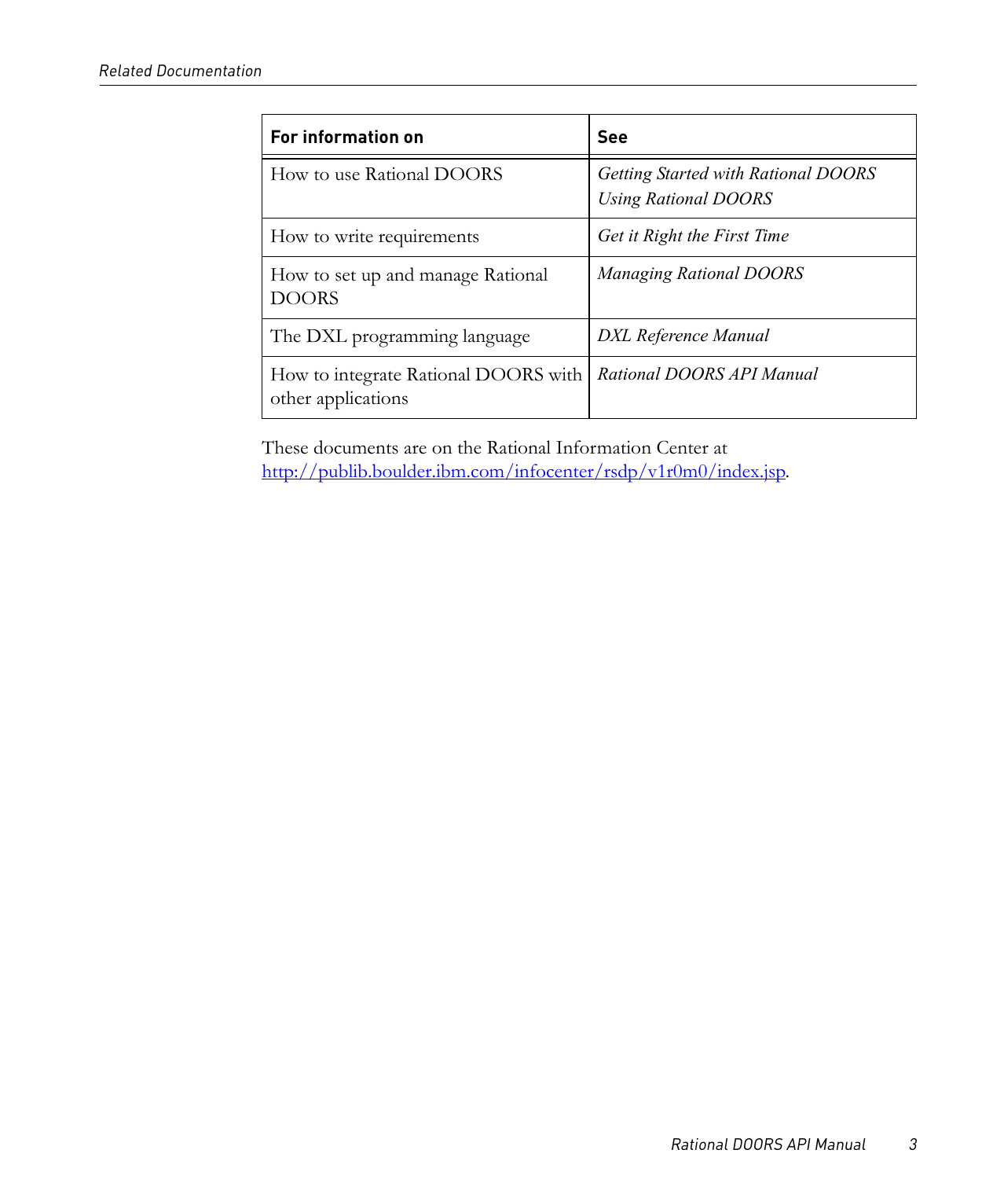| For information on | See |
| --- | --- |
| How to use Rational DOORS | *Getting Started with Rational DOORS*<br>*Using Rational DOORS* |
| How to write requirements | *Get it Right the First Time* |
| How to set up and manage Rational DOORS | *Managing Rational DOORS* |
| The DXL programming language | *DXL Reference Manual* |
| How to integrate Rational DOORS with other applications | *Rational DOORS API Manual* |

These documents are on the Rational Information Center at http://publib.boulder.ibm.com/infocenter/rsdp/v1r0m0/index.jsp.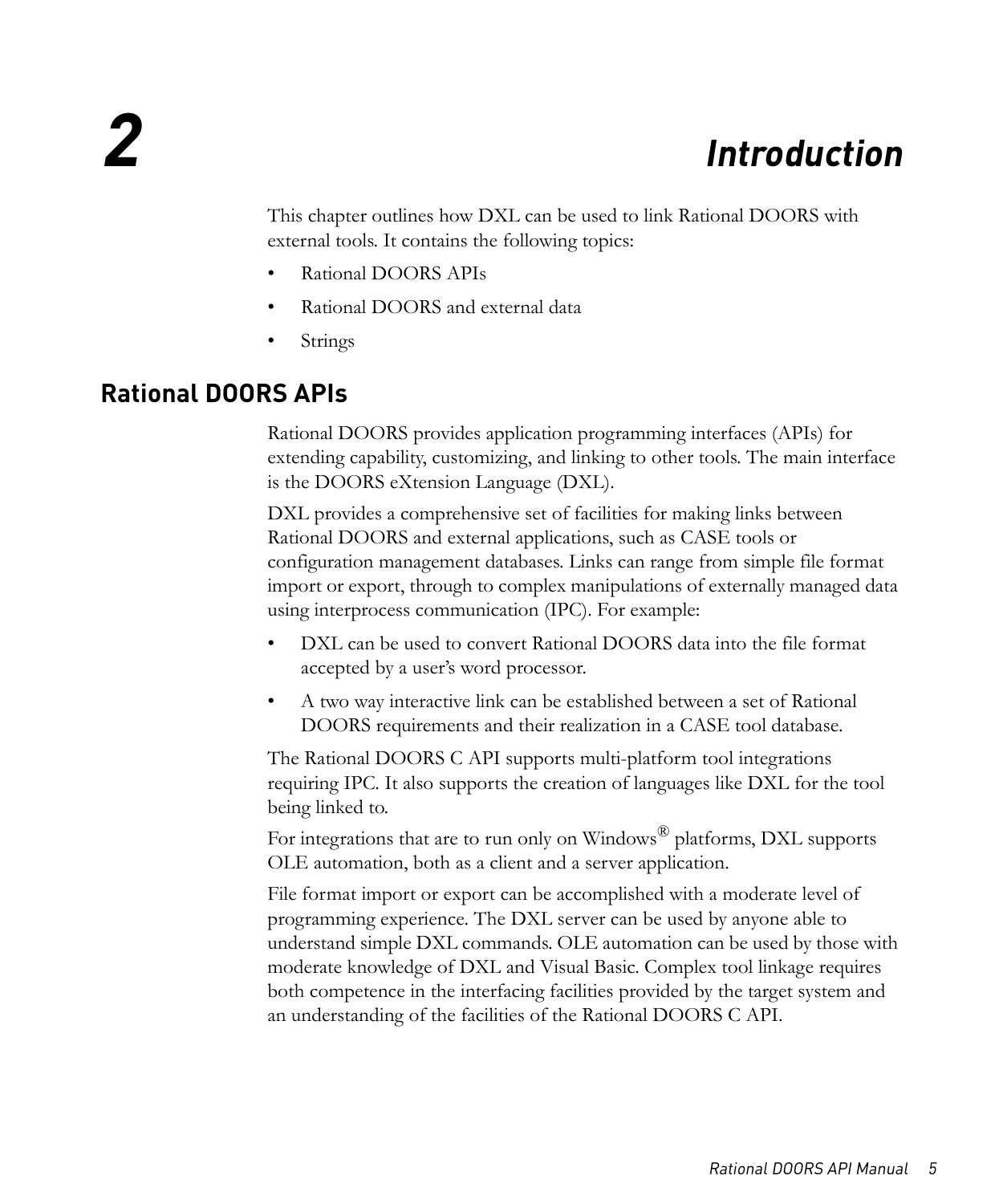# 2 Introduction

This chapter outlines how DXL can be used to link Rational DOORS with external tools. It contains the following topics:

- Rational DOORS APIs
- Rational DOORS and external data
- Strings

## Rational DOORS APIs

Rational DOORS provides application programming interfaces (APIs) for extending capability, customizing, and linking to other tools. The main interface is the DOORS eXtension Language (DXL).

DXL provides a comprehensive set of facilities for making links between Rational DOORS and external applications, such as CASE tools or configuration management databases. Links can range from simple file format import or export, through to complex manipulations of externally managed data using interprocess communication (IPC). For example:

- DXL can be used to convert Rational DOORS data into the file format accepted by a user's word processor.
- A two way interactive link can be established between a set of Rational DOORS requirements and their realization in a CASE tool database.

The Rational DOORS C API supports multi-platform tool integrations requiring IPC. It also supports the creation of languages like DXL for the tool being linked to.

For integrations that are to run only on Windows® platforms, DXL supports OLE automation, both as a client and a server application.

File format import or export can be accomplished with a moderate level of programming experience. The DXL server can be used by anyone able to understand simple DXL commands. OLE automation can be used by those with moderate knowledge of DXL and Visual Basic. Complex tool linkage requires both competence in the interfacing facilities provided by the target system and an understanding of the facilities of the Rational DOORS C API.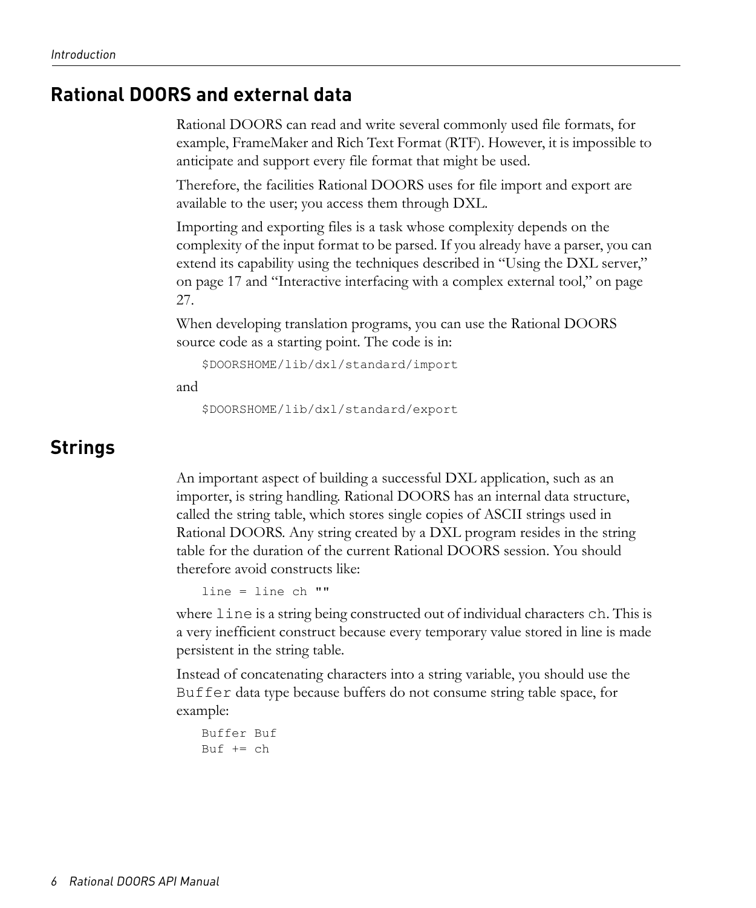## Rational DOORS and external data

Rational DOORS can read and write several commonly used file formats, for example, FrameMaker and Rich Text Format (RTF). However, it is impossible to anticipate and support every file format that might be used.

Therefore, the facilities Rational DOORS uses for file import and export are available to the user; you access them through DXL.

Importing and exporting files is a task whose complexity depends on the complexity of the input format to be parsed. If you already have a parser, you can extend its capability using the techniques described in "Using the DXL server," on page 17 and "Interactive interfacing with a complex external tool," on page 27.

When developing translation programs, you can use the Rational DOORS source code as a starting point. The code is in:

```
$DOORSHOME/lib/dxl/standard/import
```

and

```
$DOORSHOME/lib/dxl/standard/export
```

## Strings

An important aspect of building a successful DXL application, such as an importer, is string handling. Rational DOORS has an internal data structure, called the string table, which stores single copies of ASCII strings used in Rational DOORS. Any string created by a DXL program resides in the string table for the duration of the current Rational DOORS session. You should therefore avoid constructs like:

```
line = line ch ""
```

where `line` is a string being constructed out of individual characters `ch`. This is a very inefficient construct because every temporary value stored in line is made persistent in the string table.

Instead of concatenating characters into a string variable, you should use the `Buffer` data type because buffers do not consume string table space, for example:

```
Buffer Buf
Buf += ch
```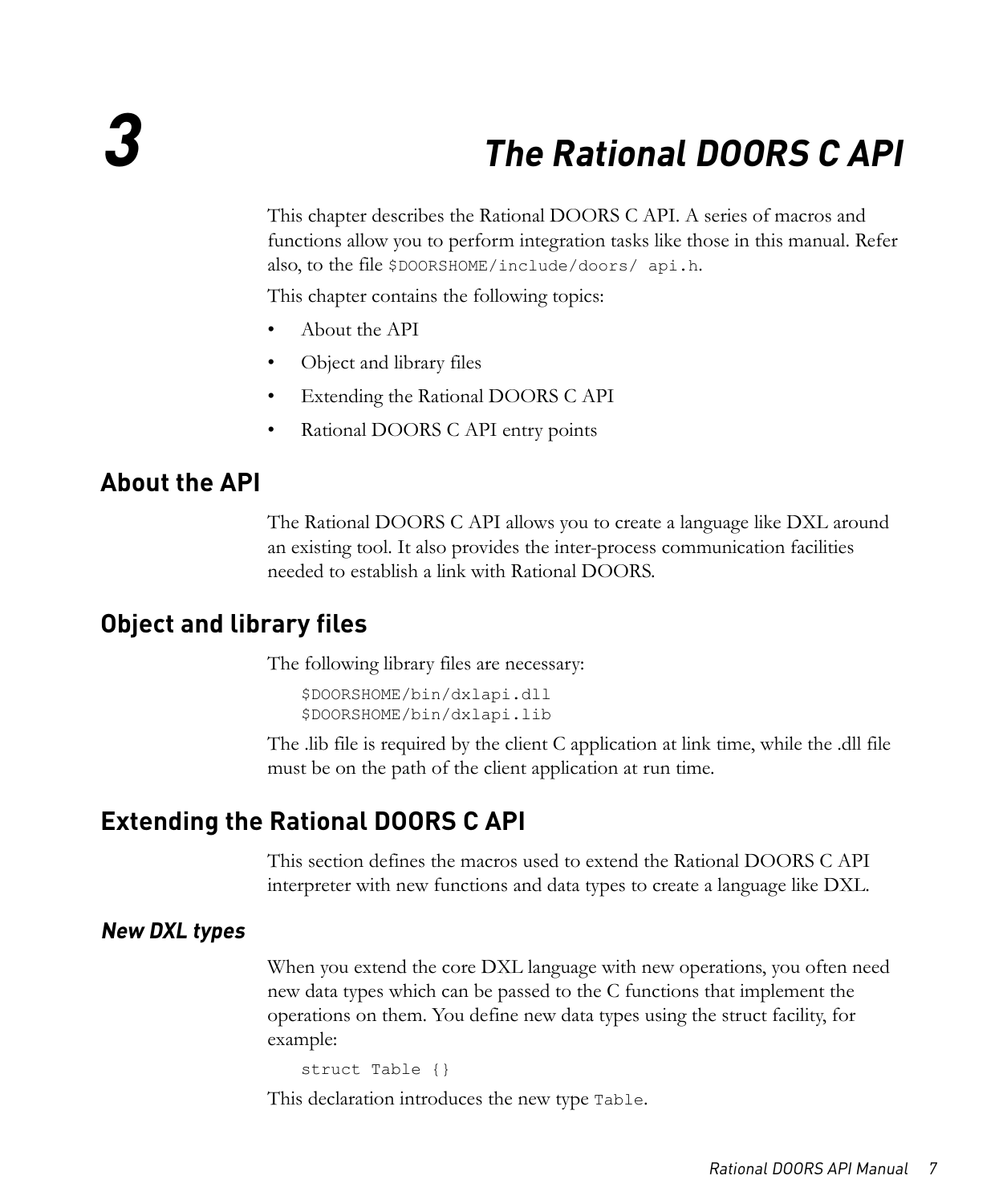# 3 The Rational DOORS C API

This chapter describes the Rational DOORS C API. A series of macros and functions allow you to perform integration tasks like those in this manual. Refer also, to the file `$DOORSHOME/include/doors/ api.h`.

This chapter contains the following topics:

- About the API
- Object and library files
- Extending the Rational DOORS C API
- Rational DOORS C API entry points

## About the API

The Rational DOORS C API allows you to create a language like DXL around an existing tool. It also provides the inter-process communication facilities needed to establish a link with Rational DOORS.

## Object and library files

The following library files are necessary:

```
$DOORSHOME/bin/dxlapi.dll
$DOORSHOME/bin/dxlapi.lib
```

The .lib file is required by the client C application at link time, while the .dll file must be on the path of the client application at run time.

## Extending the Rational DOORS C API

This section defines the macros used to extend the Rational DOORS C API interpreter with new functions and data types to create a language like DXL.

### New DXL types

When you extend the core DXL language with new operations, you often need new data types which can be passed to the C functions that implement the operations on them. You define new data types using the struct facility, for example:

```
struct Table {}
```

This declaration introduces the new type `Table`.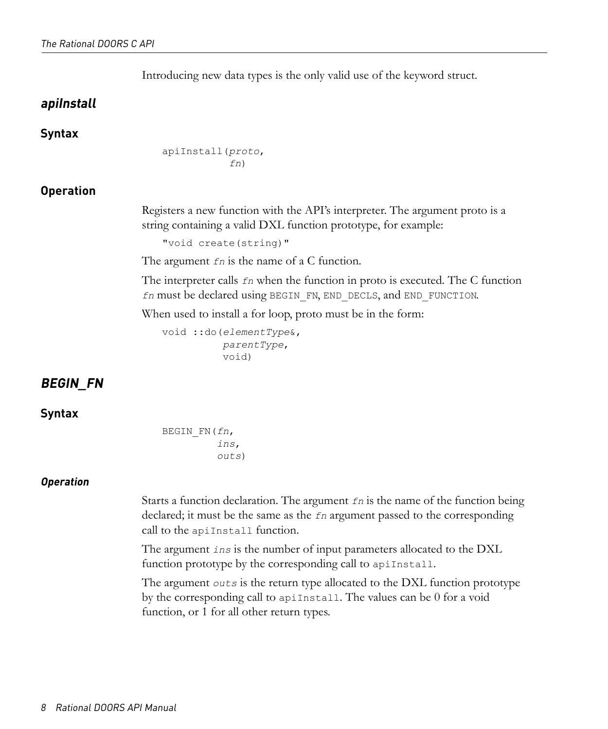Introducing new data types is the only valid use of the keyword struct.

## *apiInstall*

### Syntax

```
apiInstall(proto,
           fn)
```

### Operation

Registers a new function with the API's interpreter. The argument proto is a string containing a valid DXL function prototype, for example:

```
"void create(string)"
```

The argument *fn* is the name of a C function.

The interpreter calls *fn* when the function in proto is executed. The C function *fn* must be declared using BEGIN_FN, END_DECLS, and END_FUNCTION.

When used to install a for loop, proto must be in the form:

```
void ::do(elementType&,
          parentType,
          void)
```

## *BEGIN_FN*

### Syntax

```
BEGIN_FN(fn,
         ins,
         outs)
```

#### *Operation*

Starts a function declaration. The argument *fn* is the name of the function being declared; it must be the same as the *fn* argument passed to the corresponding call to the `apiInstall` function.

The argument *ins* is the number of input parameters allocated to the DXL function prototype by the corresponding call to `apiInstall`.

The argument *outs* is the return type allocated to the DXL function prototype by the corresponding call to `apiInstall`. The values can be 0 for a void function, or 1 for all other return types.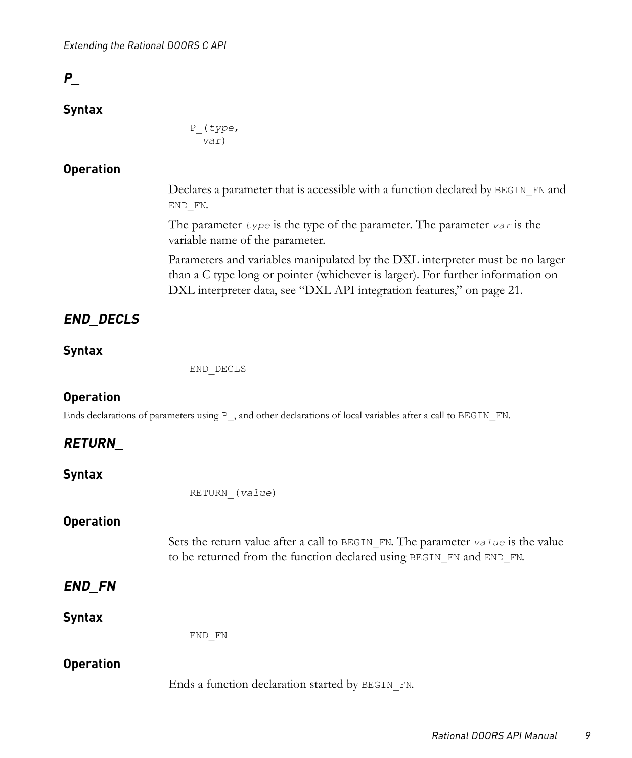## *P_*

### Syntax

```
P_(type,
  var)
```

### Operation

Declares a parameter that is accessible with a function declared by `BEGIN_FN` and `END_FN`.

The parameter *`type`* is the type of the parameter. The parameter *`var`* is the variable name of the parameter.

Parameters and variables manipulated by the DXL interpreter must be no larger than a C type long or pointer (whichever is larger). For further information on DXL interpreter data, see "DXL API integration features," on page 21.

## *END_DECLS*

### Syntax

```
END_DECLS
```

### Operation

Ends declarations of parameters using `P_`, and other declarations of local variables after a call to `BEGIN_FN`.

## *RETURN_*

### Syntax

```
RETURN_(value)
```

### Operation

Sets the return value after a call to `BEGIN_FN`. The parameter *`value`* is the value to be returned from the function declared using `BEGIN_FN` and `END_FN`.

## *END_FN*

### Syntax

```
END_FN
```

### Operation

Ends a function declaration started by `BEGIN_FN`.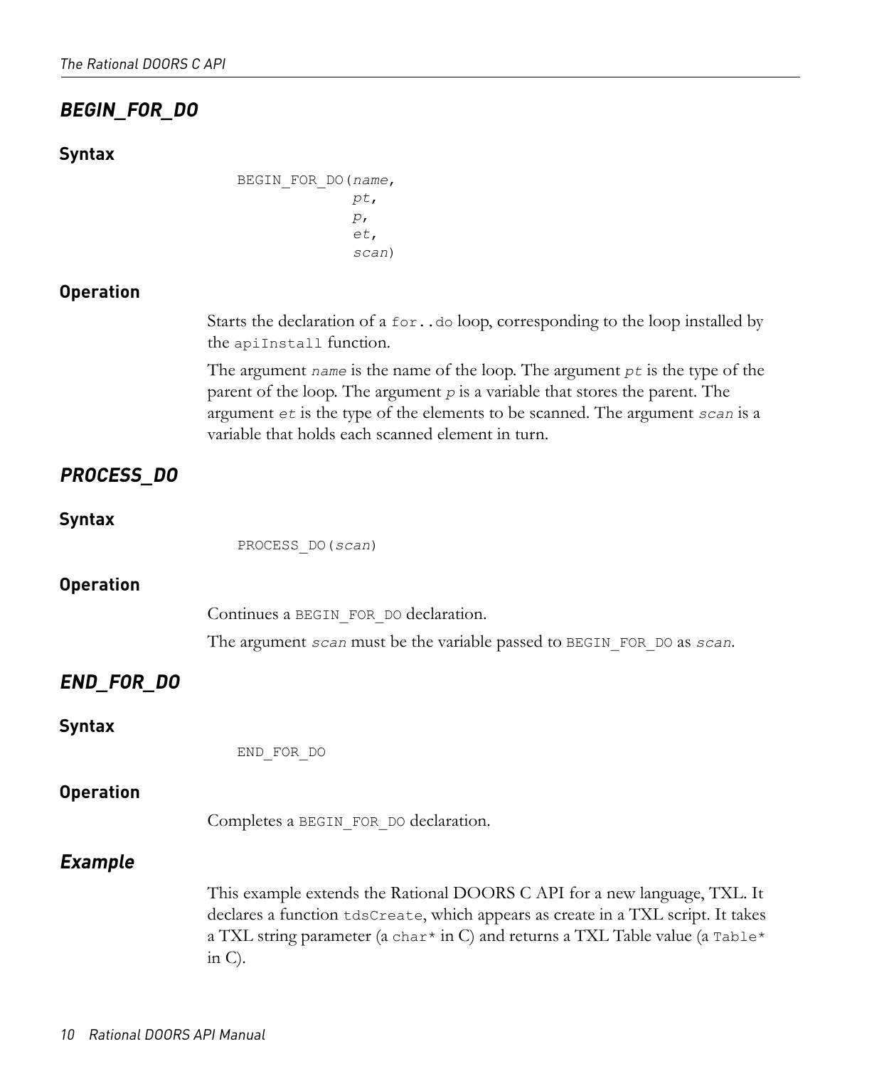## *BEGIN_FOR_DO*

### Syntax

```
BEGIN_FOR_DO(name,
             pt,
             p,
             et,
             scan)
```

### Operation

Starts the declaration of a `for..do` loop, corresponding to the loop installed by the `apiInstall` function.

The argument *`name`* is the name of the loop. The argument *`pt`* is the type of the parent of the loop. The argument *`p`* is a variable that stores the parent. The argument *`et`* is the type of the elements to be scanned. The argument *`scan`* is a variable that holds each scanned element in turn.

## *PROCESS_DO*

### Syntax

```
PROCESS_DO(scan)
```

### Operation

Continues a `BEGIN_FOR_DO` declaration.

The argument *`scan`* must be the variable passed to `BEGIN_FOR_DO` as *`scan`*.

## *END_FOR_DO*

### Syntax

```
END_FOR_DO
```

### Operation

Completes a `BEGIN_FOR_DO` declaration.

## *Example*

This example extends the Rational DOORS C API for a new language, TXL. It declares a function `tdsCreate`, which appears as create in a TXL script. It takes a TXL string parameter (a `char*` in C) and returns a TXL Table value (a `Table*` in C).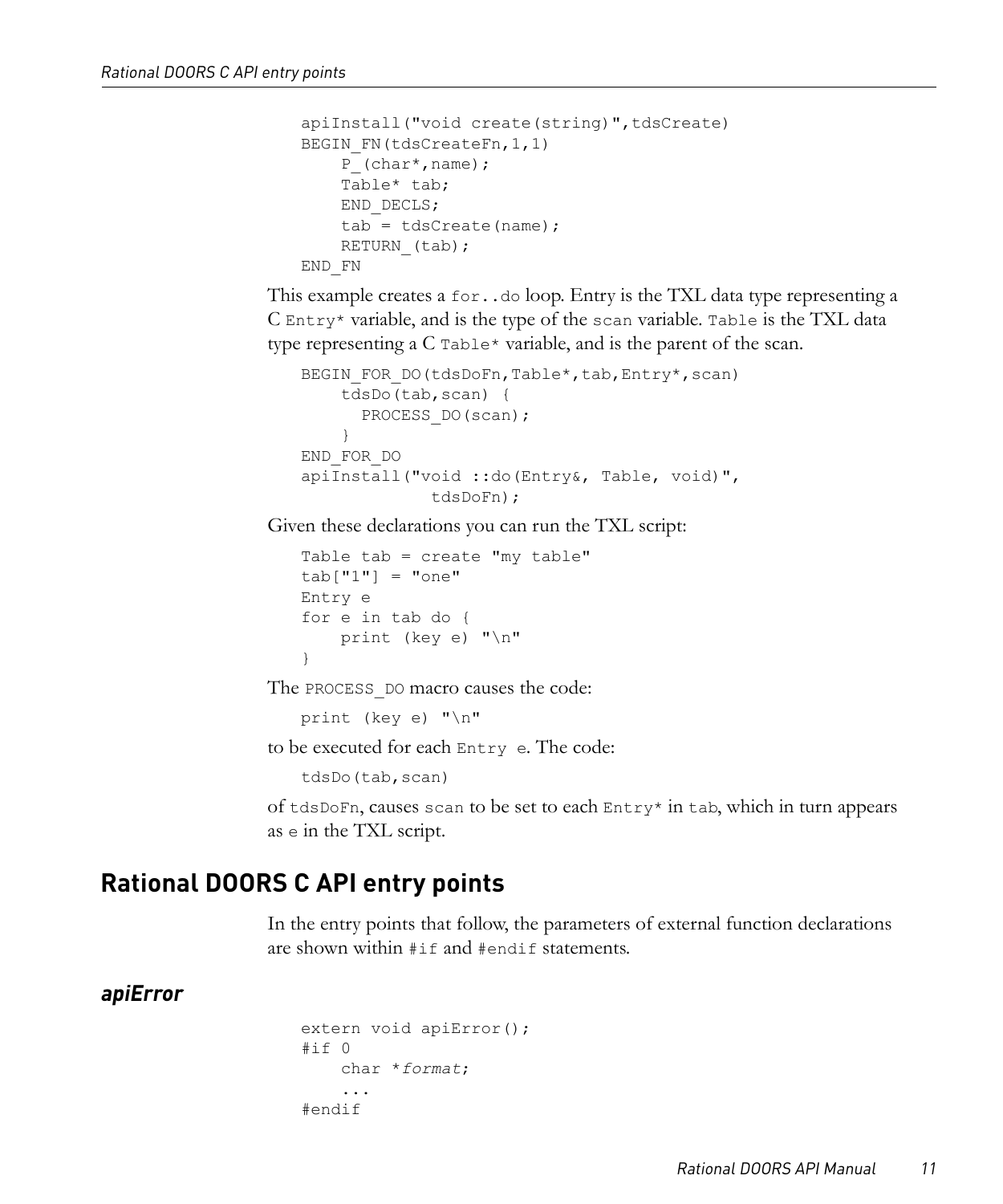```
apiInstall("void create(string)",tdsCreate)
BEGIN_FN(tdsCreateFn,1,1)
    P_(char*,name);
    Table* tab;
    END_DECLS;
    tab = tdsCreate(name);
    RETURN_(tab);
END_FN
```

This example creates a `for..do` loop. Entry is the TXL data type representing a C `Entry*` variable, and is the type of the `scan` variable. `Table` is the TXL data type representing a C `Table*` variable, and is the parent of the scan.

```
BEGIN_FOR_DO(tdsDoFn,Table*,tab,Entry*,scan)
    tdsDo(tab,scan) {
      PROCESS_DO(scan);
    }
END_FOR_DO
apiInstall("void ::do(Entry&, Table, void)",
             tdsDoFn);
```

Given these declarations you can run the TXL script:

```
Table tab = create "my table"
tab["1"] = "one"
Entry e
for e in tab do {
    print (key e) "\n"
}
```

The `PROCESS_DO` macro causes the code:

```
print (key e) "\n"
```

to be executed for each `Entry e`. The code:

```
tdsDo(tab,scan)
```

of `tdsDoFn`, causes `scan` to be set to each `Entry*` in `tab`, which in turn appears as `e` in the TXL script.

## Rational DOORS C API entry points

In the entry points that follow, the parameters of external function declarations are shown within `#if` and `#endif` statements.

### *apiError*

```
extern void apiError();
#if 0
    char *format;
    ...
#endif
```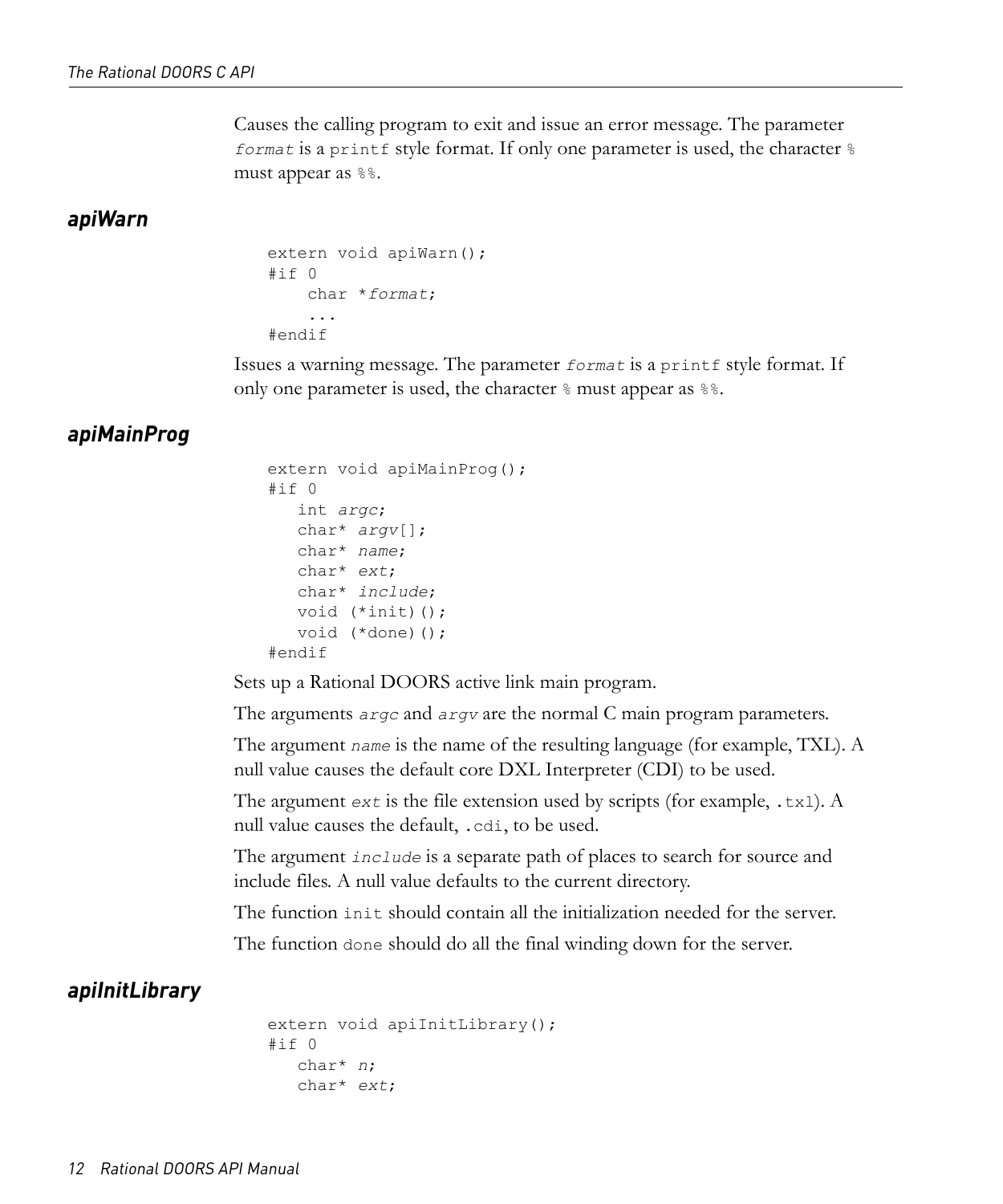Causes the calling program to exit and issue an error message. The parameter `format` is a `printf` style format. If only one parameter is used, the character `%` must appear as `%%`.

### apiWarn

```
extern void apiWarn();
#if 0
    char *format;
    ...
#endif
```

Issues a warning message. The parameter `format` is a `printf` style format. If only one parameter is used, the character `%` must appear as `%%`.

### apiMainProg

```
extern void apiMainProg();
#if 0
   int argc;
   char* argv[];
   char* name;
   char* ext;
   char* include;
   void (*init)();
   void (*done)();
#endif
```

Sets up a Rational DOORS active link main program.

The arguments `argc` and `argv` are the normal C main program parameters.

The argument `name` is the name of the resulting language (for example, TXL). A null value causes the default core DXL Interpreter (CDI) to be used.

The argument `ext` is the file extension used by scripts (for example, `.txl`). A null value causes the default, `.cdi`, to be used.

The argument `include` is a separate path of places to search for source and include files. A null value defaults to the current directory.

The function `init` should contain all the initialization needed for the server.

The function `done` should do all the final winding down for the server.

### apiInitLibrary

```
extern void apiInitLibrary();
#if 0
   char* n;
   char* ext;
```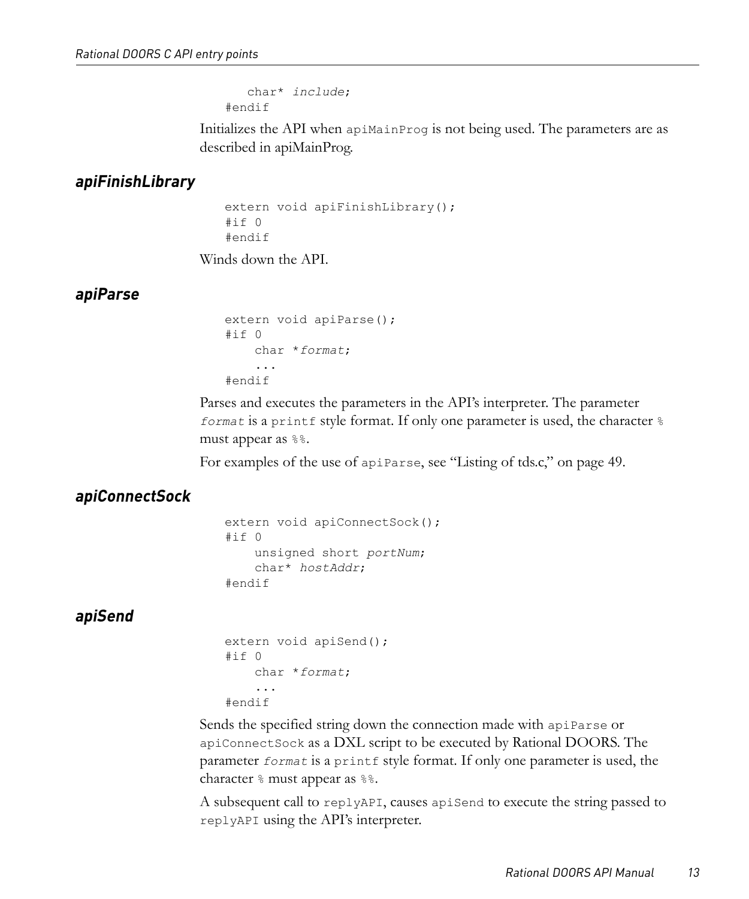```
    char* include;
#endif
```

Initializes the API when `apiMainProg` is not being used. The parameters are as described in apiMainProg.

### *apiFinishLibrary*

```
extern void apiFinishLibrary();
#if 0
#endif
```

Winds down the API.

### *apiParse*

```
extern void apiParse();
#if 0
    char *format;
    ...
#endif
```

Parses and executes the parameters in the API's interpreter. The parameter *`format`* is a `printf` style format. If only one parameter is used, the character `%` must appear as `%%`.

For examples of the use of `apiParse`, see "Listing of tds.c," on page 49.

### *apiConnectSock*

```
extern void apiConnectSock();
#if 0
    unsigned short portNum;
    char* hostAddr;
#endif
```

### *apiSend*

```
extern void apiSend();
#if 0
    char *format;
    ...
#endif
```

Sends the specified string down the connection made with `apiParse` or `apiConnectSock` as a DXL script to be executed by Rational DOORS. The parameter *`format`* is a `printf` style format. If only one parameter is used, the character `%` must appear as `%%`.

A subsequent call to `replyAPI`, causes `apiSend` to execute the string passed to `replyAPI` using the API's interpreter.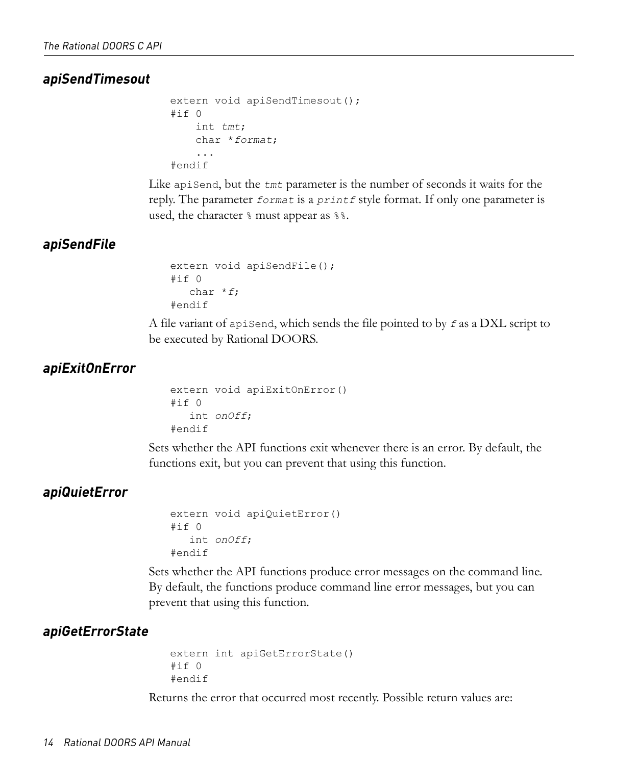### *apiSendTimesout*

```
extern void apiSendTimesout();
#if 0
    int tmt;
    char *format;
    ...
#endif
```

Like `apiSend`, but the *`tmt`* parameter is the number of seconds it waits for the reply. The parameter *`format`* is a *`printf`* style format. If only one parameter is used, the character `%` must appear as `%%`.

### *apiSendFile*

```
extern void apiSendFile();
#if 0
   char *f;
#endif
```

A file variant of `apiSend`, which sends the file pointed to by *`f`* as a DXL script to be executed by Rational DOORS.

### *apiExitOnError*

```
extern void apiExitOnError()
#if 0
   int onOff;
#endif
```

Sets whether the API functions exit whenever there is an error. By default, the functions exit, but you can prevent that using this function.

### *apiQuietError*

```
extern void apiQuietError()
#if 0
   int onOff;
#endif
```

Sets whether the API functions produce error messages on the command line. By default, the functions produce command line error messages, but you can prevent that using this function.

### *apiGetErrorState*

```
extern int apiGetErrorState()
#if 0
#endif
```

Returns the error that occurred most recently. Possible return values are: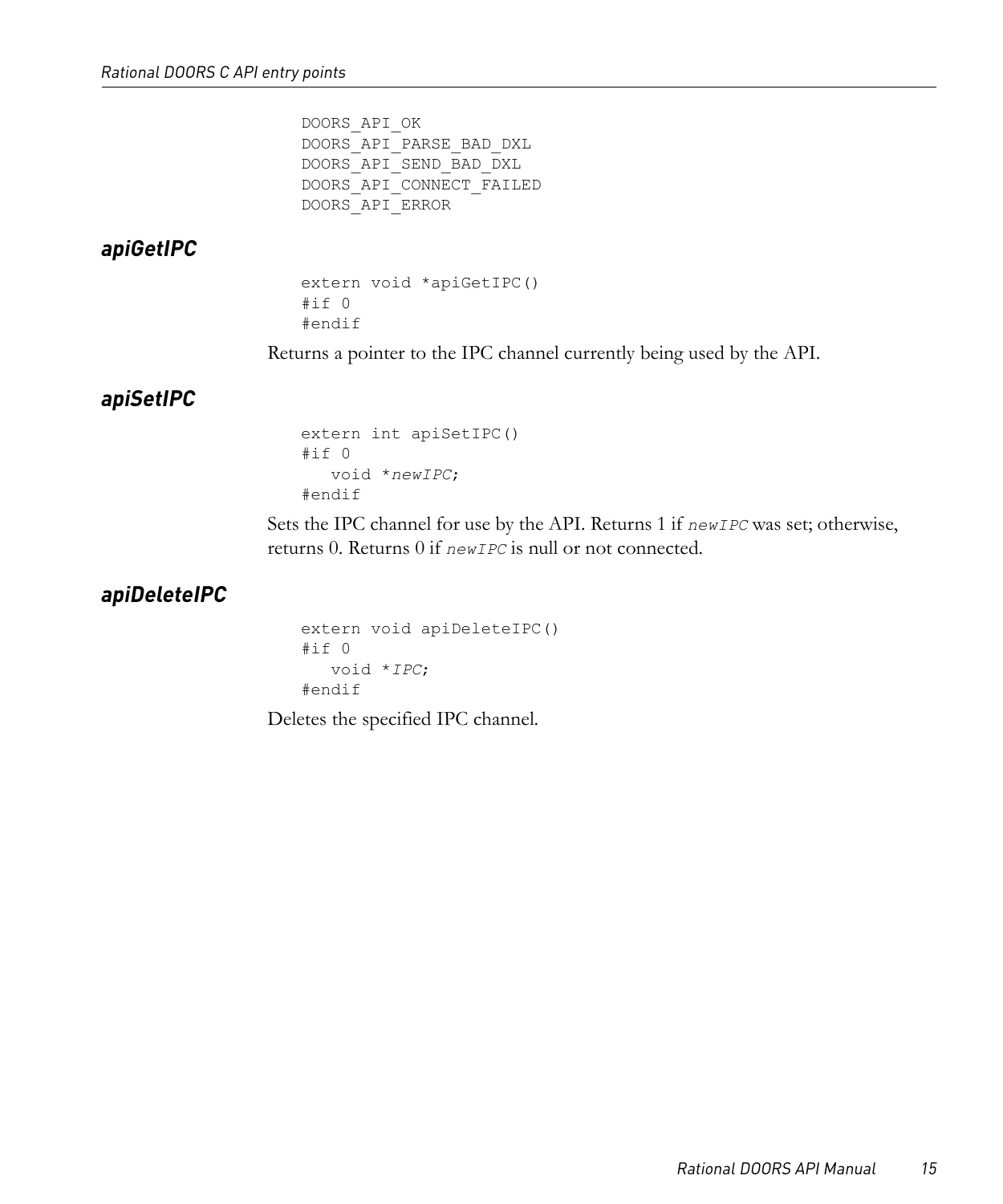```
DOORS_API_OK
DOORS_API_PARSE_BAD_DXL
DOORS_API_SEND_BAD_DXL
DOORS_API_CONNECT_FAILED
DOORS_API_ERROR
```

### *apiGetIPC*

```
extern void *apiGetIPC()
#if 0
#endif
```

Returns a pointer to the IPC channel currently being used by the API.

### *apiSetIPC*

```
extern int apiSetIPC()
#if 0
   void *newIPC;
#endif
```

Sets the IPC channel for use by the API. Returns 1 if *newIPC* was set; otherwise, returns 0. Returns 0 if *newIPC* is null or not connected.

### *apiDeleteIPC*

```
extern void apiDeleteIPC()
#if 0
   void *IPC;
#endif
```

Deletes the specified IPC channel.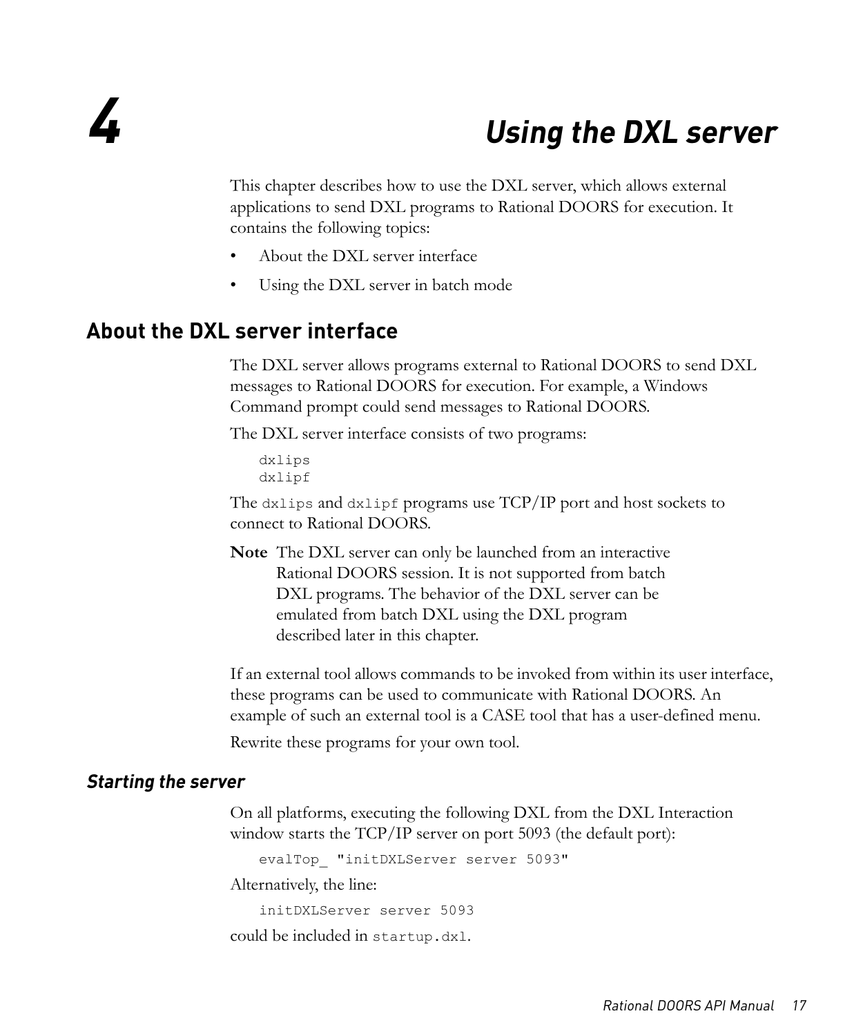# 4 Using the DXL server

This chapter describes how to use the DXL server, which allows external applications to send DXL programs to Rational DOORS for execution. It contains the following topics:

- About the DXL server interface
- Using the DXL server in batch mode

## About the DXL server interface

The DXL server allows programs external to Rational DOORS to send DXL messages to Rational DOORS for execution. For example, a Windows Command prompt could send messages to Rational DOORS.

The DXL server interface consists of two programs:

```
dxlips
dxlipf
```

The `dxlips` and `dxlipf` programs use TCP/IP port and host sockets to connect to Rational DOORS.

**Note** The DXL server can only be launched from an interactive Rational DOORS session. It is not supported from batch DXL programs. The behavior of the DXL server can be emulated from batch DXL using the DXL program described later in this chapter.

If an external tool allows commands to be invoked from within its user interface, these programs can be used to communicate with Rational DOORS. An example of such an external tool is a CASE tool that has a user-defined menu.

Rewrite these programs for your own tool.

### *Starting the server*

On all platforms, executing the following DXL from the DXL Interaction window starts the TCP/IP server on port 5093 (the default port):

```
evalTop_ "initDXLServer server 5093"
```

Alternatively, the line:

```
initDXLServer server 5093
```

could be included in `startup.dxl`.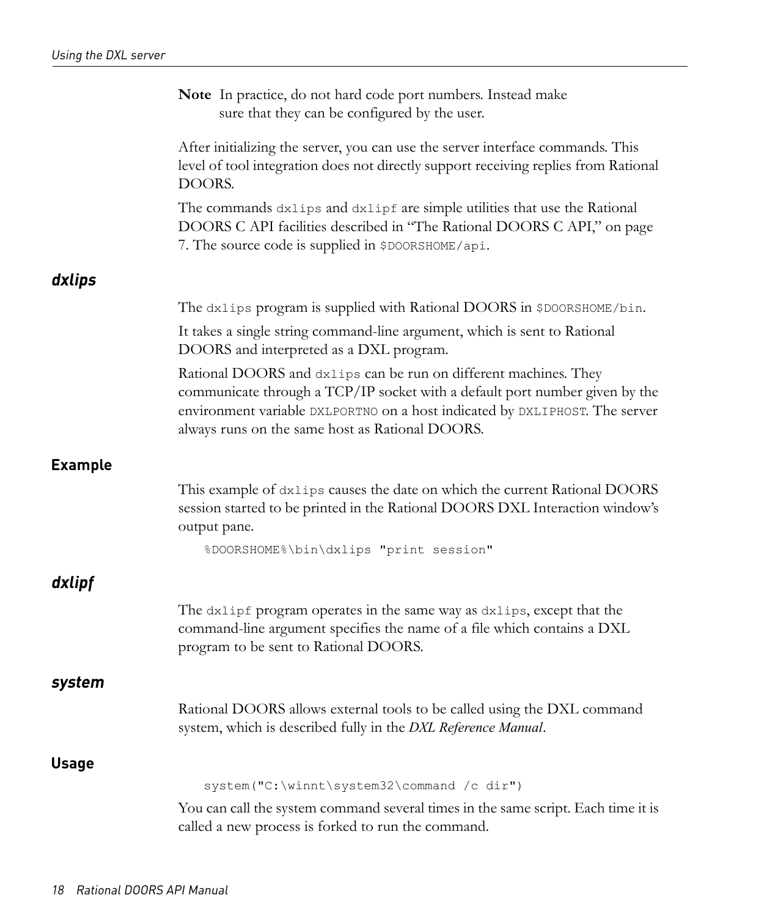**Note** In practice, do not hard code port numbers. Instead make sure that they can be configured by the user.

After initializing the server, you can use the server interface commands. This level of tool integration does not directly support receiving replies from Rational DOORS.

The commands `dxlips` and `dxlipf` are simple utilities that use the Rational DOORS C API facilities described in "The Rational DOORS C API," on page 7. The source code is supplied in `$DOORSHOME/api`.

### *dxlips*

The `dxlips` program is supplied with Rational DOORS in `$DOORSHOME/bin`.

It takes a single string command-line argument, which is sent to Rational DOORS and interpreted as a DXL program.

Rational DOORS and `dxlips` can be run on different machines. They communicate through a TCP/IP socket with a default port number given by the environment variable `DXLPORTNO` on a host indicated by `DXLIPHOST`. The server always runs on the same host as Rational DOORS.

#### Example

This example of `dxlips` causes the date on which the current Rational DOORS session started to be printed in the Rational DOORS DXL Interaction window's output pane.

```
%DOORSHOME%\bin\dxlips "print session"
```

### *dxlipf*

The `dxlipf` program operates in the same way as `dxlips`, except that the command-line argument specifies the name of a file which contains a DXL program to be sent to Rational DOORS.

### *system*

Rational DOORS allows external tools to be called using the DXL command system, which is described fully in the *DXL Reference Manual*.

#### Usage

```
system("C:\winnt\system32\command /c dir")
```

You can call the system command several times in the same script. Each time it is called a new process is forked to run the command.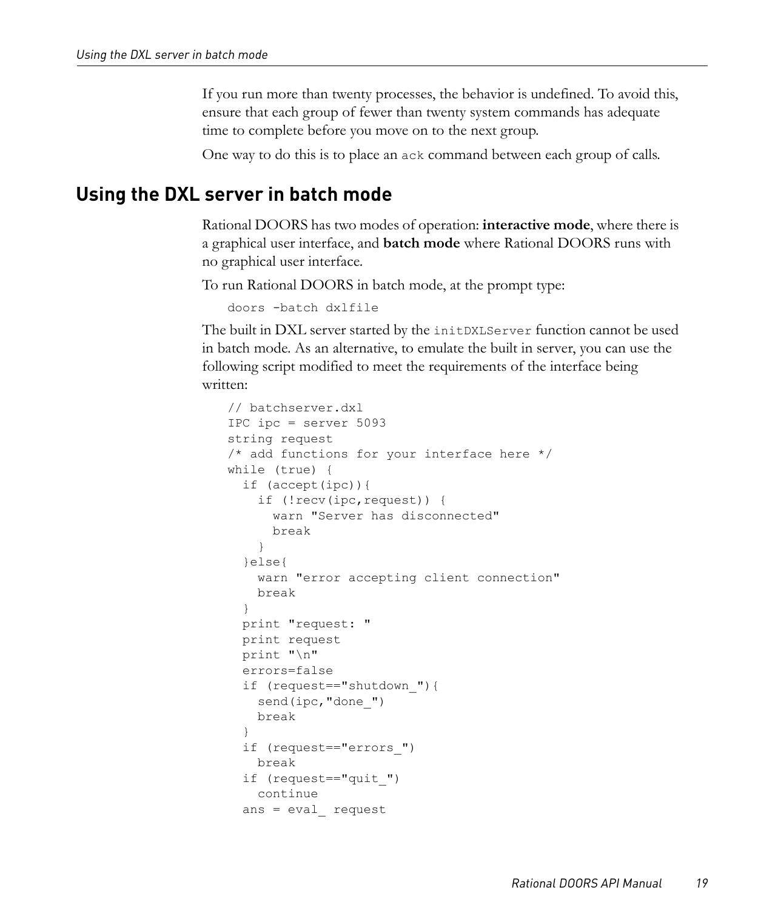If you run more than twenty processes, the behavior is undefined. To avoid this, ensure that each group of fewer than twenty system commands has adequate time to complete before you move on to the next group.

One way to do this is to place an `ack` command between each group of calls.

## Using the DXL server in batch mode

Rational DOORS has two modes of operation: **interactive mode**, where there is a graphical user interface, and **batch mode** where Rational DOORS runs with no graphical user interface.

To run Rational DOORS in batch mode, at the prompt type:

```
doors -batch dxlfile
```

The built in DXL server started by the `initDXLServer` function cannot be used in batch mode. As an alternative, to emulate the built in server, you can use the following script modified to meet the requirements of the interface being written:

```
// batchserver.dxl
IPC ipc = server 5093
string request
/* add functions for your interface here */
while (true) {
  if (accept(ipc)){
    if (!recv(ipc,request)) {
      warn "Server has disconnected"
      break
    }
  }else{
    warn "error accepting client connection"
    break
  }
  print "request: "
  print request
  print "\n"
  errors=false
  if (request=="shutdown_"){
    send(ipc,"done_")
    break
  }
  if (request=="errors_")
    break
  if (request=="quit_")
    continue
  ans = eval_ request
```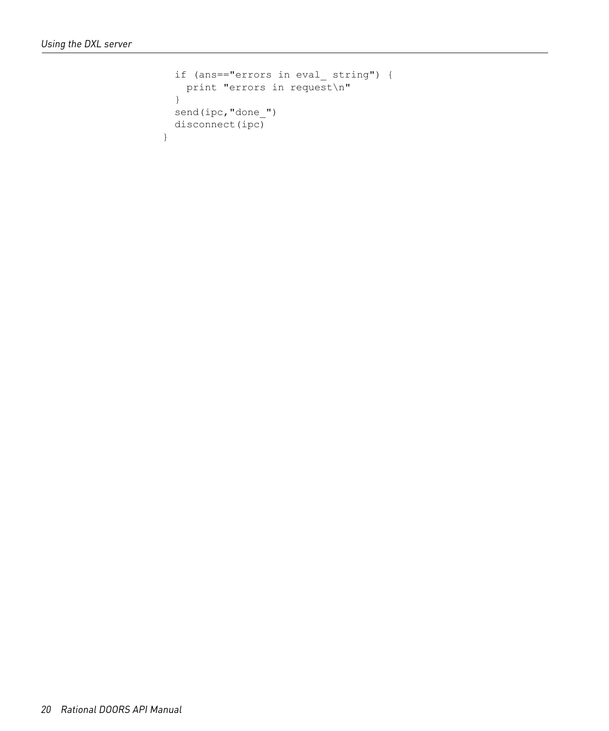```
    if (ans=="errors in eval_ string") {
      print "errors in request\n"
    }
    send(ipc,"done_")
    disconnect(ipc)
  }
```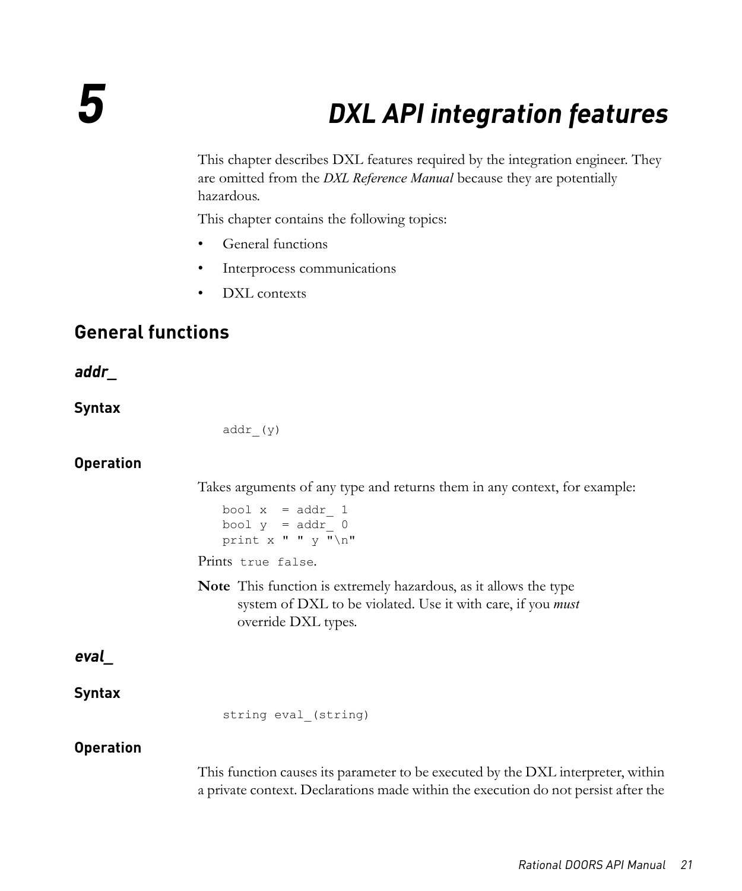# 5 DXL API integration features

This chapter describes DXL features required by the integration engineer. They are omitted from the *DXL Reference Manual* because they are potentially hazardous.

This chapter contains the following topics:

- General functions
- Interprocess communications
- DXL contexts

## General functions

### *addr_*

#### Syntax

```
addr_(y)
```

#### Operation

Takes arguments of any type and returns them in any context, for example:

```
bool x  = addr_ 1
bool y  = addr_ 0
print x " " y "\n"
```

Prints `true false`.

**Note** This function is extremely hazardous, as it allows the type system of DXL to be violated. Use it with care, if you *must* override DXL types.

### *eval_*

#### Syntax

```
string eval_(string)
```

#### Operation

This function causes its parameter to be executed by the DXL interpreter, within a private context. Declarations made within the execution do not persist after the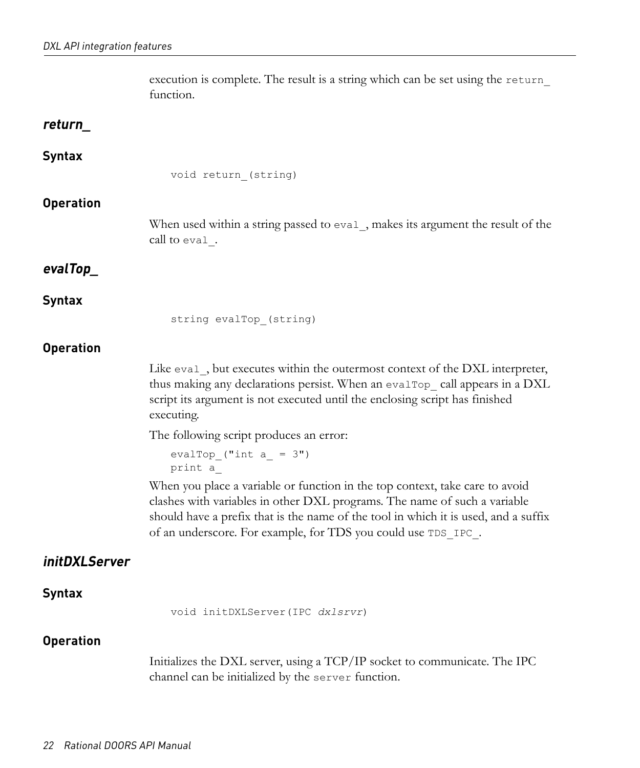execution is complete. The result is a string which can be set using the `return_` function.

### *return_*

#### Syntax

```
void return_(string)
```

#### Operation

When used within a string passed to `eval_`, makes its argument the result of the call to `eval_`.

### *evalTop_*

#### Syntax

```
string evalTop_(string)
```

#### Operation

Like `eval_`, but executes within the outermost context of the DXL interpreter, thus making any declarations persist. When an `evalTop_` call appears in a DXL script its argument is not executed until the enclosing script has finished executing.

The following script produces an error:

```
evalTop_("int a_ = 3")
print a_
```

When you place a variable or function in the top context, take care to avoid clashes with variables in other DXL programs. The name of such a variable should have a prefix that is the name of the tool in which it is used, and a suffix of an underscore. For example, for TDS you could use `TDS_IPC_`.

### *initDXLServer*

#### Syntax

```
void initDXLServer(IPC dxlsrvr)
```

#### Operation

Initializes the DXL server, using a TCP/IP socket to communicate. The IPC channel can be initialized by the `server` function.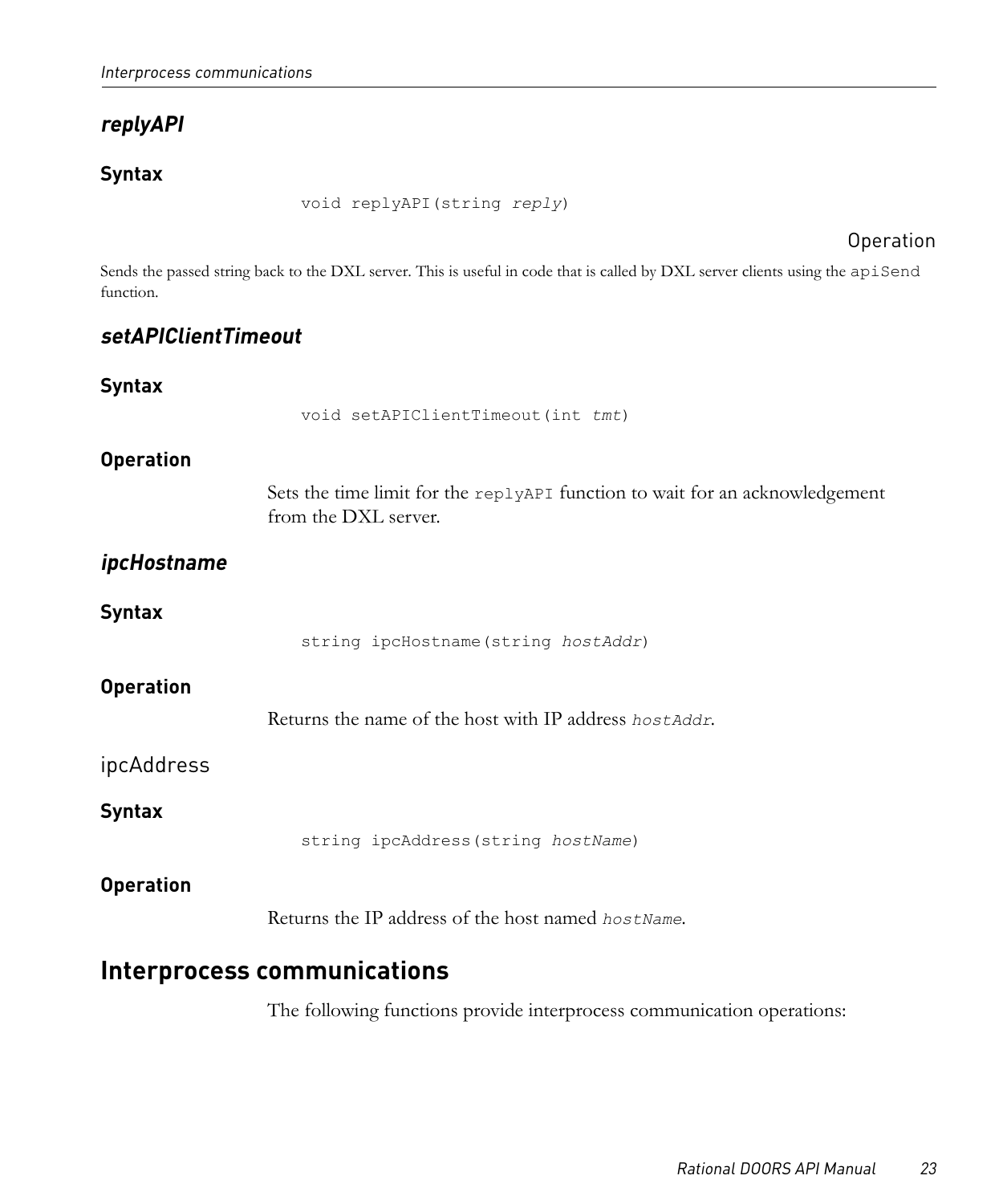### *replyAPI*

#### Syntax

```
void replyAPI(string reply)
```

#### Operation

Sends the passed string back to the DXL server. This is useful in code that is called by DXL server clients using the `apiSend` function.

### *setAPIClientTimeout*

#### Syntax

```
void setAPIClientTimeout(int tmt)
```

#### Operation

Sets the time limit for the `replyAPI` function to wait for an acknowledgement from the DXL server.

### *ipcHostname*

#### Syntax

```
string ipcHostname(string hostAddr)
```

#### Operation

Returns the name of the host with IP address *hostAddr*.

### ipcAddress

#### Syntax

```
string ipcAddress(string hostName)
```

#### Operation

Returns the IP address of the host named *hostName*.

## Interprocess communications

The following functions provide interprocess communication operations: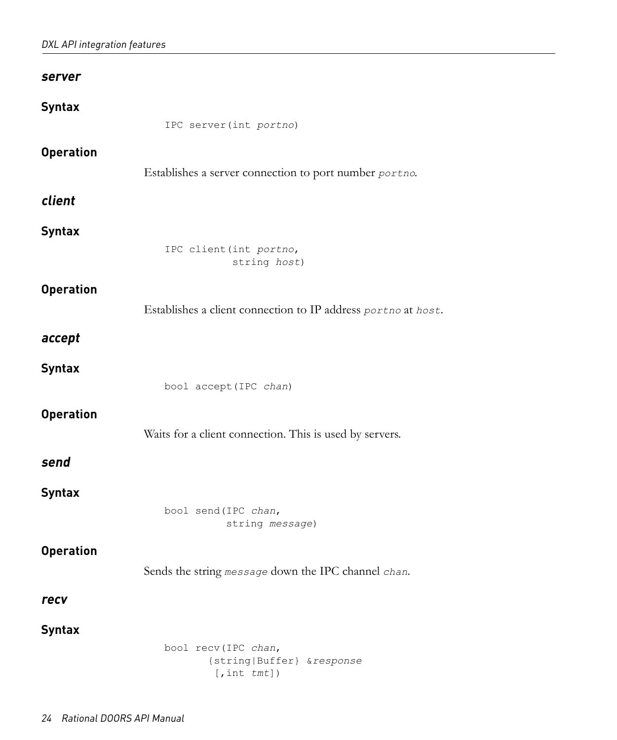## *server*

#### Syntax

```
IPC server(int portno)
```

#### Operation

Establishes a server connection to port number *portno*.

## *client*

#### Syntax

```
IPC client(int portno,
           string host)
```

#### Operation

Establishes a client connection to IP address *portno* at *host*.

## *accept*

#### Syntax

```
bool accept(IPC chan)
```

#### Operation

Waits for a client connection. This is used by servers.

## *send*

#### Syntax

```
bool send(IPC chan,
          string message)
```

#### Operation

Sends the string *message* down the IPC channel *chan*.

## *recv*

#### Syntax

```
bool recv(IPC chan,
       {string|Buffer} &response
        [,int tmt])
```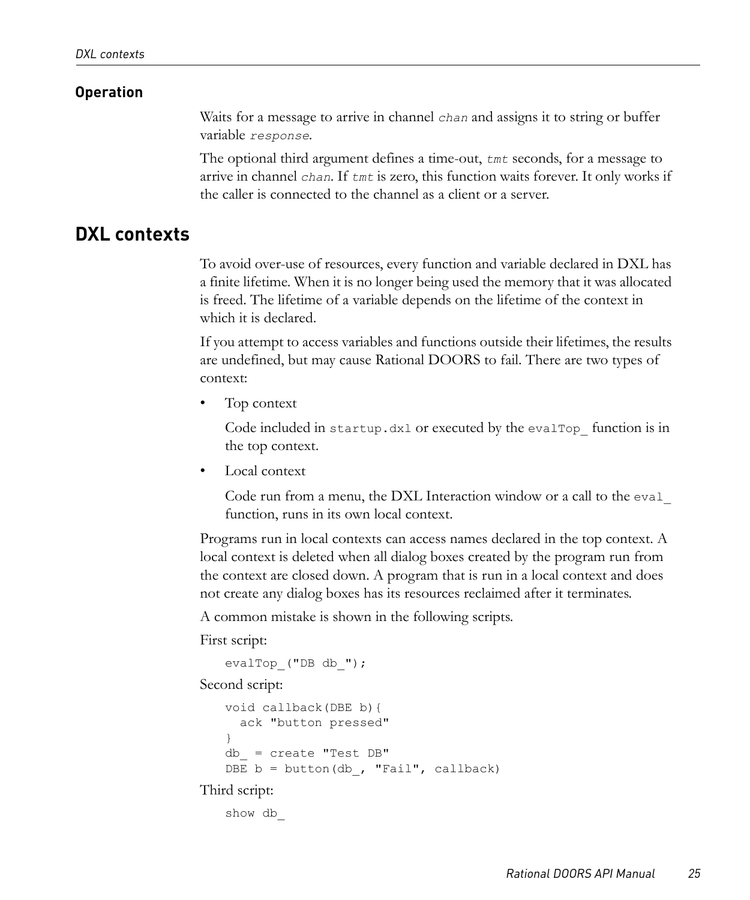#### Operation

Waits for a message to arrive in channel *chan* and assigns it to string or buffer variable *response*.

The optional third argument defines a time-out, *tmt* seconds, for a message to arrive in channel *chan*. If *tmt* is zero, this function waits forever. It only works if the caller is connected to the channel as a client or a server.

## DXL contexts

To avoid over-use of resources, every function and variable declared in DXL has a finite lifetime. When it is no longer being used the memory that it was allocated is freed. The lifetime of a variable depends on the lifetime of the context in which it is declared.

If you attempt to access variables and functions outside their lifetimes, the results are undefined, but may cause Rational DOORS to fail. There are two types of context:

- Top context

  Code included in `startup.dxl` or executed by the `evalTop_` function is in the top context.

- Local context

  Code run from a menu, the DXL Interaction window or a call to the `eval_` function, runs in its own local context.

Programs run in local contexts can access names declared in the top context. A local context is deleted when all dialog boxes created by the program run from the context are closed down. A program that is run in a local context and does not create any dialog boxes has its resources reclaimed after it terminates.

A common mistake is shown in the following scripts.

First script:

```
evalTop_("DB db_");
```

Second script:

```
void callback(DBE b){
  ack "button pressed"
}
db_ = create "Test DB"
DBE b = button(db_, "Fail", callback)
```

Third script:

```
show db_
```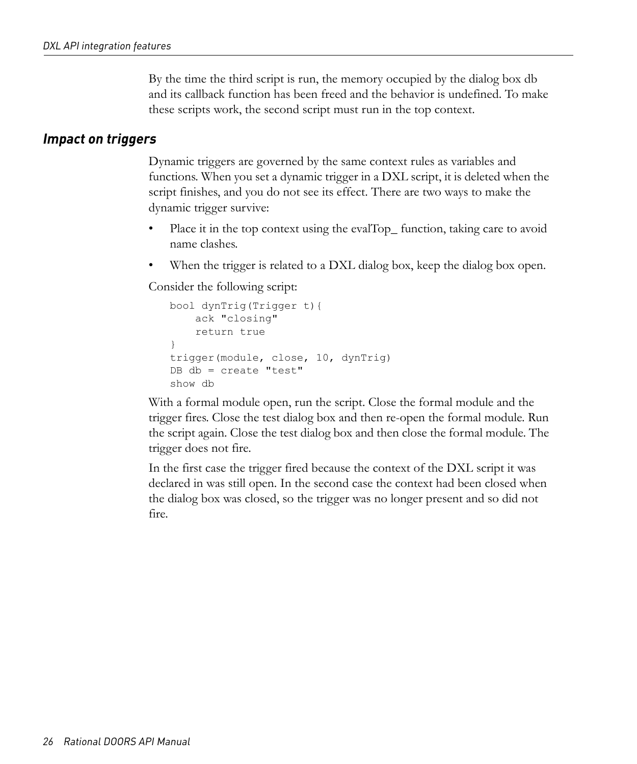By the time the third script is run, the memory occupied by the dialog box db and its callback function has been freed and the behavior is undefined. To make these scripts work, the second script must run in the top context.

### *Impact on triggers*

Dynamic triggers are governed by the same context rules as variables and functions. When you set a dynamic trigger in a DXL script, it is deleted when the script finishes, and you do not see its effect. There are two ways to make the dynamic trigger survive:

- Place it in the top context using the evalTop_ function, taking care to avoid name clashes.
- When the trigger is related to a DXL dialog box, keep the dialog box open.

Consider the following script:

```
bool dynTrig(Trigger t){
    ack "closing"
    return true
}
trigger(module, close, 10, dynTrig)
DB db = create "test"
show db
```

With a formal module open, run the script. Close the formal module and the trigger fires. Close the test dialog box and then re-open the formal module. Run the script again. Close the test dialog box and then close the formal module. The trigger does not fire.

In the first case the trigger fired because the context of the DXL script it was declared in was still open. In the second case the context had been closed when the dialog box was closed, so the trigger was no longer present and so did not fire.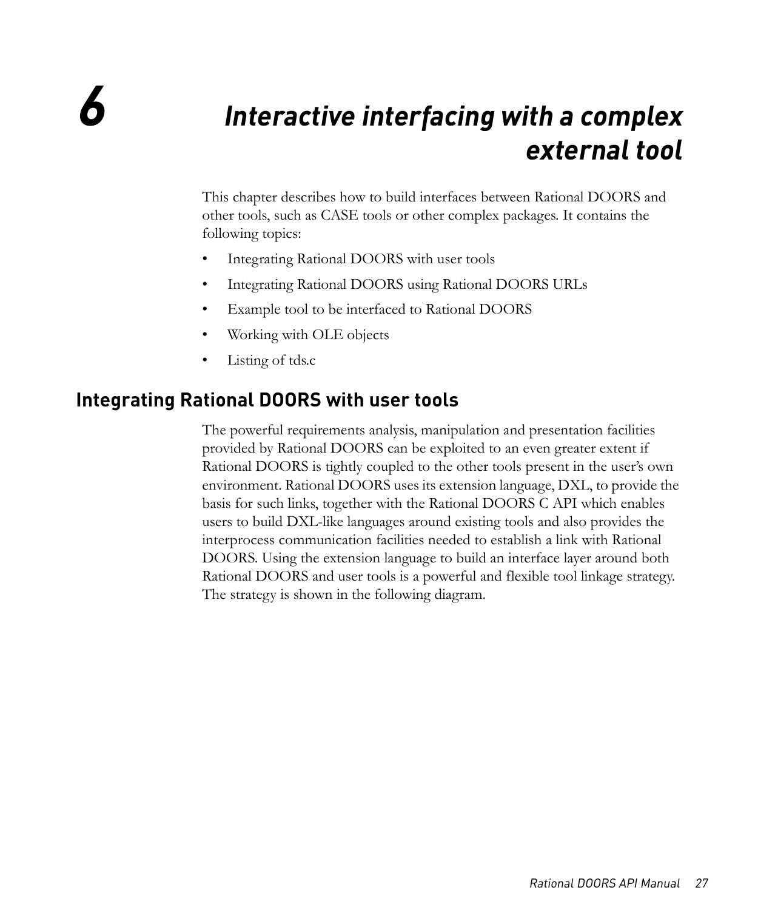# 6 Interactive interfacing with a complex external tool

This chapter describes how to build interfaces between Rational DOORS and other tools, such as CASE tools or other complex packages. It contains the following topics:

- Integrating Rational DOORS with user tools
- Integrating Rational DOORS using Rational DOORS URLs
- Example tool to be interfaced to Rational DOORS
- Working with OLE objects
- Listing of tds.c

## Integrating Rational DOORS with user tools

The powerful requirements analysis, manipulation and presentation facilities provided by Rational DOORS can be exploited to an even greater extent if Rational DOORS is tightly coupled to the other tools present in the user's own environment. Rational DOORS uses its extension language, DXL, to provide the basis for such links, together with the Rational DOORS C API which enables users to build DXL-like languages around existing tools and also provides the interprocess communication facilities needed to establish a link with Rational DOORS. Using the extension language to build an interface layer around both Rational DOORS and user tools is a powerful and flexible tool linkage strategy. The strategy is shown in the following diagram.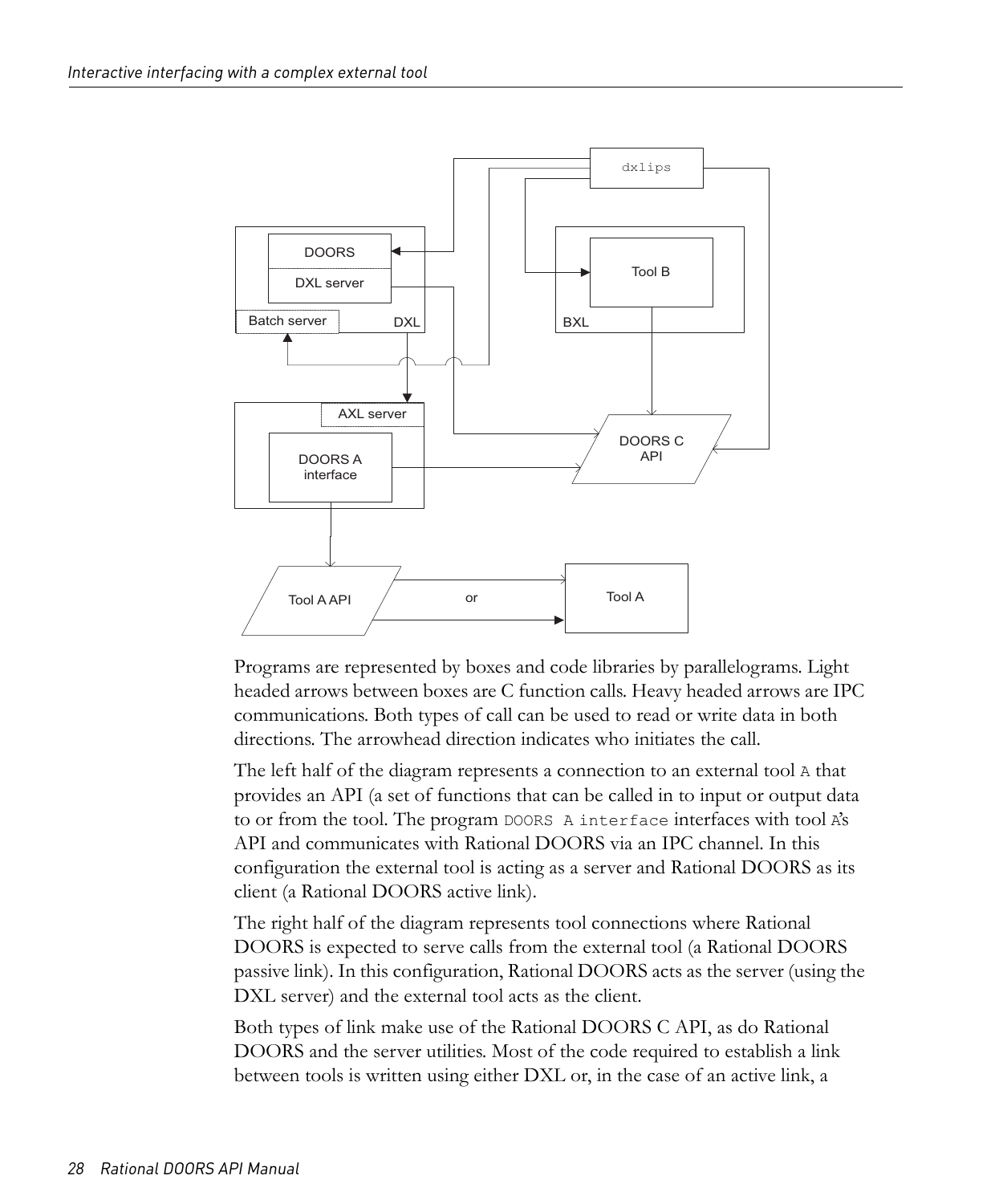Programs are represented by boxes and code libraries by parallelograms. Light headed arrows between boxes are C function calls. Heavy headed arrows are IPC communications. Both types of call can be used to read or write data in both directions. The arrowhead direction indicates who initiates the call.

The left half of the diagram represents a connection to an external tool `A` that provides an API (a set of functions that can be called in to input or output data to or from the tool. The program `DOORS A interface` interfaces with tool `A`'s API and communicates with Rational DOORS via an IPC channel. In this configuration the external tool is acting as a server and Rational DOORS as its client (a Rational DOORS active link).

The right half of the diagram represents tool connections where Rational DOORS is expected to serve calls from the external tool (a Rational DOORS passive link). In this configuration, Rational DOORS acts as the server (using the DXL server) and the external tool acts as the client.

Both types of link make use of the Rational DOORS C API, as do Rational DOORS and the server utilities. Most of the code required to establish a link between tools is written using either DXL or, in the case of an active link, a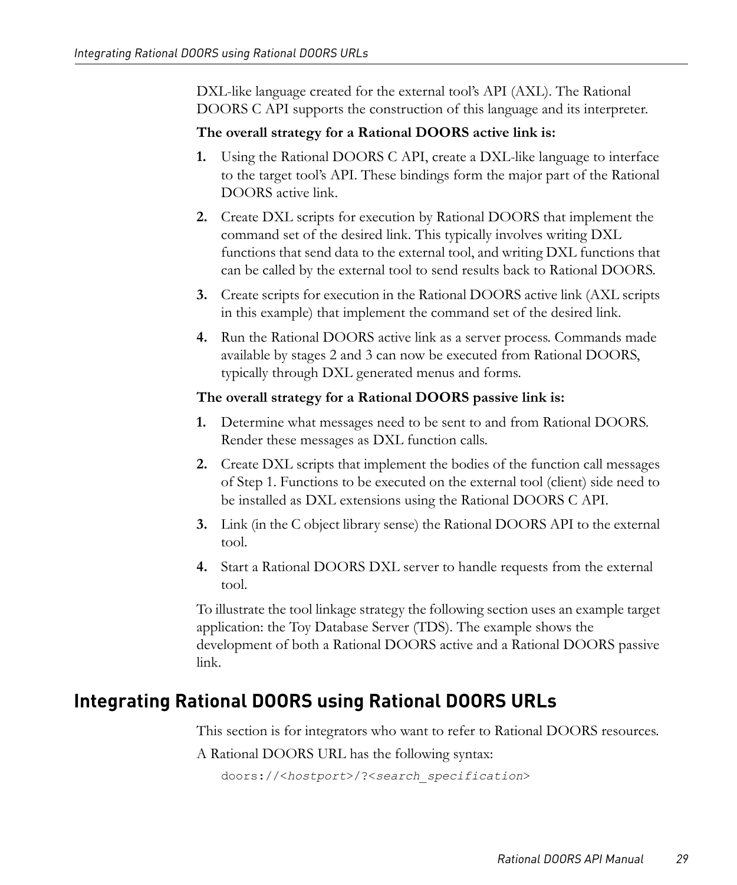DXL-like language created for the external tool's API (AXL). The Rational DOORS C API supports the construction of this language and its interpreter.

**The overall strategy for a Rational DOORS active link is:**

1. Using the Rational DOORS C API, create a DXL-like language to interface to the target tool's API. These bindings form the major part of the Rational DOORS active link.
2. Create DXL scripts for execution by Rational DOORS that implement the command set of the desired link. This typically involves writing DXL functions that send data to the external tool, and writing DXL functions that can be called by the external tool to send results back to Rational DOORS.
3. Create scripts for execution in the Rational DOORS active link (AXL scripts in this example) that implement the command set of the desired link.
4. Run the Rational DOORS active link as a server process. Commands made available by stages 2 and 3 can now be executed from Rational DOORS, typically through DXL generated menus and forms.

**The overall strategy for a Rational DOORS passive link is:**

1. Determine what messages need to be sent to and from Rational DOORS. Render these messages as DXL function calls.
2. Create DXL scripts that implement the bodies of the function call messages of Step 1. Functions to be executed on the external tool (client) side need to be installed as DXL extensions using the Rational DOORS C API.
3. Link (in the C object library sense) the Rational DOORS API to the external tool.
4. Start a Rational DOORS DXL server to handle requests from the external tool.

To illustrate the tool linkage strategy the following section uses an example target application: the Toy Database Server (TDS). The example shows the development of both a Rational DOORS active and a Rational DOORS passive link.

## Integrating Rational DOORS using Rational DOORS URLs

This section is for integrators who want to refer to Rational DOORS resources.

A Rational DOORS URL has the following syntax:

```
doors://<hostport>/?<search_specification>
```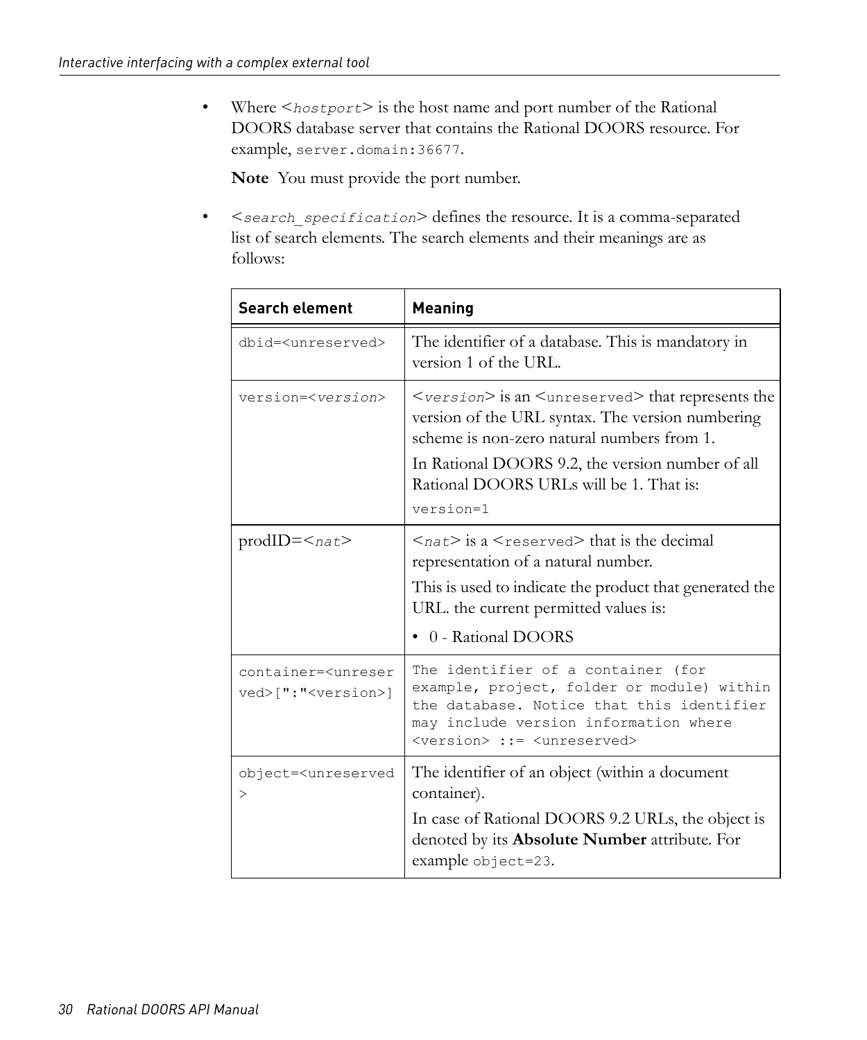- Where <*hostport*> is the host name and port number of the Rational DOORS database server that contains the Rational DOORS resource. For example, `server.domain:36677`.

  **Note** You must provide the port number.

- <*search_specification*> defines the resource. It is a comma-separated list of search elements. The search elements and their meanings are as follows:

| Search element | Meaning |
|---|---|
| `dbid=<unreserved>` | The identifier of a database. This is mandatory in version 1 of the URL. |
| `version=<version>` | <*version*> is an <`unreserved`> that represents the version of the URL syntax. The version numbering scheme is non-zero natural numbers from 1.<br><br>In Rational DOORS 9.2, the version number of all Rational DOORS URLs will be 1. That is:<br><br>`version=1` |
| prodID=<*nat*> | <*nat*> is a <`reserved`> that is the decimal representation of a natural number.<br><br>This is used to indicate the product that generated the URL. the current permitted values is:<br><br>• 0 - Rational DOORS |
| `container=<unreserved>[":"<version>]` | `The identifier of a container (for example, project, folder or module) within the database. Notice that this identifier may include version information where <version> ::= <unreserved>` |
| `object=<unreserved>` | The identifier of an object (within a document container).<br><br>In case of Rational DOORS 9.2 URLs, the object is denoted by its **Absolute Number** attribute. For example `object=23`. |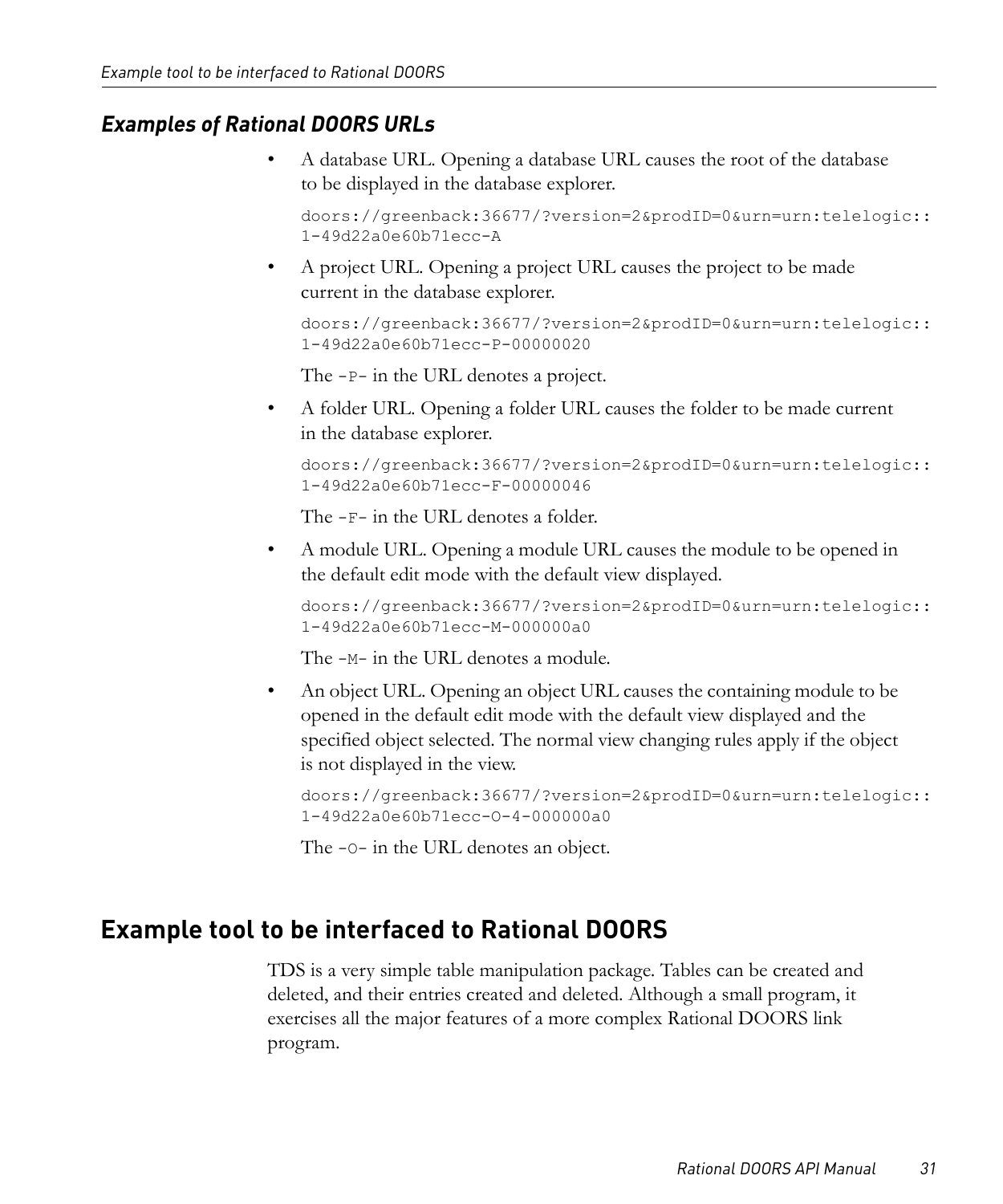### *Examples of Rational DOORS URLs*

- A database URL. Opening a database URL causes the root of the database to be displayed in the database explorer.

  ```
  doors://greenback:36677/?version=2&prodID=0&urn=urn:telelogic::
  1-49d22a0e60b71ecc-A
  ```

- A project URL. Opening a project URL causes the project to be made current in the database explorer.

  ```
  doors://greenback:36677/?version=2&prodID=0&urn=urn:telelogic::
  1-49d22a0e60b71ecc-P-00000020
  ```

  The `-P-` in the URL denotes a project.

- A folder URL. Opening a folder URL causes the folder to be made current in the database explorer.

  ```
  doors://greenback:36677/?version=2&prodID=0&urn=urn:telelogic::
  1-49d22a0e60b71ecc-F-00000046
  ```

  The `-F-` in the URL denotes a folder.

- A module URL. Opening a module URL causes the module to be opened in the default edit mode with the default view displayed.

  ```
  doors://greenback:36677/?version=2&prodID=0&urn=urn:telelogic::
  1-49d22a0e60b71ecc-M-000000a0
  ```

  The `-M-` in the URL denotes a module.

- An object URL. Opening an object URL causes the containing module to be opened in the default edit mode with the default view displayed and the specified object selected. The normal view changing rules apply if the object is not displayed in the view.

  ```
  doors://greenback:36677/?version=2&prodID=0&urn=urn:telelogic::
  1-49d22a0e60b71ecc-O-4-000000a0
  ```

  The `-O-` in the URL denotes an object.

## Example tool to be interfaced to Rational DOORS

TDS is a very simple table manipulation package. Tables can be created and deleted, and their entries created and deleted. Although a small program, it exercises all the major features of a more complex Rational DOORS link program.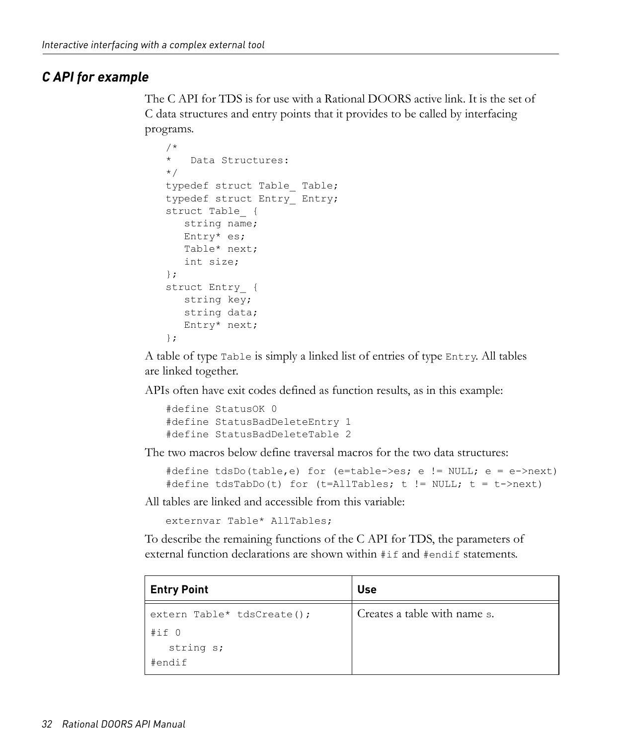## C API for example

The C API for TDS is for use with a Rational DOORS active link. It is the set of C data structures and entry points that it provides to be called by interfacing programs.

```
/*
*   Data Structures:
*/
typedef struct Table_ Table;
typedef struct Entry_ Entry;
struct Table_ {
   string name;
   Entry* es;
   Table* next;
   int size;
};
struct Entry_ {
   string key;
   string data;
   Entry* next;
};
```

A table of type `Table` is simply a linked list of entries of type `Entry`. All tables are linked together.

APIs often have exit codes defined as function results, as in this example:

```
#define StatusOK 0
#define StatusBadDeleteEntry 1
#define StatusBadDeleteTable 2
```

The two macros below define traversal macros for the two data structures:

```
#define tdsDo(table,e) for (e=table->es; e != NULL; e = e->next)
#define tdsTabDo(t) for (t=AllTables; t != NULL; t = t->next)
```

All tables are linked and accessible from this variable:

```
externvar Table* AllTables;
```

To describe the remaining functions of the C API for TDS, the parameters of external function declarations are shown within `#if` and `#endif` statements.

| Entry Point | Use |
|---|---|
| `extern Table* tdsCreate();`<br>`#if 0`<br>`   string s;`<br>`#endif` | Creates a table with name `s`. |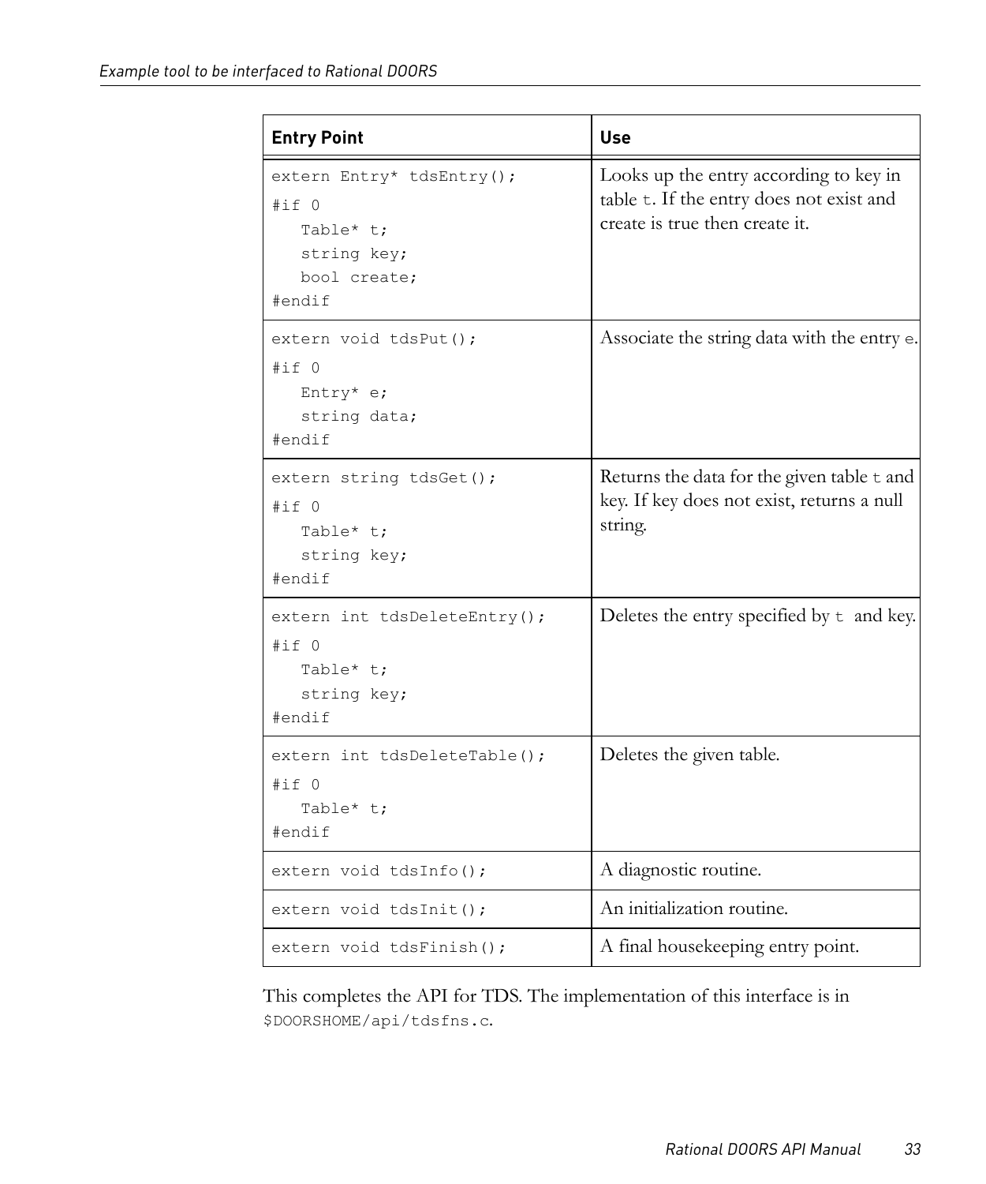| Entry Point | Use |
| --- | --- |
| `extern Entry* tdsEntry();`<br>`#if 0`<br>`Table* t;`<br>`string key;`<br>`bool create;`<br>`#endif` | Looks up the entry according to key in table `t`. If the entry does not exist and create is true then create it. |
| `extern void tdsPut();`<br>`#if 0`<br>`Entry* e;`<br>`string data;`<br>`#endif` | Associate the string data with the entry `e`. |
| `extern string tdsGet();`<br>`#if 0`<br>`Table* t;`<br>`string key;`<br>`#endif` | Returns the data for the given table `t` and key. If key does not exist, returns a null string. |
| `extern int tdsDeleteEntry();`<br>`#if 0`<br>`Table* t;`<br>`string key;`<br>`#endif` | Deletes the entry specified by `t` and key. |
| `extern int tdsDeleteTable();`<br>`#if 0`<br>`Table* t;`<br>`#endif` | Deletes the given table. |
| `extern void tdsInfo();` | A diagnostic routine. |
| `extern void tdsInit();` | An initialization routine. |
| `extern void tdsFinish();` | A final housekeeping entry point. |

This completes the API for TDS. The implementation of this interface is in `$DOORSHOME/api/tdsfns.c`.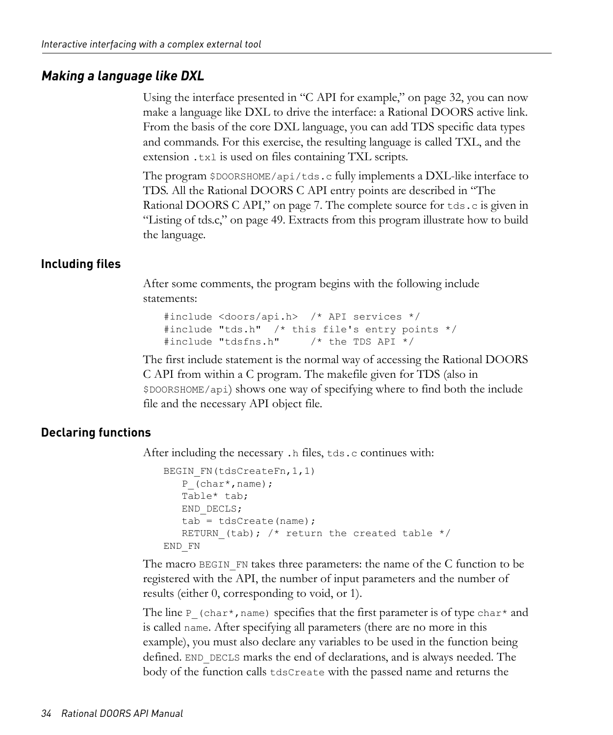## *Making a language like DXL*

Using the interface presented in “C API for example,” on page 32, you can now make a language like DXL to drive the interface: a Rational DOORS active link. From the basis of the core DXL language, you can add TDS specific data types and commands. For this exercise, the resulting language is called TXL, and the extension `.txl` is used on files containing TXL scripts.

The program `$DOORSHOME/api/tds.c` fully implements a DXL-like interface to TDS. All the Rational DOORS C API entry points are described in “The Rational DOORS C API,” on page 7. The complete source for `tds.c` is given in “Listing of tds.c,” on page 49. Extracts from this program illustrate how to build the language.

### Including files

After some comments, the program begins with the following include statements:

```
#include <doors/api.h>  /* API services */
#include "tds.h"  /* this file's entry points */
#include "tdsfns.h"     /* the TDS API */
```

The first include statement is the normal way of accessing the Rational DOORS C API from within a C program. The makefile given for TDS (also in `$DOORSHOME/api`) shows one way of specifying where to find both the include file and the necessary API object file.

### Declaring functions

After including the necessary `.h` files, `tds.c` continues with:

```
BEGIN_FN(tdsCreateFn,1,1)
   P_(char*,name);
   Table* tab;
   END_DECLS;
   tab = tdsCreate(name);
   RETURN_(tab); /* return the created table */
END_FN
```

The macro `BEGIN_FN` takes three parameters: the name of the C function to be registered with the API, the number of input parameters and the number of results (either 0, corresponding to void, or 1).

The line `P_(char*,name)` specifies that the first parameter is of type `char*` and is called `name`. After specifying all parameters (there are no more in this example), you must also declare any variables to be used in the function being defined. `END_DECLS` marks the end of declarations, and is always needed. The body of the function calls `tdsCreate` with the passed name and returns the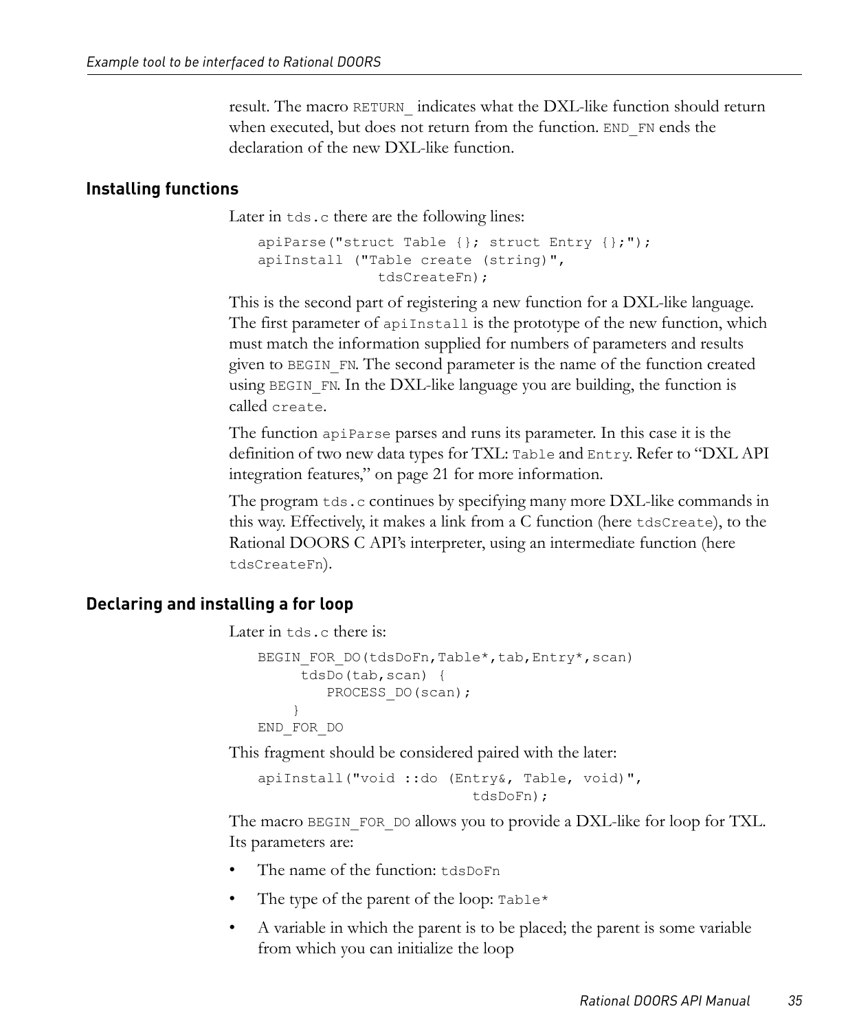result. The macro `RETURN_` indicates what the DXL-like function should return when executed, but does not return from the function. `END_FN` ends the declaration of the new DXL-like function.

## Installing functions

Later in `tds.c` there are the following lines:

```
apiParse("struct Table {}; struct Entry {};");
apiInstall ("Table create (string)",
              tdsCreateFn);
```

This is the second part of registering a new function for a DXL-like language. The first parameter of `apiInstall` is the prototype of the new function, which must match the information supplied for numbers of parameters and results given to `BEGIN_FN`. The second parameter is the name of the function created using `BEGIN_FN`. In the DXL-like language you are building, the function is called `create`.

The function `apiParse` parses and runs its parameter. In this case it is the definition of two new data types for TXL: `Table` and `Entry`. Refer to "DXL API integration features," on page 21 for more information.

The program `tds.c` continues by specifying many more DXL-like commands in this way. Effectively, it makes a link from a C function (here `tdsCreate`), to the Rational DOORS C API's interpreter, using an intermediate function (here `tdsCreateFn`).

## Declaring and installing a for loop

Later in `tds.c` there is:

```
BEGIN_FOR_DO(tdsDoFn,Table*,tab,Entry*,scan)
     tdsDo(tab,scan) {
        PROCESS_DO(scan);
    }
END_FOR_DO
```

This fragment should be considered paired with the later:

```
apiInstall("void ::do (Entry&, Table, void)",
                         tdsDoFn);
```

The macro `BEGIN_FOR_DO` allows you to provide a DXL-like for loop for TXL. Its parameters are:

- The name of the function: `tdsDoFn`
- The type of the parent of the loop: `Table*`
- A variable in which the parent is to be placed; the parent is some variable from which you can initialize the loop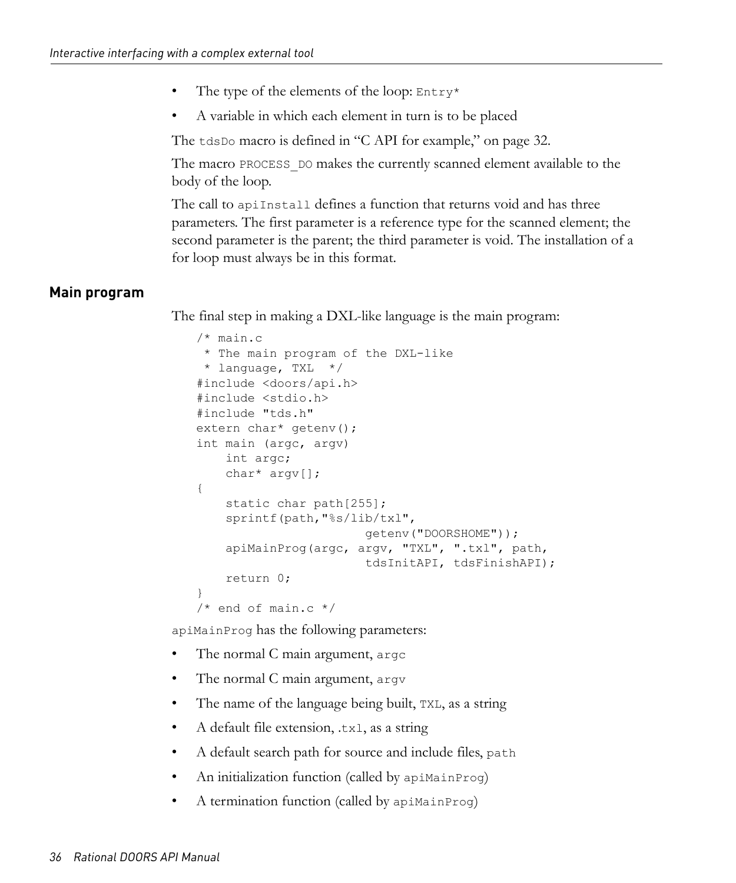- The type of the elements of the loop: `Entry*`
- A variable in which each element in turn is to be placed

The `tdsDo` macro is defined in "C API for example," on page 32.

The macro `PROCESS_DO` makes the currently scanned element available to the body of the loop.

The call to `apiInstall` defines a function that returns void and has three parameters. The first parameter is a reference type for the scanned element; the second parameter is the parent; the third parameter is void. The installation of a for loop must always be in this format.

## Main program

The final step in making a DXL-like language is the main program:

```
/* main.c
 * The main program of the DXL-like
 * language, TXL  */
#include <doors/api.h>
#include <stdio.h>
#include "tds.h"
extern char* getenv();
int main (argc, argv)
    int argc;
    char* argv[];
{
    static char path[255];
    sprintf(path,"%s/lib/txl",
                       getenv("DOORSHOME"));
    apiMainProg(argc, argv, "TXL", ".txl", path,
                       tdsInitAPI, tdsFinishAPI);
    return 0;
}
/* end of main.c */
```

`apiMainProg` has the following parameters:

- The normal C main argument, `argc`
- The normal C main argument, `argv`
- The name of the language being built, `TXL`, as a string
- A default file extension, `.txl`, as a string
- A default search path for source and include files, `path`
- An initialization function (called by `apiMainProg`)
- A termination function (called by `apiMainProg`)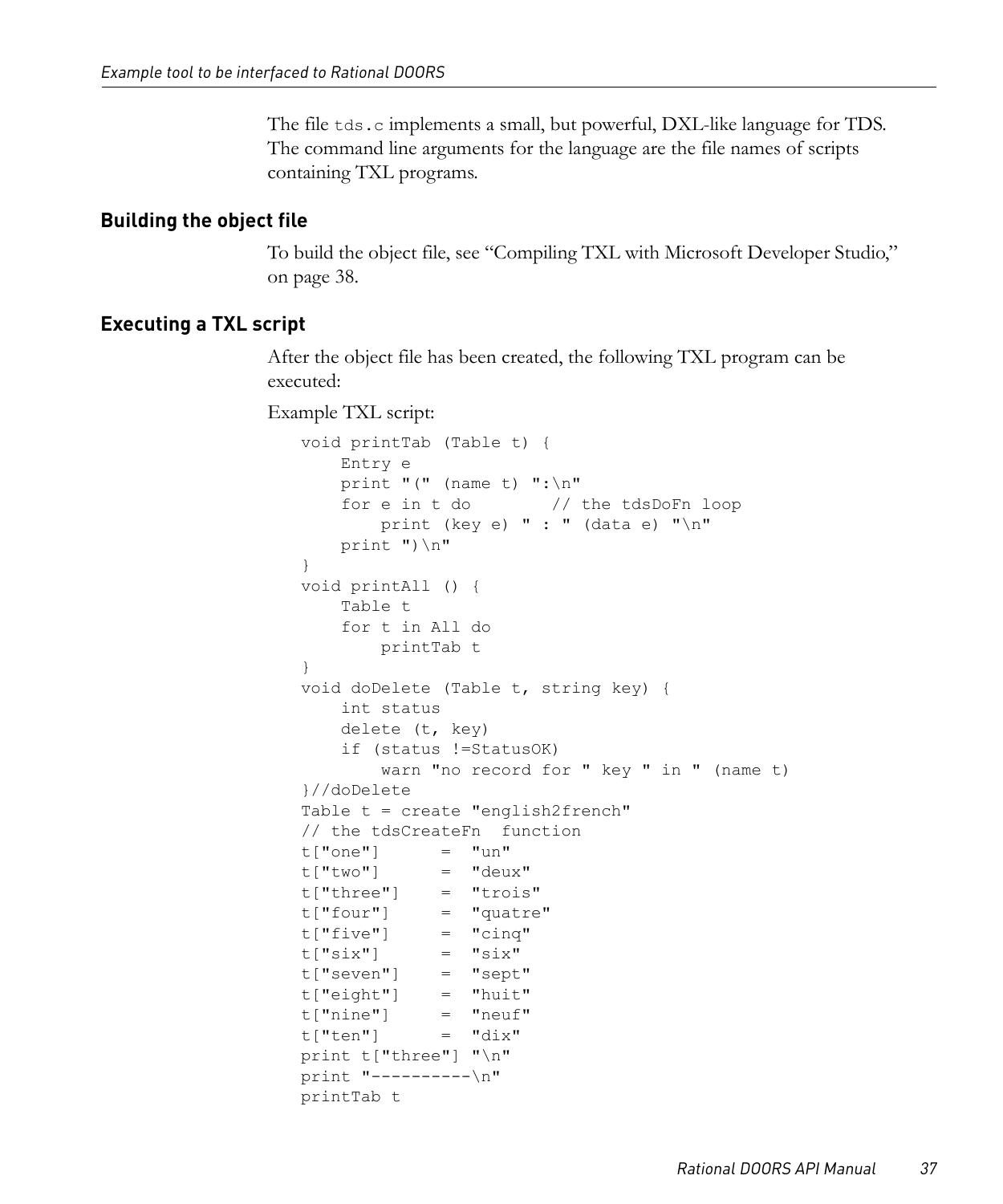The file `tds.c` implements a small, but powerful, DXL-like language for TDS. The command line arguments for the language are the file names of scripts containing TXL programs.

### Building the object file

To build the object file, see “Compiling TXL with Microsoft Developer Studio,” on page 38.

### Executing a TXL script

After the object file has been created, the following TXL program can be executed:

Example TXL script:

```
void printTab (Table t) {
    Entry e
    print "(" (name t) ":\n"
    for e in t do         // the tdsDoFn loop
        print (key e) " : " (data e) "\n"
    print ")\n"
}
void printAll () {
    Table t
    for t in All do
        printTab t
}
void doDelete (Table t, string key) {
    int status
    delete (t, key)
    if (status !=StatusOK)
        warn "no record for " key " in " (name t)
}//doDelete
Table t = create "english2french"
// the tdsCreateFn  function
t["one"]      =  "un"
t["two"]      =  "deux"
t["three"]    =  "trois"
t["four"]     =  "quatre"
t["five"]     =  "cinq"
t["six"]      =  "six"
t["seven"]    =  "sept"
t["eight"]    =  "huit"
t["nine"]     =  "neuf"
t["ten"]      =  "dix"
print t["three"] "\n"
print "----------\n"
printTab t
```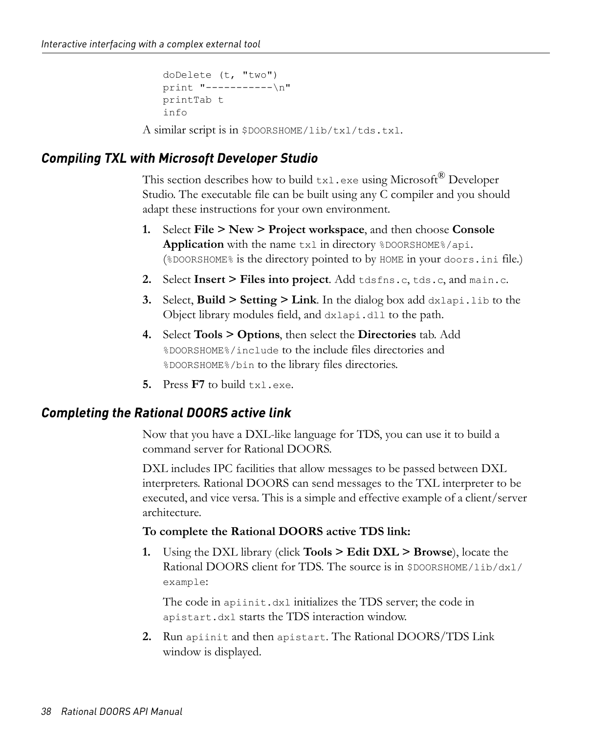```
doDelete (t, "two")
print "-----------\n"
printTab t
info
```

A similar script is in `$DOORSHOME/lib/txl/tds.txl`.

## Compiling TXL with Microsoft Developer Studio

This section describes how to build `txl.exe` using Microsoft® Developer Studio. The executable file can be built using any C compiler and you should adapt these instructions for your own environment.

1. Select **File > New > Project workspace**, and then choose **Console Application** with the name `txl` in directory `%DOORSHOME%/api`. (`%DOORSHOME%` is the directory pointed to by `HOME` in your `doors.ini` file.)
2. Select **Insert > Files into project**. Add `tdsfns.c`, `tds.c`, and `main.c`.
3. Select, **Build > Setting > Link**. In the dialog box add `dxlapi.lib` to the Object library modules field, and `dxlapi.dll` to the path.
4. Select **Tools > Options**, then select the **Directories** tab. Add `%DOORSHOME%/include` to the include files directories and `%DOORSHOME%/bin` to the library files directories.
5. Press **F7** to build `txl.exe`.

## Completing the Rational DOORS active link

Now that you have a DXL-like language for TDS, you can use it to build a command server for Rational DOORS.

DXL includes IPC facilities that allow messages to be passed between DXL interpreters. Rational DOORS can send messages to the TXL interpreter to be executed, and vice versa. This is a simple and effective example of a client/server architecture.

**To complete the Rational DOORS active TDS link:**

1. Using the DXL library (click **Tools > Edit DXL > Browse**), locate the Rational DOORS client for TDS. The source is in `$DOORSHOME/lib/dxl/example`:

   The code in `apiinit.dxl` initializes the TDS server; the code in `apistart.dxl` starts the TDS interaction window.
2. Run `apiinit` and then `apistart`. The Rational DOORS/TDS Link window is displayed.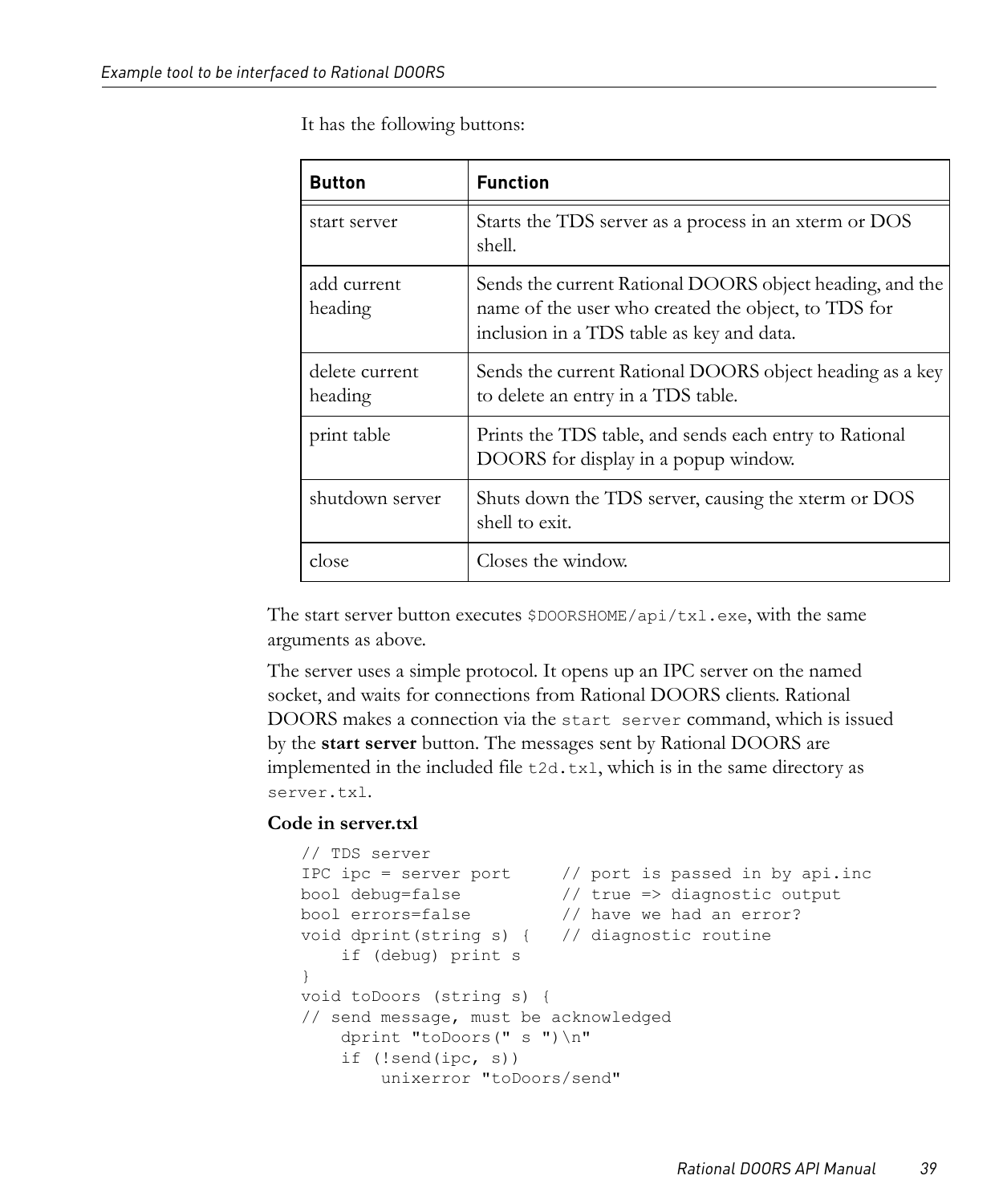It has the following buttons:

| Button | Function |
| --- | --- |
| start server | Starts the TDS server as a process in an xterm or DOS shell. |
| add current heading | Sends the current Rational DOORS object heading, and the name of the user who created the object, to TDS for inclusion in a TDS table as key and data. |
| delete current heading | Sends the current Rational DOORS object heading as a key to delete an entry in a TDS table. |
| print table | Prints the TDS table, and sends each entry to Rational DOORS for display in a popup window. |
| shutdown server | Shuts down the TDS server, causing the xterm or DOS shell to exit. |
| close | Closes the window. |

The start server button executes `$DOORSHOME/api/txl.exe`, with the same arguments as above.

The server uses a simple protocol. It opens up an IPC server on the named socket, and waits for connections from Rational DOORS clients. Rational DOORS makes a connection via the `start server` command, which is issued by the **start server** button. The messages sent by Rational DOORS are implemented in the included file `t2d.txl`, which is in the same directory as `server.txl`.

**Code in server.txl**

```
// TDS server
IPC ipc = server port     // port is passed in by api.inc
bool debug=false          // true => diagnostic output
bool errors=false         // have we had an error?
void dprint(string s) {   // diagnostic routine
    if (debug) print s
}
void toDoors (string s) {
// send message, must be acknowledged
    dprint "toDoors(" s ")\n"
    if (!send(ipc, s))
        unixerror "toDoors/send"
```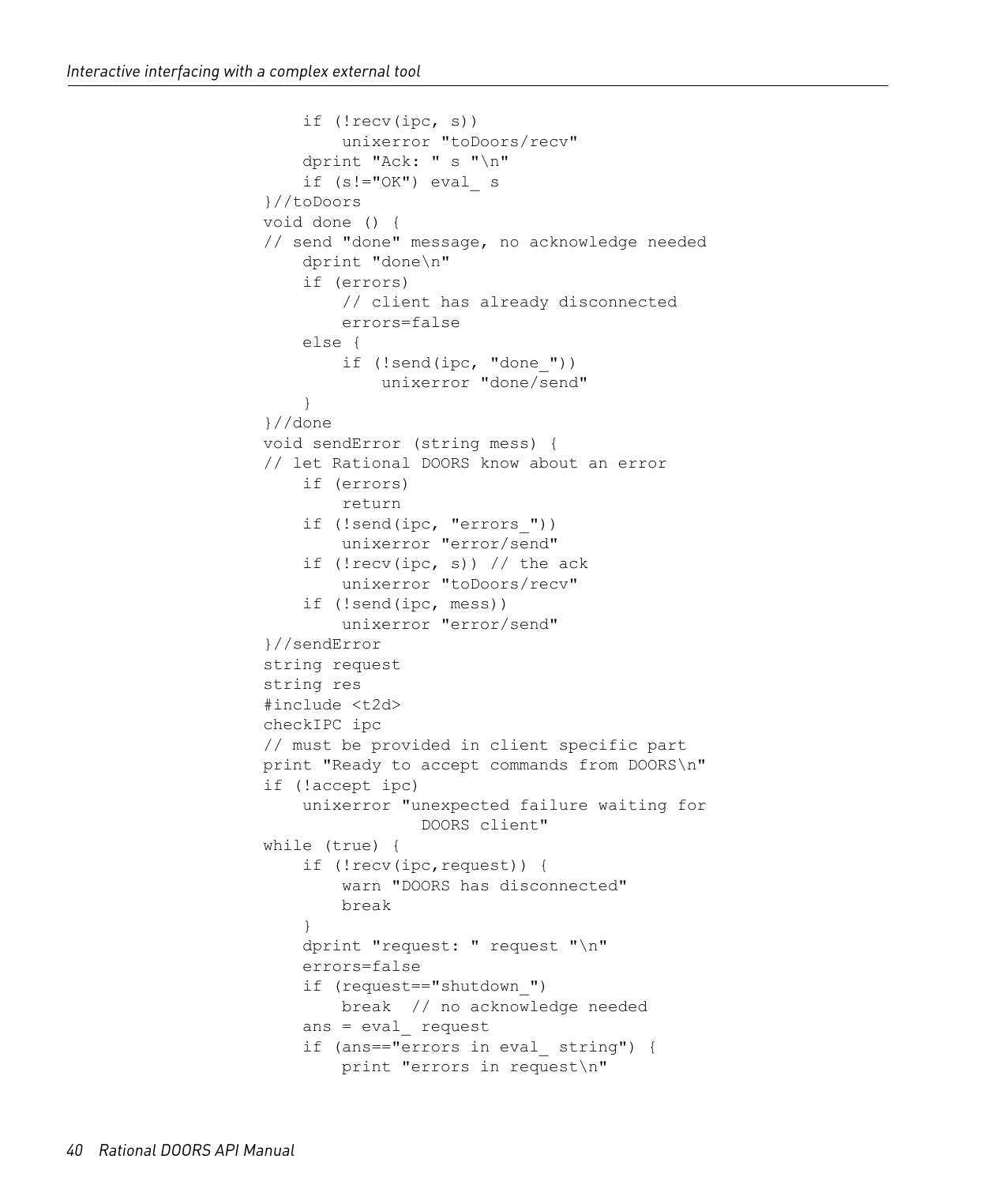```
    if (!recv(ipc, s))
        unixerror "toDoors/recv"
    dprint "Ack: " s "\n"
    if (s!="OK") eval_ s
}//toDoors
void done () {
// send "done" message, no acknowledge needed
    dprint "done\n"
    if (errors)
        // client has already disconnected
        errors=false
    else {
        if (!send(ipc, "done_"))
            unixerror "done/send"
    }
}//done
void sendError (string mess) {
// let Rational DOORS know about an error
    if (errors)
        return
    if (!send(ipc, "errors_"))
        unixerror "error/send"
    if (!recv(ipc, s)) // the ack
        unixerror "toDoors/recv"
    if (!send(ipc, mess))
        unixerror "error/send"
}//sendError
string request
string res
#include <t2d>
checkIPC ipc
// must be provided in client specific part
print "Ready to accept commands from DOORS\n"
if (!accept ipc)
    unixerror "unexpected failure waiting for 
                DOORS client"
while (true) {
    if (!recv(ipc,request)) {
        warn "DOORS has disconnected"
        break
    }
    dprint "request: " request "\n"
    errors=false
    if (request=="shutdown_")
        break  // no acknowledge needed
    ans = eval_ request
    if (ans=="errors in eval_ string") {
        print "errors in request\n"
```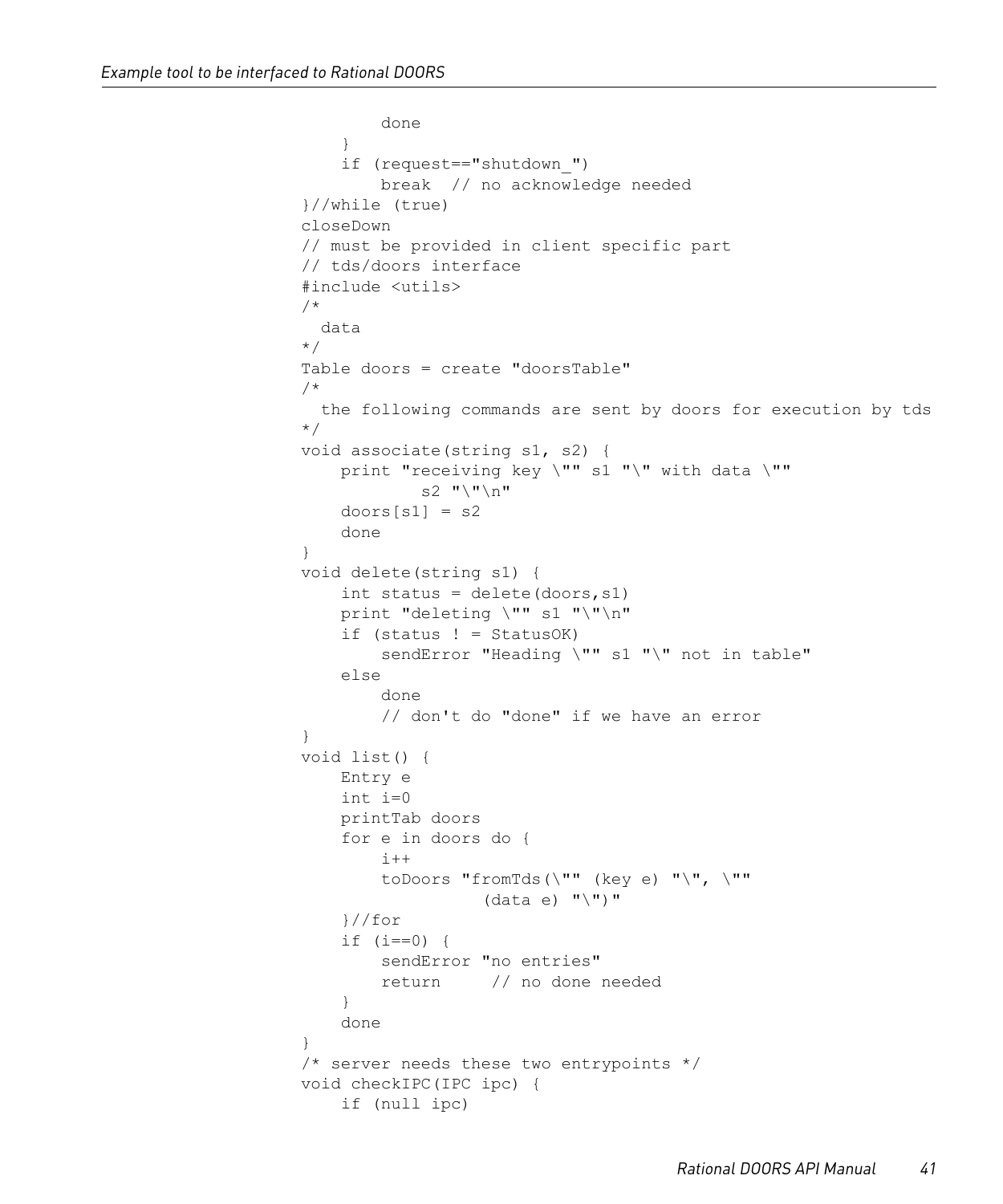```
        done
    }
    if (request=="shutdown_")
        break  // no acknowledge needed
}//while (true)
closeDown
// must be provided in client specific part
// tds/doors interface
#include <utils>
/*
  data
*/
Table doors = create "doorsTable"
/*
  the following commands are sent by doors for execution by tds
*/
void associate(string s1, s2) {
    print "receiving key \"" s1 "\" with data \""
            s2 "\"\n"
    doors[s1] = s2
    done
}
void delete(string s1) {
    int status = delete(doors,s1)
    print "deleting \"" s1 "\"\n"
    if (status ! = StatusOK)
        sendError "Heading \"" s1 "\" not in table"
    else
        done
        // don't do "done" if we have an error
}
void list() {
    Entry e
    int i=0
    printTab doors
    for e in doors do {
        i++
        toDoors "fromTds(\"" (key e) "\", \""
                    (data e) "\")"
    }//for
    if (i==0) {
        sendError "no entries"
        return     // no done needed
    }
    done
}
/* server needs these two entrypoints */
void checkIPC(IPC ipc) {
    if (null ipc)
```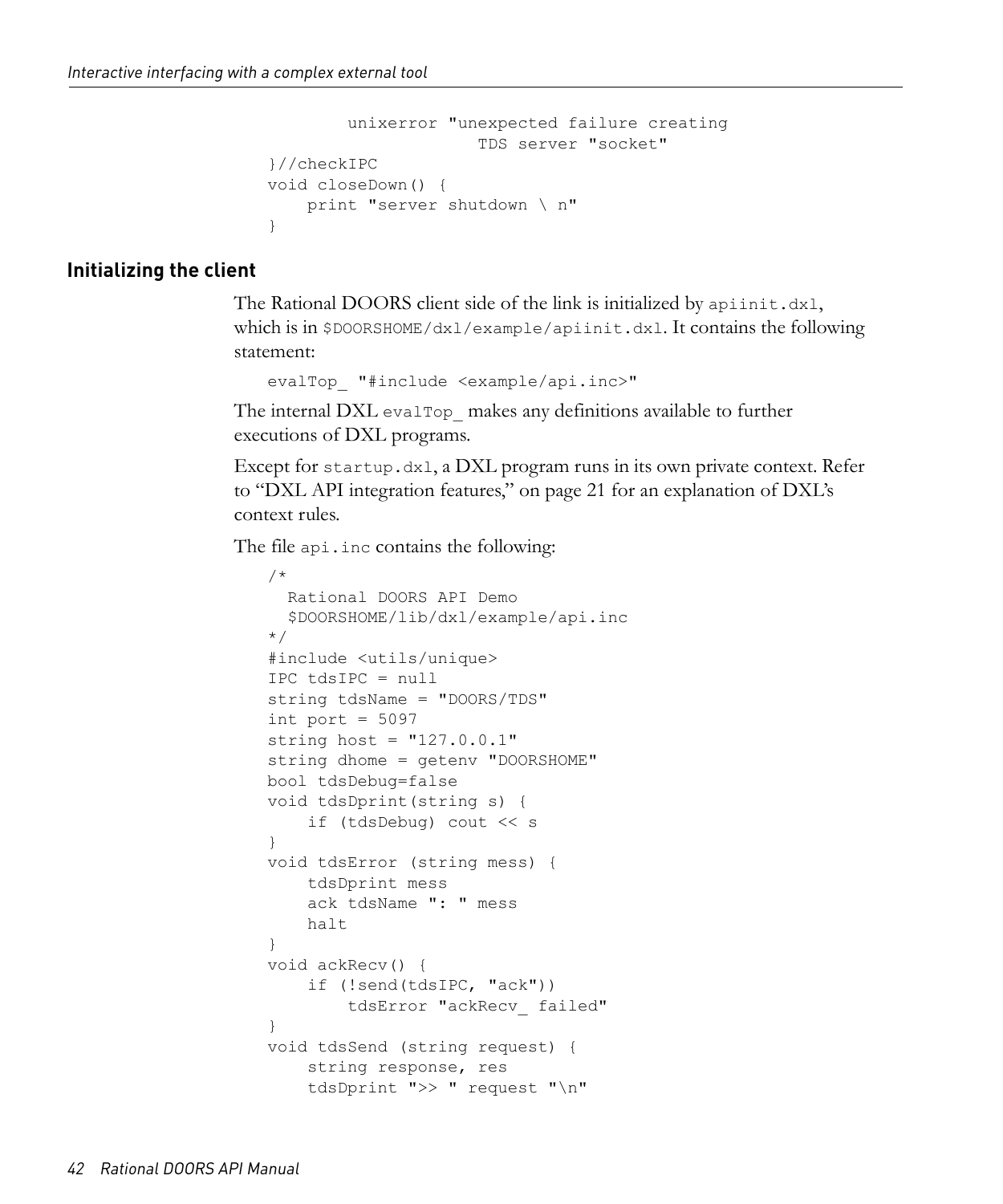```
        unixerror "unexpected failure creating
                     TDS server "socket"
}//checkIPC
void closeDown() {
    print "server shutdown \ n"
}
```

## Initializing the client

The Rational DOORS client side of the link is initialized by `apiinit.dxl`, which is in `$DOORSHOME/dxl/example/apiinit.dxl`. It contains the following statement:

```
evalTop_ "#include <example/api.inc>"
```

The internal DXL `evalTop_` makes any definitions available to further executions of DXL programs.

Except for `startup.dxl`, a DXL program runs in its own private context. Refer to "DXL API integration features," on page 21 for an explanation of DXL's context rules.

The file `api.inc` contains the following:

```
/*
  Rational DOORS API Demo
  $DOORSHOME/lib/dxl/example/api.inc
*/
#include <utils/unique>
IPC tdsIPC = null
string tdsName = "DOORS/TDS"
int port = 5097
string host = "127.0.0.1"
string dhome = getenv "DOORSHOME"
bool tdsDebug=false
void tdsDprint(string s) {
    if (tdsDebug) cout << s
}
void tdsError (string mess) {
    tdsDprint mess
    ack tdsName ": " mess
    halt
}
void ackRecv() {
    if (!send(tdsIPC, "ack"))
        tdsError "ackRecv_ failed"
}
void tdsSend (string request) {
    string response, res
    tdsDprint ">> " request "\n"
```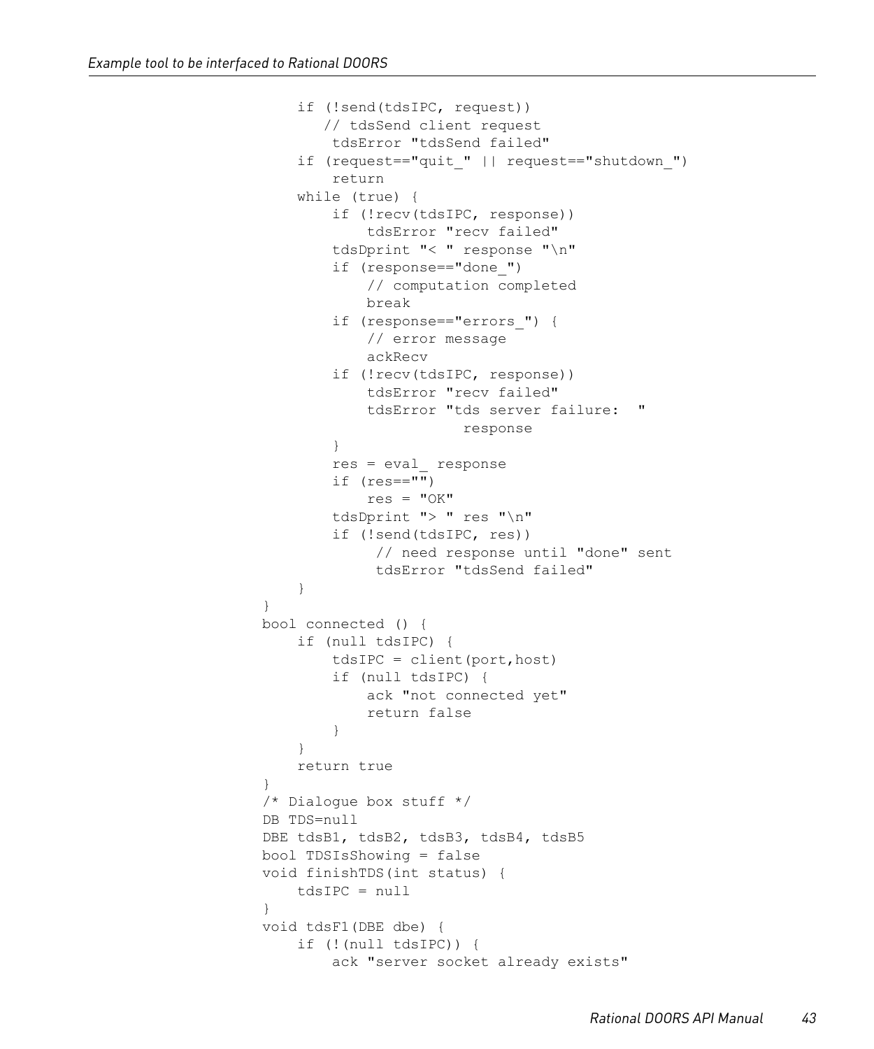```
    if (!send(tdsIPC, request))
       // tdsSend client request
        tdsError "tdsSend failed"
    if (request=="quit_" || request=="shutdown_")
        return
    while (true) {
        if (!recv(tdsIPC, response))
            tdsError "recv failed"
        tdsDprint "< " response "\n"
        if (response=="done_")
            // computation completed
            break
        if (response=="errors_") {
            // error message
            ackRecv
        if (!recv(tdsIPC, response))
            tdsError "recv failed"
            tdsError "tds server failure:  "
                       response
        }
        res = eval_ response
        if (res=="")
            res = "OK"
        tdsDprint "> " res "\n"
        if (!send(tdsIPC, res))
             // need response until "done" sent
             tdsError "tdsSend failed"
    }
}
bool connected () {
    if (null tdsIPC) {
        tdsIPC = client(port,host)
        if (null tdsIPC) {
            ack "not connected yet"
            return false
        }
    }
    return true
}
/* Dialogue box stuff */
DB TDS=null
DBE tdsB1, tdsB2, tdsB3, tdsB4, tdsB5
bool TDSIsShowing = false
void finishTDS(int status) {
    tdsIPC = null
}
void tdsF1(DBE dbe) {
    if (!(null tdsIPC)) {
        ack "server socket already exists"
```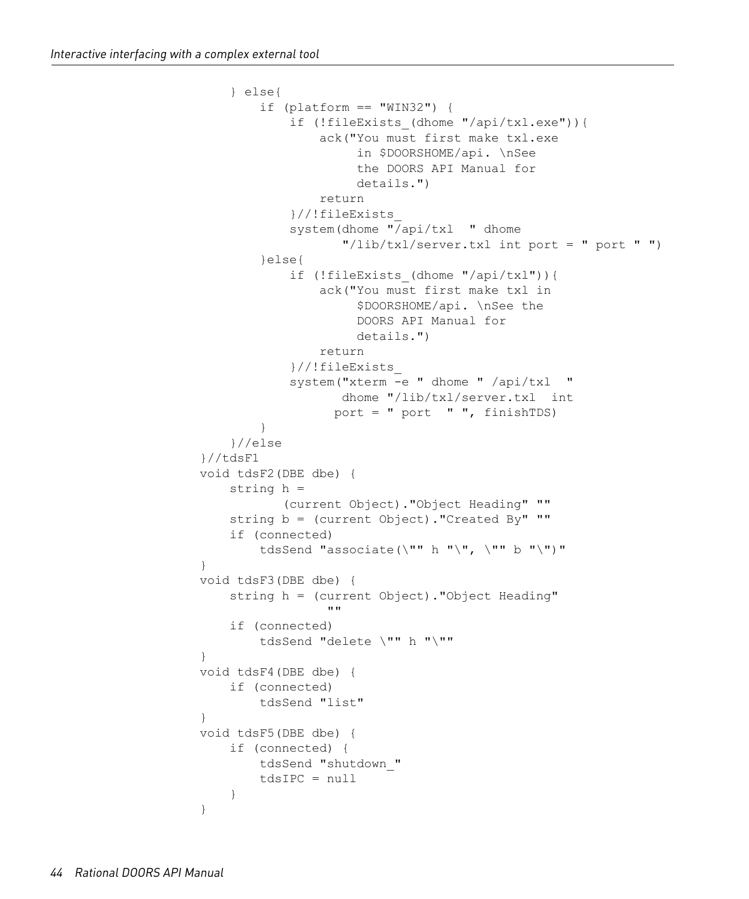```
    } else{
        if (platform == "WIN32") {
            if (!fileExists_(dhome "/api/txl.exe")){
                ack("You must first make txl.exe
                     in $DOORSHOME/api. \nSee
                     the DOORS API Manual for
                     details.")
                return
            }//!fileExists_
            system(dhome "/api/txl  " dhome
                   "/lib/txl/server.txl int port = " port " ")
        }else{
            if (!fileExists_(dhome "/api/txl")){
                ack("You must first make txl in
                     $DOORSHOME/api. \nSee the
                     DOORS API Manual for
                     details.")
                return
            }//!fileExists_
            system("xterm -e " dhome " /api/txl  "
                   dhome "/lib/txl/server.txl  int
                  port = " port  " ", finishTDS)
        }
    }//else
}//tdsF1
void tdsF2(DBE dbe) {
    string h =
           (current Object)."Object Heading" ""
    string b = (current Object)."Created By" ""
    if (connected)
        tdsSend "associate(\"" h "\", \"" b "\")"
}
void tdsF3(DBE dbe) {
    string h = (current Object)."Object Heading"
                 ""
    if (connected)
        tdsSend "delete \"" h "\""
}
void tdsF4(DBE dbe) {
    if (connected)
        tdsSend "list"
}
void tdsF5(DBE dbe) {
    if (connected) {
        tdsSend "shutdown_"
        tdsIPC = null
    }
}
```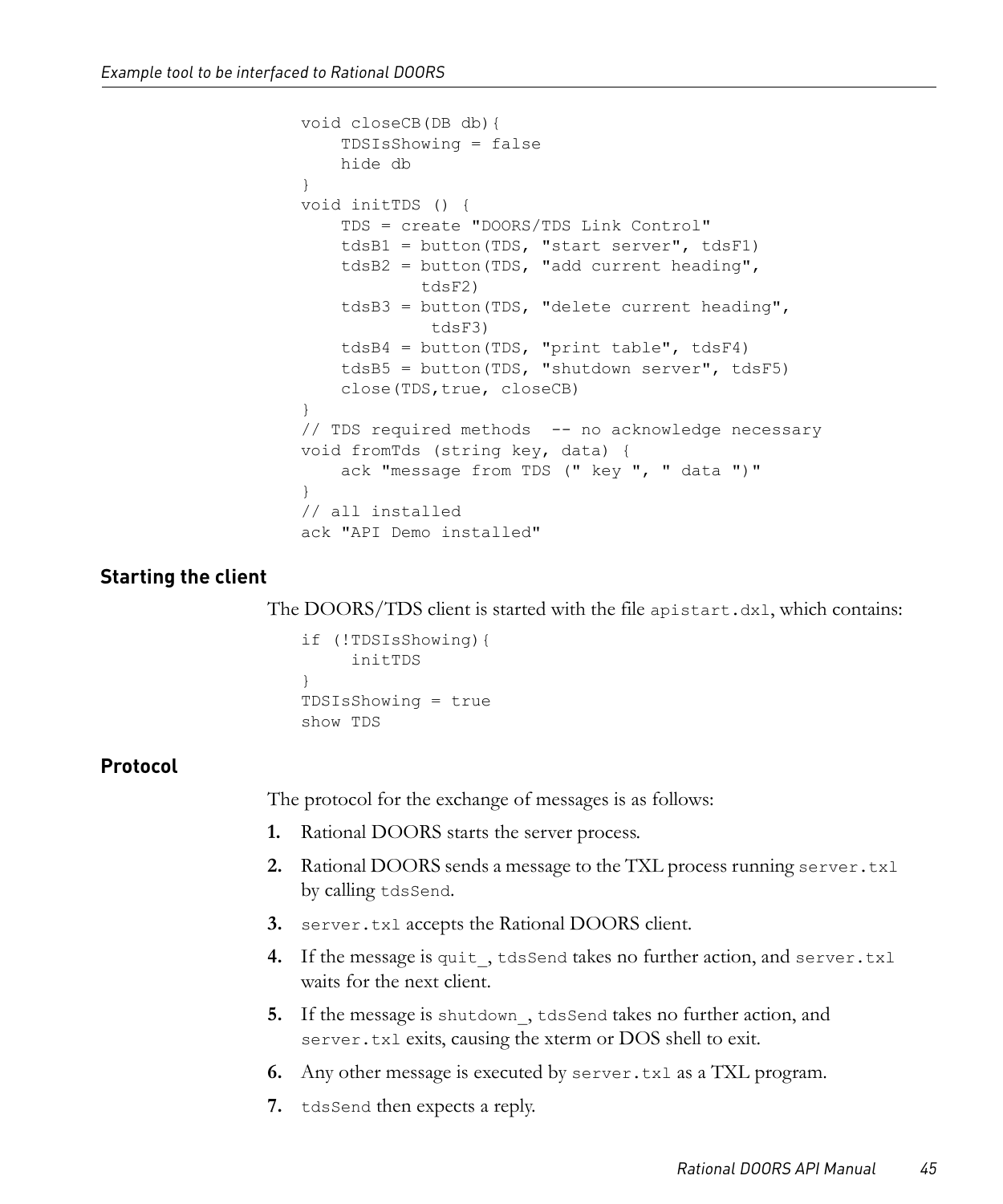```
void closeCB(DB db){
    TDSIsShowing = false
    hide db
}
void initTDS () {
    TDS = create "DOORS/TDS Link Control"
    tdsB1 = button(TDS, "start server", tdsF1)
    tdsB2 = button(TDS, "add current heading",
            tdsF2)
    tdsB3 = button(TDS, "delete current heading",
             tdsF3)
    tdsB4 = button(TDS, "print table", tdsF4)
    tdsB5 = button(TDS, "shutdown server", tdsF5)
    close(TDS,true, closeCB)
}
// TDS required methods  -- no acknowledge necessary
void fromTds (string key, data) {
    ack "message from TDS (" key ", " data ")"
}
// all installed
ack "API Demo installed"
```

### Starting the client

The DOORS/TDS client is started with the file `apistart.dxl`, which contains:

```
if (!TDSIsShowing){
     initTDS
}
TDSIsShowing = true
show TDS
```

### Protocol

The protocol for the exchange of messages is as follows:

1. Rational DOORS starts the server process.
2. Rational DOORS sends a message to the TXL process running `server.txl` by calling `tdsSend`.
3. `server.txl` accepts the Rational DOORS client.
4. If the message is `quit_`, `tdsSend` takes no further action, and `server.txl` waits for the next client.
5. If the message is `shutdown_`, `tdsSend` takes no further action, and `server.txl` exits, causing the xterm or DOS shell to exit.
6. Any other message is executed by `server.txl` as a TXL program.
7. `tdsSend` then expects a reply.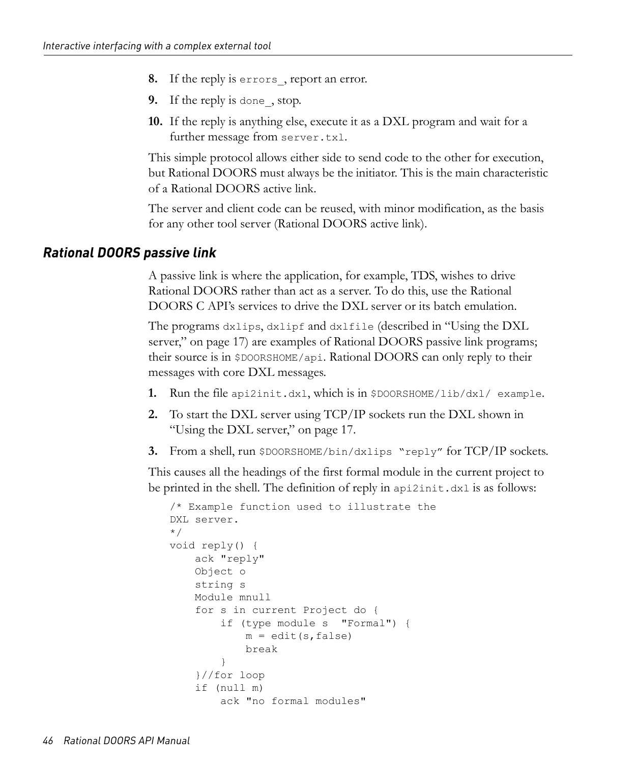8. If the reply is `errors_`, report an error.
9. If the reply is `done_`, stop.
10. If the reply is anything else, execute it as a DXL program and wait for a further message from `server.txl`.

This simple protocol allows either side to send code to the other for execution, but Rational DOORS must always be the initiator. This is the main characteristic of a Rational DOORS active link.

The server and client code can be reused, with minor modification, as the basis for any other tool server (Rational DOORS active link).

## Rational DOORS passive link

A passive link is where the application, for example, TDS, wishes to drive Rational DOORS rather than act as a server. To do this, use the Rational DOORS C API's services to drive the DXL server or its batch emulation.

The programs `dxlips`, `dxlipf` and `dxlfile` (described in "Using the DXL server," on page 17) are examples of Rational DOORS passive link programs; their source is in `$DOORSHOME/api`. Rational DOORS can only reply to their messages with core DXL messages.

1. Run the file `api2init.dxl`, which is in `$DOORSHOME/lib/dxl/ example`.
2. To start the DXL server using TCP/IP sockets run the DXL shown in "Using the DXL server," on page 17.
3. From a shell, run `$DOORSHOME/bin/dxlips "reply"` for TCP/IP sockets.

This causes all the headings of the first formal module in the current project to be printed in the shell. The definition of reply in `api2init.dxl` is as follows:

```
/* Example function used to illustrate the
DXL server.
*/
void reply() {
    ack "reply"
    Object o
    string s
    Module mnull
    for s in current Project do {
        if (type module s  "Formal") {
            m = edit(s,false)
            break
        }
    }//for loop
    if (null m)
        ack "no formal modules"
```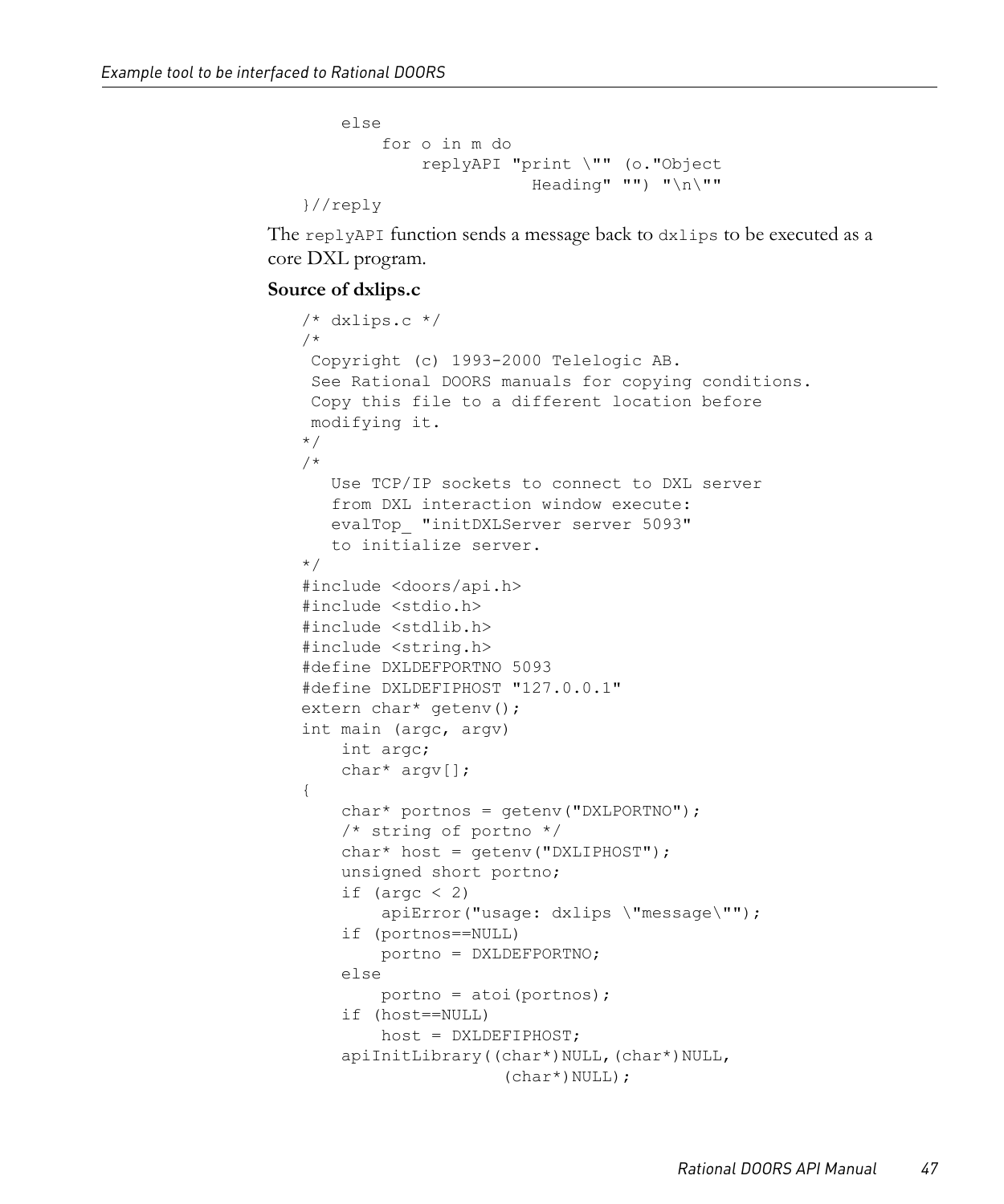```
    else
        for o in m do
            replyAPI "print \"" (o."Object
                           Heading" "") "\n\""
}//reply
```

The `replyAPI` function sends a message back to `dxlips` to be executed as a core DXL program.

**Source of dxlips.c**

```
/* dxlips.c */
/*
 Copyright (c) 1993-2000 Telelogic AB.
 See Rational DOORS manuals for copying conditions.
 Copy this file to a different location before
 modifying it.
*/
/*
   Use TCP/IP sockets to connect to DXL server
   from DXL interaction window execute:
   evalTop_ "initDXLServer server 5093"
   to initialize server.
*/
#include <doors/api.h>
#include <stdio.h>
#include <stdlib.h>
#include <string.h>
#define DXLDEFPORTNO 5093
#define DXLDEFIPHOST "127.0.0.1"
extern char* getenv();
int main (argc, argv)
    int argc;
    char* argv[];
{
    char* portnos = getenv("DXLPORTNO");
    /* string of portno */
    char* host = getenv("DXLIPHOST");
    unsigned short portno;
    if (argc < 2)
        apiError("usage: dxlips \"message\"");
    if (portnos==NULL)
        portno = DXLDEFPORTNO;
    else
        portno = atoi(portnos);
    if (host==NULL)
        host = DXLDEFIPHOST;
    apiInitLibrary((char*)NULL,(char*)NULL,
                (char*)NULL);
```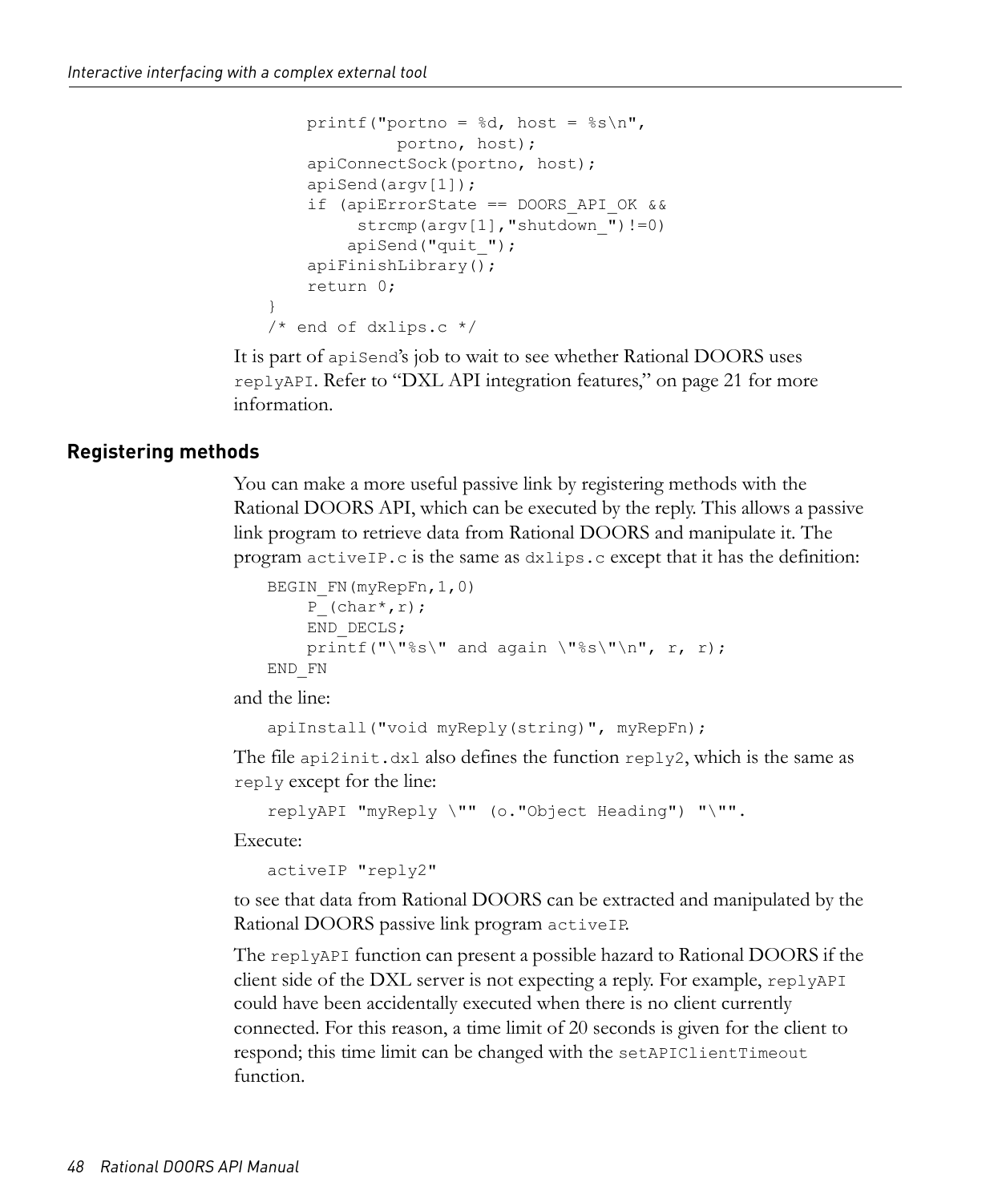```
    printf("portno = %d, host = %s\n",
             portno, host);
    apiConnectSock(portno, host);
    apiSend(argv[1]);
    if (apiErrorState == DOORS_API_OK &&
         strcmp(argv[1],"shutdown_")!=0)
        apiSend("quit_");
    apiFinishLibrary();
    return 0;
}
/* end of dxlips.c */
```

It is part of `apiSend`'s job to wait to see whether Rational DOORS uses `replyAPI`. Refer to "DXL API integration features," on page 21 for more information.

## Registering methods

You can make a more useful passive link by registering methods with the Rational DOORS API, which can be executed by the reply. This allows a passive link program to retrieve data from Rational DOORS and manipulate it. The program `activeIP.c` is the same as `dxlips.c` except that it has the definition:

```
BEGIN_FN(myRepFn,1,0)
    P_(char*,r);
    END_DECLS;
    printf("\"%s\" and again \"%s\"\n", r, r);
END_FN
```

and the line:

```
apiInstall("void myReply(string)", myRepFn);
```

The file `api2init.dxl` also defines the function `reply2`, which is the same as `reply` except for the line:

```
replyAPI "myReply \"" (o."Object Heading") "\"".
```

Execute:

```
activeIP "reply2"
```

to see that data from Rational DOORS can be extracted and manipulated by the Rational DOORS passive link program `activeIP`.

The `replyAPI` function can present a possible hazard to Rational DOORS if the client side of the DXL server is not expecting a reply. For example, `replyAPI` could have been accidentally executed when there is no client currently connected. For this reason, a time limit of 20 seconds is given for the client to respond; this time limit can be changed with the `setAPIClientTimeout` function.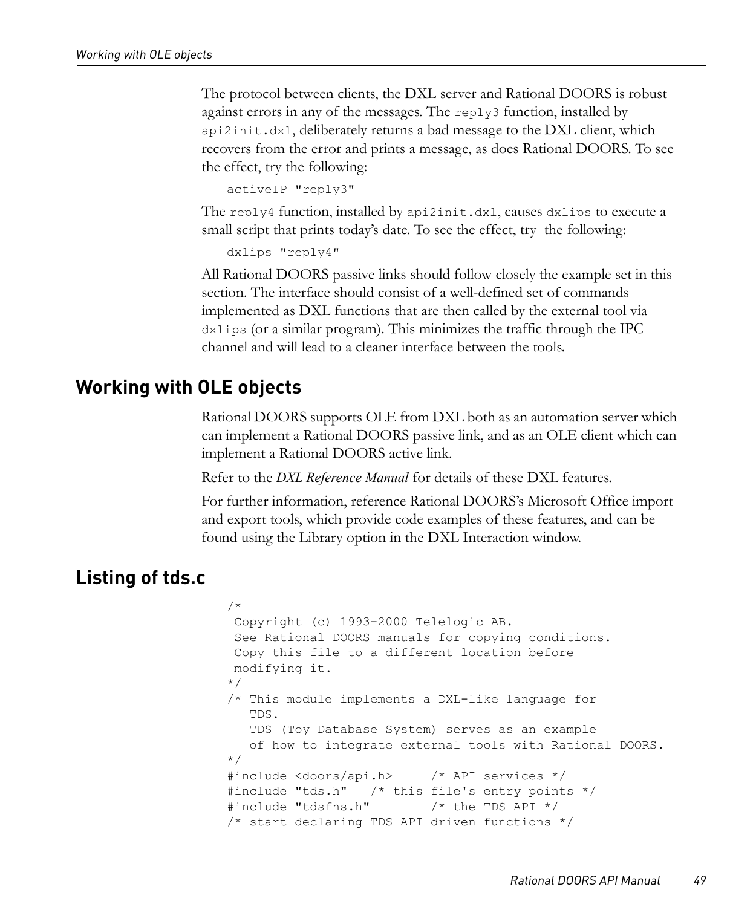The protocol between clients, the DXL server and Rational DOORS is robust against errors in any of the messages. The `reply3` function, installed by `api2init.dxl`, deliberately returns a bad message to the DXL client, which recovers from the error and prints a message, as does Rational DOORS. To see the effect, try the following:

```
activeIP "reply3"
```

The `reply4` function, installed by `api2init.dxl`, causes `dxlips` to execute a small script that prints today's date. To see the effect, try the following:

```
dxlips "reply4"
```

All Rational DOORS passive links should follow closely the example set in this section. The interface should consist of a well-defined set of commands implemented as DXL functions that are then called by the external tool via `dxlips` (or a similar program). This minimizes the traffic through the IPC channel and will lead to a cleaner interface between the tools.

## Working with OLE objects

Rational DOORS supports OLE from DXL both as an automation server which can implement a Rational DOORS passive link, and as an OLE client which can implement a Rational DOORS active link.

Refer to the *DXL Reference Manual* for details of these DXL features.

For further information, reference Rational DOORS's Microsoft Office import and export tools, which provide code examples of these features, and can be found using the Library option in the DXL Interaction window.

## Listing of tds.c

```
/*
 Copyright (c) 1993-2000 Telelogic AB.
 See Rational DOORS manuals for copying conditions.
 Copy this file to a different location before
 modifying it.
*/
/* This module implements a DXL-like language for
   TDS.
   TDS (Toy Database System) serves as an example
   of how to integrate external tools with Rational DOORS.
*/
#include <doors/api.h>     /* API services */
#include "tds.h"   /* this file's entry points */
#include "tdsfns.h"        /* the TDS API */
/* start declaring TDS API driven functions */
```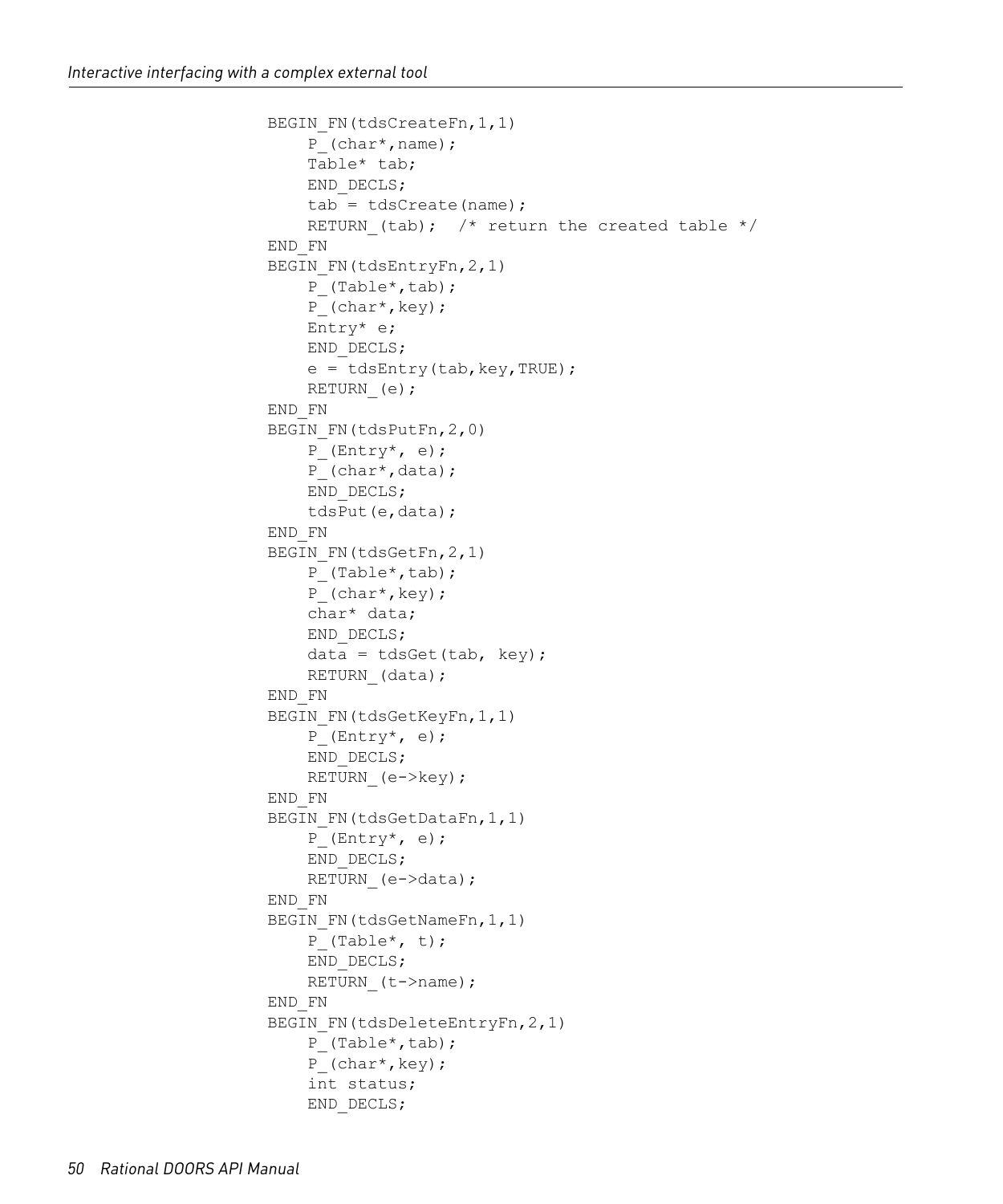```
BEGIN_FN(tdsCreateFn,1,1)
    P_(char*,name);
    Table* tab;
    END_DECLS;
    tab = tdsCreate(name);
    RETURN_(tab);  /* return the created table */
END_FN
BEGIN_FN(tdsEntryFn,2,1)
    P_(Table*,tab);
    P_(char*,key);
    Entry* e;
    END_DECLS;
    e = tdsEntry(tab,key,TRUE);
    RETURN_(e);
END_FN
BEGIN_FN(tdsPutFn,2,0)
    P_(Entry*, e);
    P_(char*,data);
    END_DECLS;
    tdsPut(e,data);
END_FN
BEGIN_FN(tdsGetFn,2,1)
    P_(Table*,tab);
    P_(char*,key);
    char* data;
    END_DECLS;
    data = tdsGet(tab, key);
    RETURN_(data);
END_FN
BEGIN_FN(tdsGetKeyFn,1,1)
    P_(Entry*, e);
    END_DECLS;
    RETURN_(e->key);
END_FN
BEGIN_FN(tdsGetDataFn,1,1)
    P_(Entry*, e);
    END_DECLS;
    RETURN_(e->data);
END_FN
BEGIN_FN(tdsGetNameFn,1,1)
    P_(Table*, t);
    END_DECLS;
    RETURN_(t->name);
END_FN
BEGIN_FN(tdsDeleteEntryFn,2,1)
    P_(Table*,tab);
    P_(char*,key);
    int status;
    END_DECLS;
```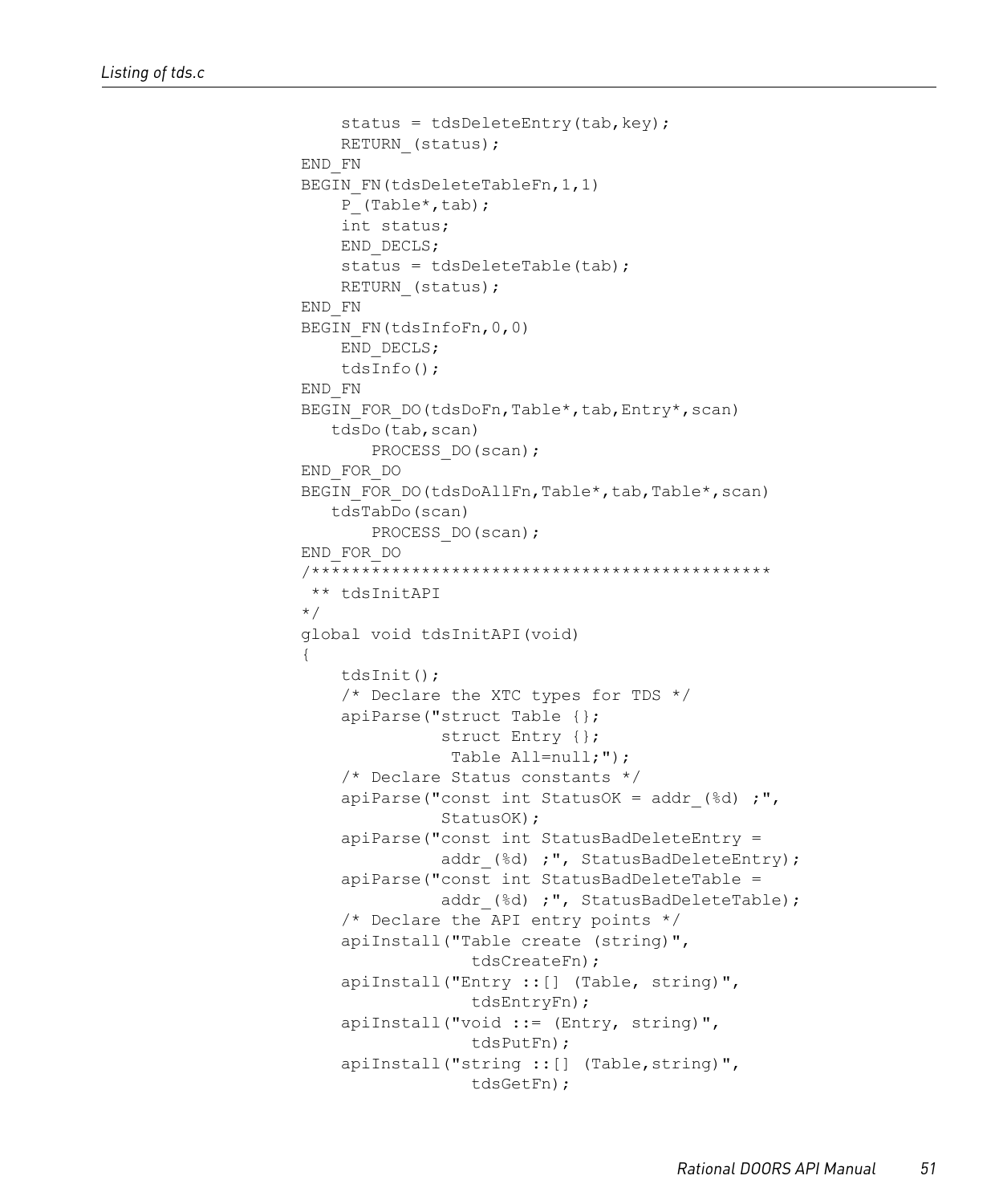```
    status = tdsDeleteEntry(tab,key);
    RETURN_(status);
END_FN
BEGIN_FN(tdsDeleteTableFn,1,1)
    P_(Table*,tab);
    int status;
    END_DECLS;
    status = tdsDeleteTable(tab);
    RETURN_(status);
END_FN
BEGIN_FN(tdsInfoFn,0,0)
    END_DECLS;
    tdsInfo();
END_FN
BEGIN_FOR_DO(tdsDoFn,Table*,tab,Entry*,scan)
   tdsDo(tab,scan)
       PROCESS_DO(scan);
END_FOR_DO
BEGIN_FOR_DO(tdsDoAllFn,Table*,tab,Table*,scan)
   tdsTabDo(scan)
       PROCESS_DO(scan);
END_FOR_DO
/*********************************************
 ** tdsInitAPI
*/
global void tdsInitAPI(void)
{
    tdsInit();
    /* Declare the XTC types for TDS */
    apiParse("struct Table {};
              struct Entry {};
               Table All=null;");
    /* Declare Status constants */
    apiParse("const int StatusOK = addr_(%d) ;",
              StatusOK);
    apiParse("const int StatusBadDeleteEntry =
              addr_(%d) ;", StatusBadDeleteEntry);
    apiParse("const int StatusBadDeleteTable =
              addr_(%d) ;", StatusBadDeleteTable);
    /* Declare the API entry points */
    apiInstall("Table create (string)",
                 tdsCreateFn);
    apiInstall("Entry ::[] (Table, string)",
                 tdsEntryFn);
    apiInstall("void ::= (Entry, string)",
                 tdsPutFn);
    apiInstall("string ::[] (Table,string)",
                 tdsGetFn);
```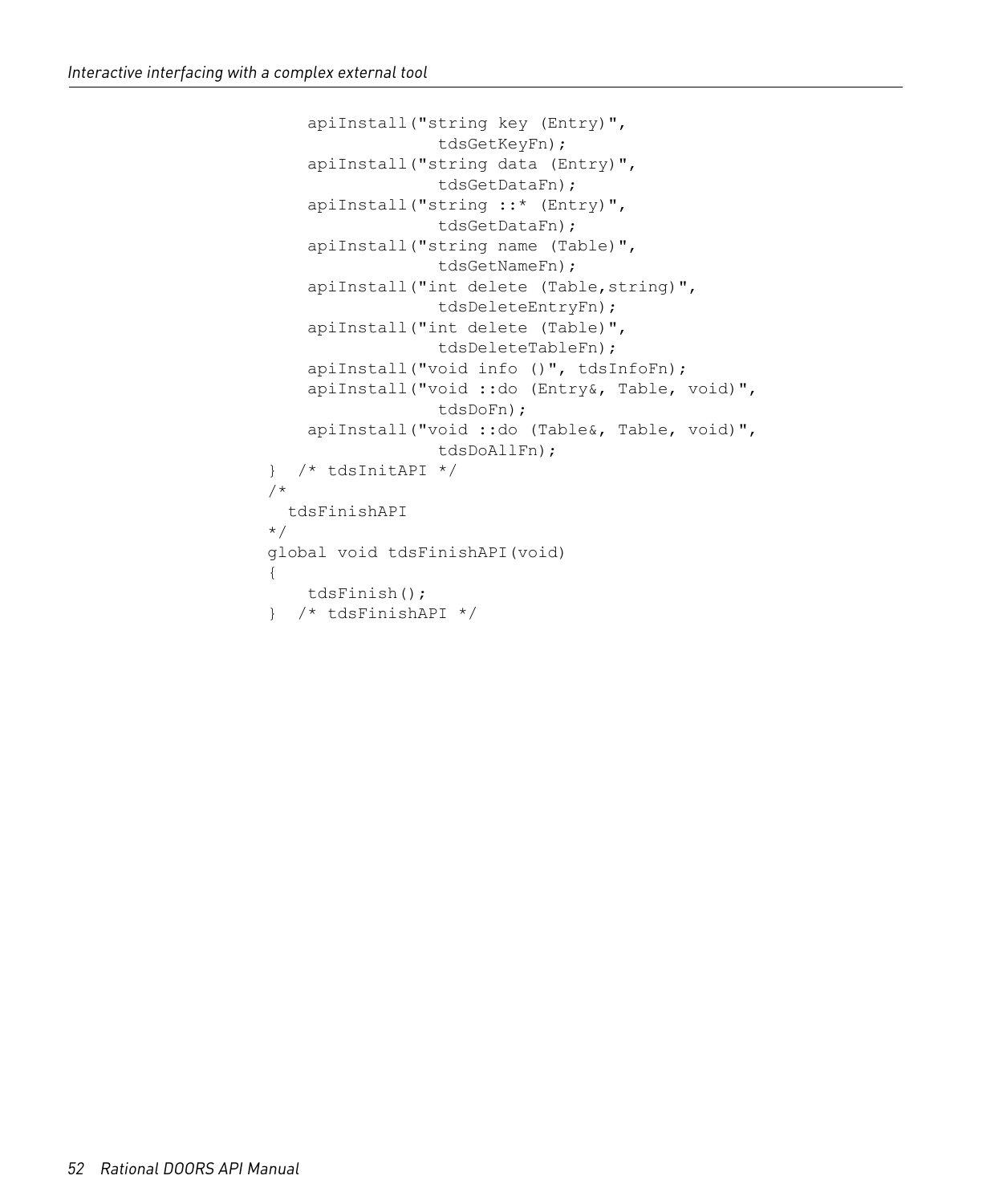```
    apiInstall("string key (Entry)",
                 tdsGetKeyFn);
    apiInstall("string data (Entry)",
                 tdsGetDataFn);
    apiInstall("string ::* (Entry)",
                 tdsGetDataFn);
    apiInstall("string name (Table)",
                 tdsGetNameFn);
    apiInstall("int delete (Table,string)",
                 tdsDeleteEntryFn);
    apiInstall("int delete (Table)",
                 tdsDeleteTableFn);
    apiInstall("void info ()", tdsInfoFn);
    apiInstall("void ::do (Entry&, Table, void)",
                 tdsDoFn);
    apiInstall("void ::do (Table&, Table, void)",
                 tdsDoAllFn);
}  /* tdsInitAPI */
/*
  tdsFinishAPI
*/
global void tdsFinishAPI(void)
{
    tdsFinish();
}  /* tdsFinishAPI */
```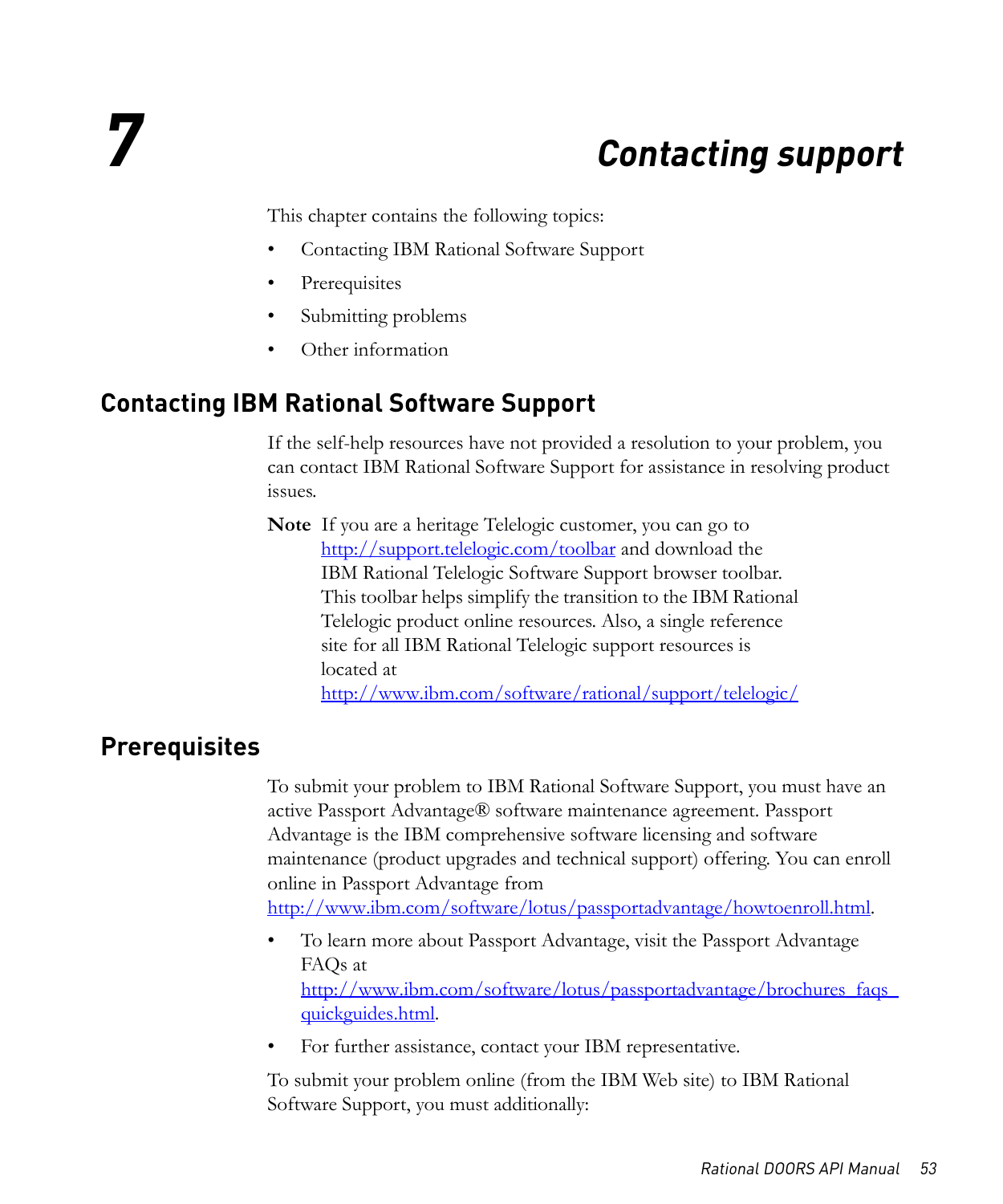# 7 Contacting support

This chapter contains the following topics:

- Contacting IBM Rational Software Support
- Prerequisites
- Submitting problems
- Other information

## Contacting IBM Rational Software Support

If the self-help resources have not provided a resolution to your problem, you can contact IBM Rational Software Support for assistance in resolving product issues.

**Note** If you are a heritage Telelogic customer, you can go to http://support.telelogic.com/toolbar and download the IBM Rational Telelogic Software Support browser toolbar. This toolbar helps simplify the transition to the IBM Rational Telelogic product online resources. Also, a single reference site for all IBM Rational Telelogic support resources is located at http://www.ibm.com/software/rational/support/telelogic/

## Prerequisites

To submit your problem to IBM Rational Software Support, you must have an active Passport Advantage® software maintenance agreement. Passport Advantage is the IBM comprehensive software licensing and software maintenance (product upgrades and technical support) offering. You can enroll online in Passport Advantage from http://www.ibm.com/software/lotus/passportadvantage/howtoenroll.html.

- To learn more about Passport Advantage, visit the Passport Advantage FAQs at http://www.ibm.com/software/lotus/passportadvantage/brochures_faqs_quickguides.html.
- For further assistance, contact your IBM representative.

To submit your problem online (from the IBM Web site) to IBM Rational Software Support, you must additionally: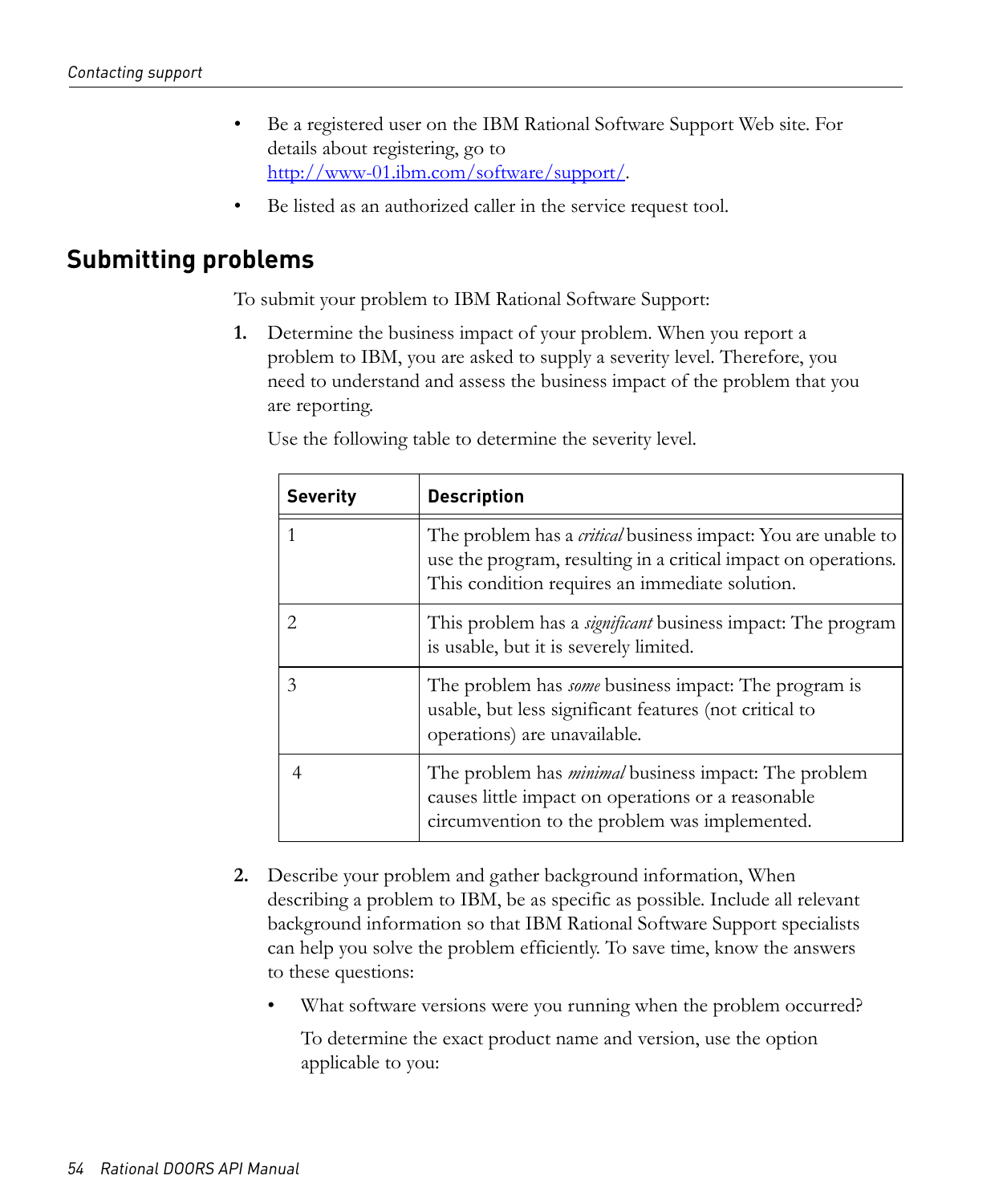- Be a registered user on the IBM Rational Software Support Web site. For details about registering, go to http://www-01.ibm.com/software/support/.
- Be listed as an authorized caller in the service request tool.

## Submitting problems

To submit your problem to IBM Rational Software Support:

1. Determine the business impact of your problem. When you report a problem to IBM, you are asked to supply a severity level. Therefore, you need to understand and assess the business impact of the problem that you are reporting.

   Use the following table to determine the severity level.

   | Severity | Description |
   |---|---|
   | 1 | The problem has a *critical* business impact: You are unable to use the program, resulting in a critical impact on operations. This condition requires an immediate solution. |
   | 2 | This problem has a *significant* business impact: The program is usable, but it is severely limited. |
   | 3 | The problem has *some* business impact: The program is usable, but less significant features (not critical to operations) are unavailable. |
   | 4 | The problem has *minimal* business impact: The problem causes little impact on operations or a reasonable circumvention to the problem was implemented. |

2. Describe your problem and gather background information, When describing a problem to IBM, be as specific as possible. Include all relevant background information so that IBM Rational Software Support specialists can help you solve the problem efficiently. To save time, know the answers to these questions:

   - What software versions were you running when the problem occurred?

     To determine the exact product name and version, use the option applicable to you: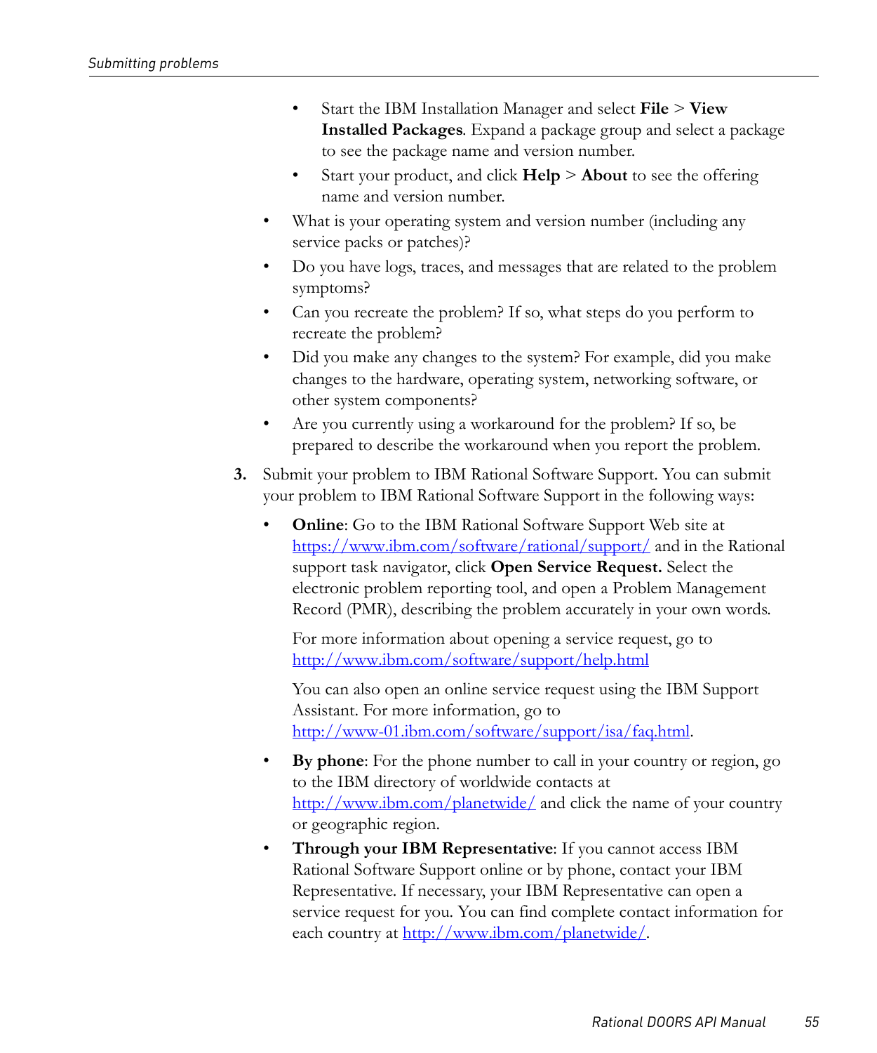- Start the IBM Installation Manager and select **File** > **View Installed Packages**. Expand a package group and select a package to see the package name and version number.
    - Start your product, and click **Help** > **About** to see the offering name and version number.
- What is your operating system and version number (including any service packs or patches)?
- Do you have logs, traces, and messages that are related to the problem symptoms?
- Can you recreate the problem? If so, what steps do you perform to recreate the problem?
- Did you make any changes to the system? For example, did you make changes to the hardware, operating system, networking software, or other system components?
- Are you currently using a workaround for the problem? If so, be prepared to describe the workaround when you report the problem.

3. Submit your problem to IBM Rational Software Support. You can submit your problem to IBM Rational Software Support in the following ways:

    - **Online**: Go to the IBM Rational Software Support Web site at https://www.ibm.com/software/rational/support/ and in the Rational support task navigator, click **Open Service Request.** Select the electronic problem reporting tool, and open a Problem Management Record (PMR), describing the problem accurately in your own words.

      For more information about opening a service request, go to http://www.ibm.com/software/support/help.html

      You can also open an online service request using the IBM Support Assistant. For more information, go to http://www-01.ibm.com/software/support/isa/faq.html.

    - **By phone**: For the phone number to call in your country or region, go to the IBM directory of worldwide contacts at http://www.ibm.com/planetwide/ and click the name of your country or geographic region.
    - **Through your IBM Representative**: If you cannot access IBM Rational Software Support online or by phone, contact your IBM Representative. If necessary, your IBM Representative can open a service request for you. You can find complete contact information for each country at http://www.ibm.com/planetwide/.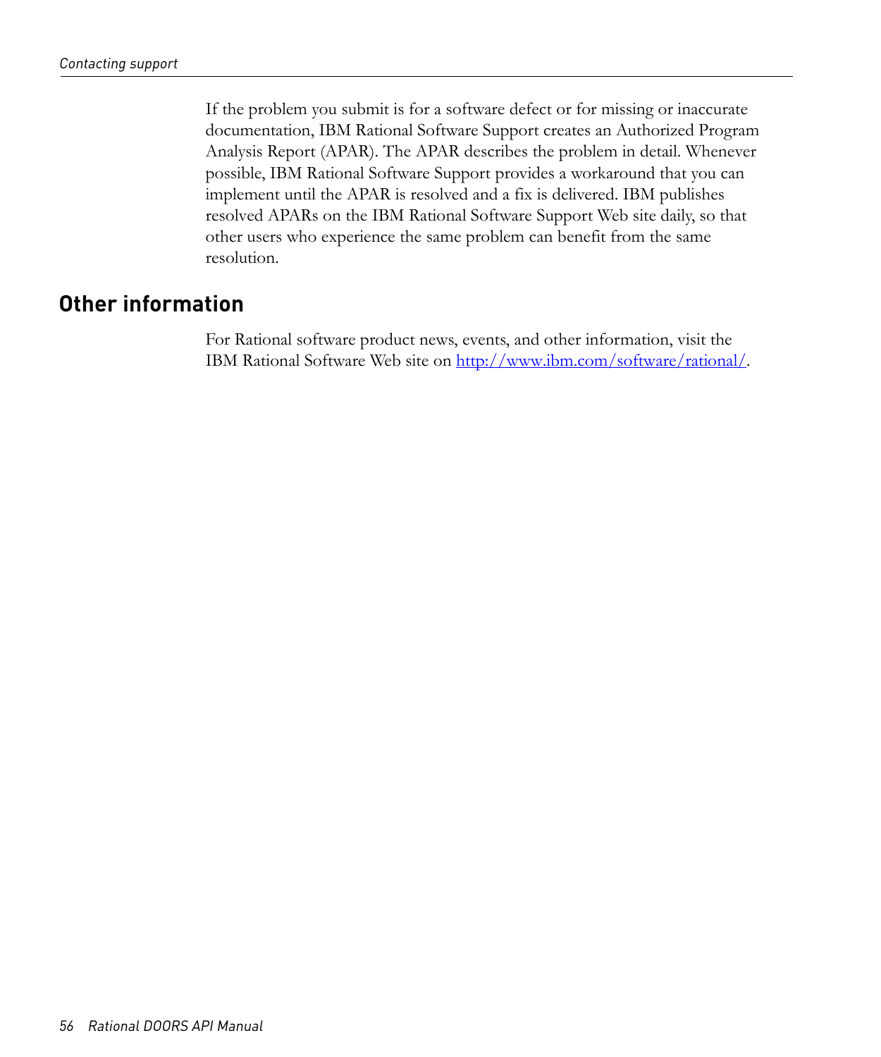If the problem you submit is for a software defect or for missing or inaccurate documentation, IBM Rational Software Support creates an Authorized Program Analysis Report (APAR). The APAR describes the problem in detail. Whenever possible, IBM Rational Software Support provides a workaround that you can implement until the APAR is resolved and a fix is delivered. IBM publishes resolved APARs on the IBM Rational Software Support Web site daily, so that other users who experience the same problem can benefit from the same resolution.

## Other information

For Rational software product news, events, and other information, visit the IBM Rational Software Web site on [http://www.ibm.com/software/rational/](http://www.ibm.com/software/rational/).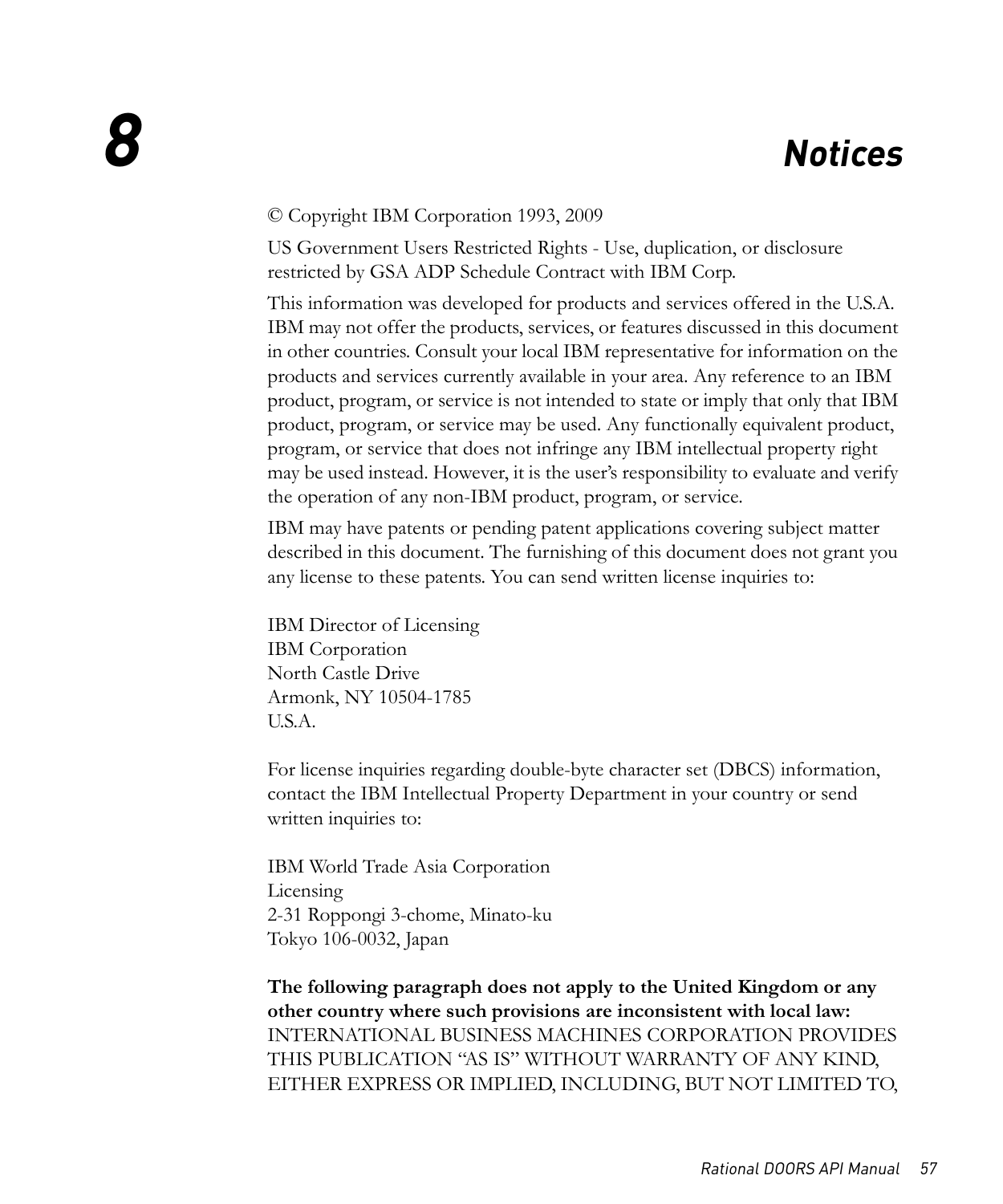# 8 Notices

© Copyright IBM Corporation 1993, 2009

US Government Users Restricted Rights - Use, duplication, or disclosure restricted by GSA ADP Schedule Contract with IBM Corp.

This information was developed for products and services offered in the U.S.A. IBM may not offer the products, services, or features discussed in this document in other countries. Consult your local IBM representative for information on the products and services currently available in your area. Any reference to an IBM product, program, or service is not intended to state or imply that only that IBM product, program, or service may be used. Any functionally equivalent product, program, or service that does not infringe any IBM intellectual property right may be used instead. However, it is the user's responsibility to evaluate and verify the operation of any non-IBM product, program, or service.

IBM may have patents or pending patent applications covering subject matter described in this document. The furnishing of this document does not grant you any license to these patents. You can send written license inquiries to:

IBM Director of Licensing
IBM Corporation
North Castle Drive
Armonk, NY 10504-1785
U.S.A.

For license inquiries regarding double-byte character set (DBCS) information, contact the IBM Intellectual Property Department in your country or send written inquiries to:

IBM World Trade Asia Corporation
Licensing
2-31 Roppongi 3-chome, Minato-ku
Tokyo 106-0032, Japan

**The following paragraph does not apply to the United Kingdom or any other country where such provisions are inconsistent with local law:** INTERNATIONAL BUSINESS MACHINES CORPORATION PROVIDES THIS PUBLICATION "AS IS" WITHOUT WARRANTY OF ANY KIND, EITHER EXPRESS OR IMPLIED, INCLUDING, BUT NOT LIMITED TO,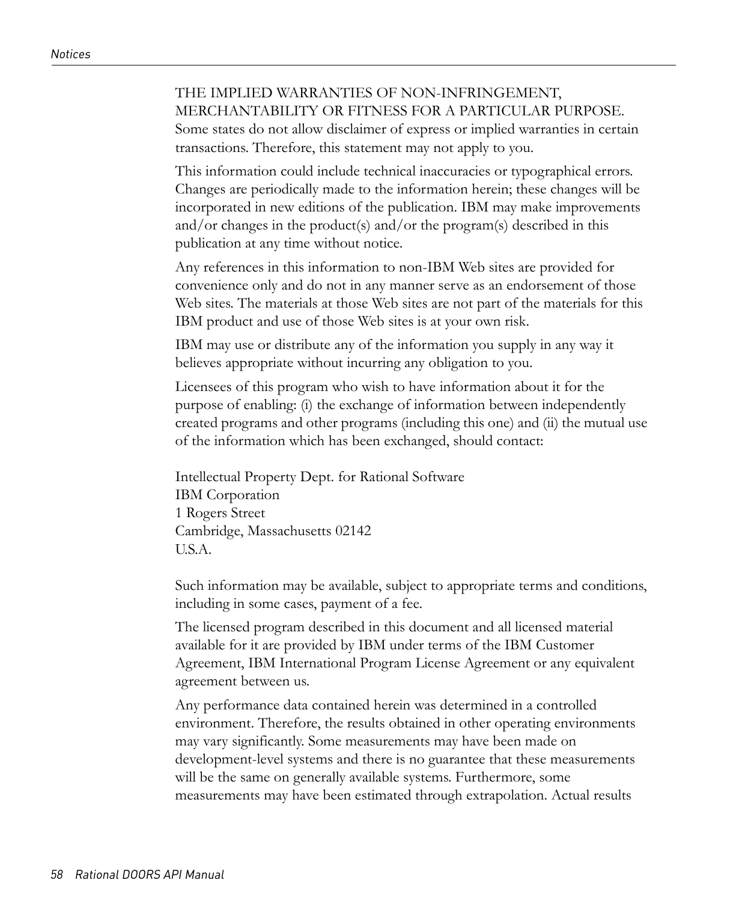THE IMPLIED WARRANTIES OF NON-INFRINGEMENT, MERCHANTABILITY OR FITNESS FOR A PARTICULAR PURPOSE. Some states do not allow disclaimer of express or implied warranties in certain transactions. Therefore, this statement may not apply to you.

This information could include technical inaccuracies or typographical errors. Changes are periodically made to the information herein; these changes will be incorporated in new editions of the publication. IBM may make improvements and/or changes in the product(s) and/or the program(s) described in this publication at any time without notice.

Any references in this information to non-IBM Web sites are provided for convenience only and do not in any manner serve as an endorsement of those Web sites. The materials at those Web sites are not part of the materials for this IBM product and use of those Web sites is at your own risk.

IBM may use or distribute any of the information you supply in any way it believes appropriate without incurring any obligation to you.

Licensees of this program who wish to have information about it for the purpose of enabling: (i) the exchange of information between independently created programs and other programs (including this one) and (ii) the mutual use of the information which has been exchanged, should contact:

Intellectual Property Dept. for Rational Software
IBM Corporation
1 Rogers Street
Cambridge, Massachusetts 02142
U.S.A.

Such information may be available, subject to appropriate terms and conditions, including in some cases, payment of a fee.

The licensed program described in this document and all licensed material available for it are provided by IBM under terms of the IBM Customer Agreement, IBM International Program License Agreement or any equivalent agreement between us.

Any performance data contained herein was determined in a controlled environment. Therefore, the results obtained in other operating environments may vary significantly. Some measurements may have been made on development-level systems and there is no guarantee that these measurements will be the same on generally available systems. Furthermore, some measurements may have been estimated through extrapolation. Actual results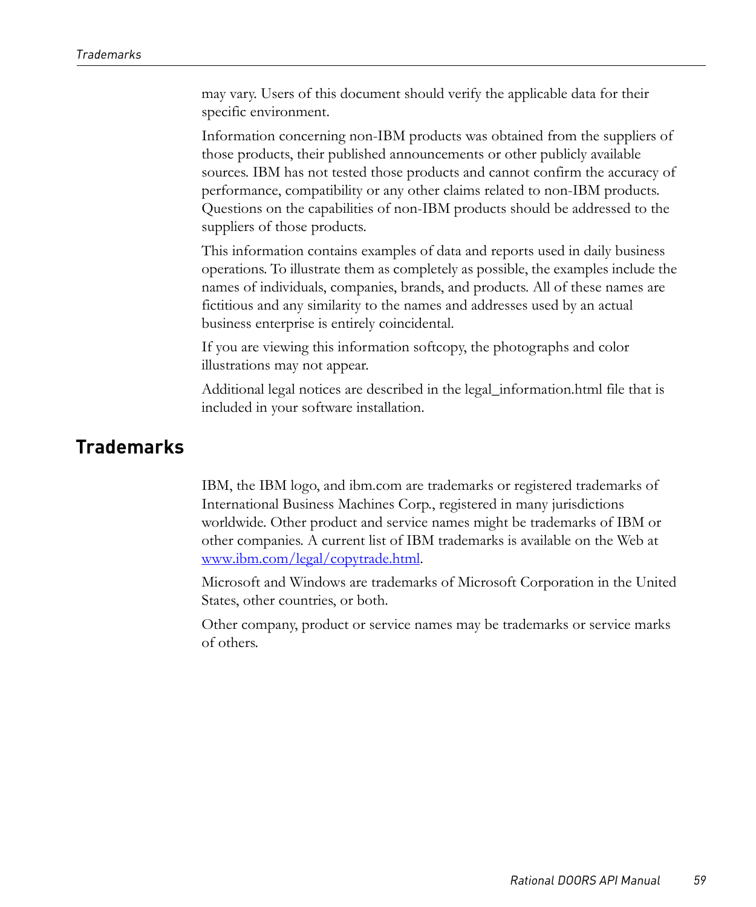may vary. Users of this document should verify the applicable data for their specific environment.

Information concerning non-IBM products was obtained from the suppliers of those products, their published announcements or other publicly available sources. IBM has not tested those products and cannot confirm the accuracy of performance, compatibility or any other claims related to non-IBM products. Questions on the capabilities of non-IBM products should be addressed to the suppliers of those products.

This information contains examples of data and reports used in daily business operations. To illustrate them as completely as possible, the examples include the names of individuals, companies, brands, and products. All of these names are fictitious and any similarity to the names and addresses used by an actual business enterprise is entirely coincidental.

If you are viewing this information softcopy, the photographs and color illustrations may not appear.

Additional legal notices are described in the legal_information.html file that is included in your software installation.

## Trademarks

IBM, the IBM logo, and ibm.com are trademarks or registered trademarks of International Business Machines Corp., registered in many jurisdictions worldwide. Other product and service names might be trademarks of IBM or other companies. A current list of IBM trademarks is available on the Web at [www.ibm.com/legal/copytrade.html](www.ibm.com/legal/copytrade.html).

Microsoft and Windows are trademarks of Microsoft Corporation in the United States, other countries, or both.

Other company, product or service names may be trademarks or service marks of others.